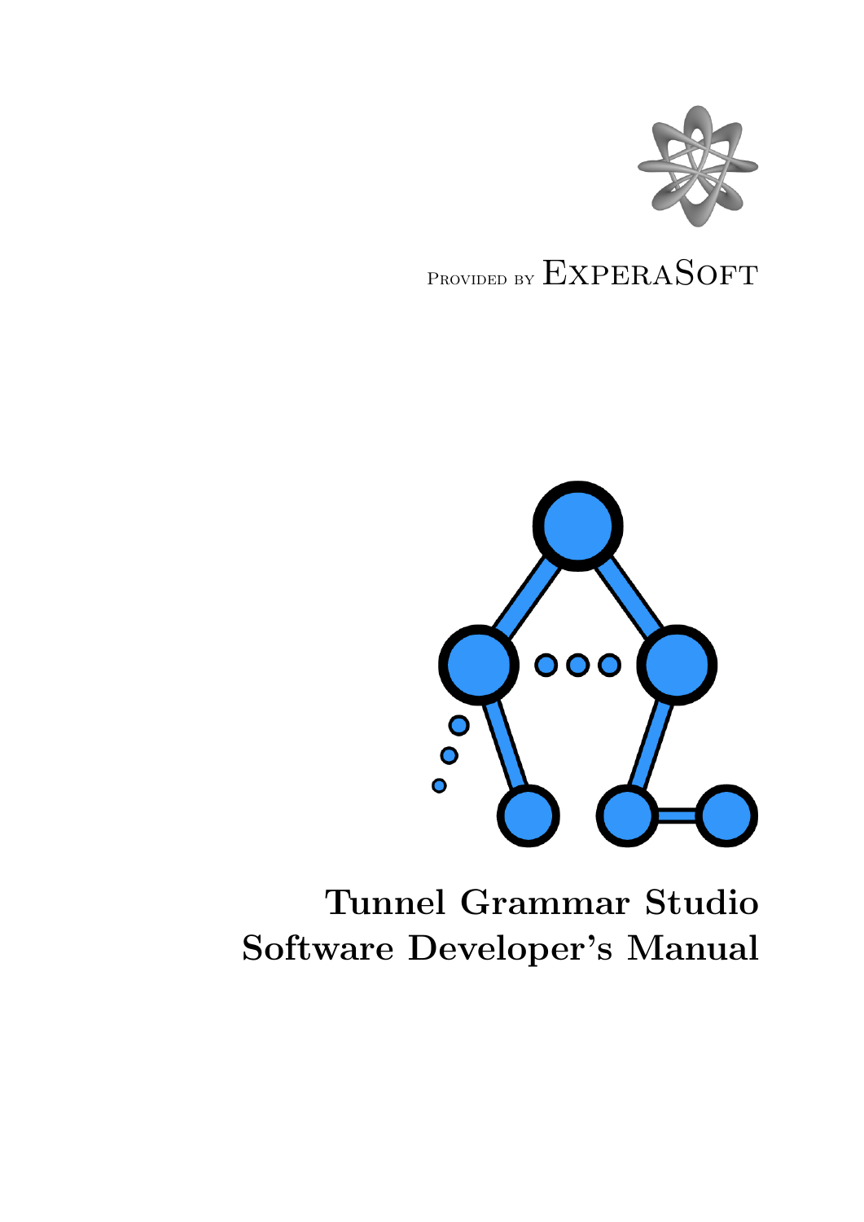Provided by ExperaSoft

# Tunnel Grammar Studio Software Developer's Manual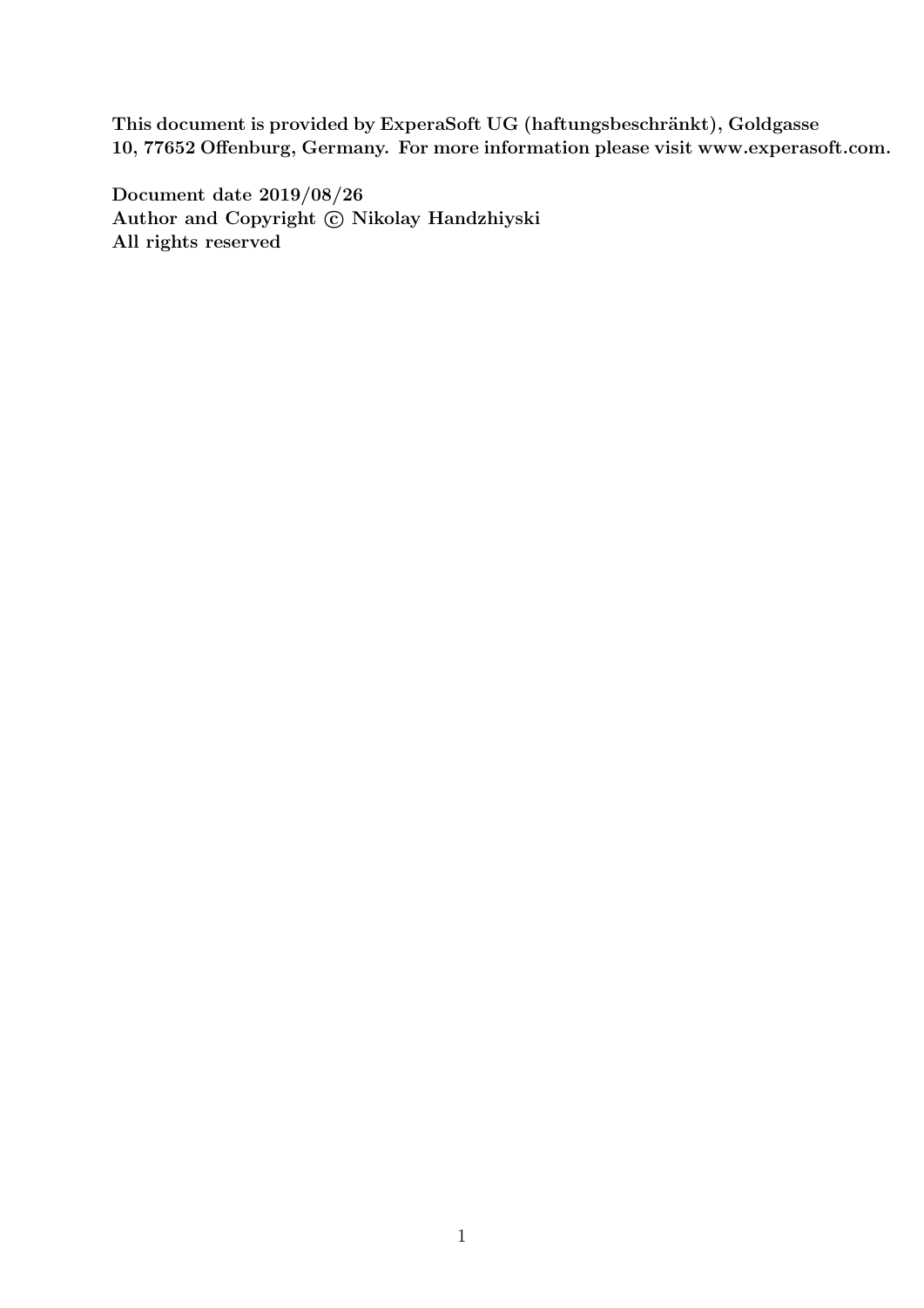**This document is provided by ExperaSoft UG (haftungsbeschränkt), Goldgasse 10, 77652 Offenburg, Germany. For more information please visit www.experasoft.com.**

**Document date 2019/08/26**
**Author and Copyright © Nikolay Handzhiyski**
**All rights reserved**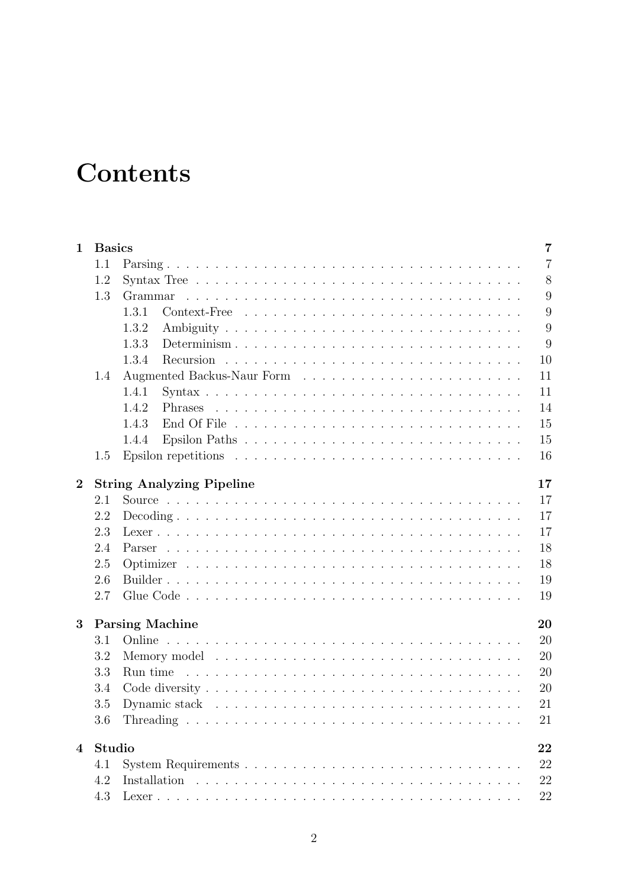# Contents

- **1 Basics** — **7**
  - 1.1 Parsing — 7
  - 1.2 Syntax Tree — 8
  - 1.3 Grammar — 9
    - 1.3.1 Context-Free — 9
    - 1.3.2 Ambiguity — 9
    - 1.3.3 Determinism — 9
    - 1.3.4 Recursion — 10
  - 1.4 Augmented Backus-Naur Form — 11
    - 1.4.1 Syntax — 11
    - 1.4.2 Phrases — 14
    - 1.4.3 End Of File — 15
    - 1.4.4 Epsilon Paths — 15
  - 1.5 Epsilon repetitions — 16
- **2 String Analyzing Pipeline** — **17**
  - 2.1 Source — 17
  - 2.2 Decoding — 17
  - 2.3 Lexer — 17
  - 2.4 Parser — 18
  - 2.5 Optimizer — 18
  - 2.6 Builder — 19
  - 2.7 Glue Code — 19
- **3 Parsing Machine** — **20**
  - 3.1 Online — 20
  - 3.2 Memory model — 20
  - 3.3 Run time — 20
  - 3.4 Code diversity — 20
  - 3.5 Dynamic stack — 21
  - 3.6 Threading — 21
- **4 Studio** — **22**
  - 4.1 System Requirements — 22
  - 4.2 Installation — 22
  - 4.3 Lexer — 22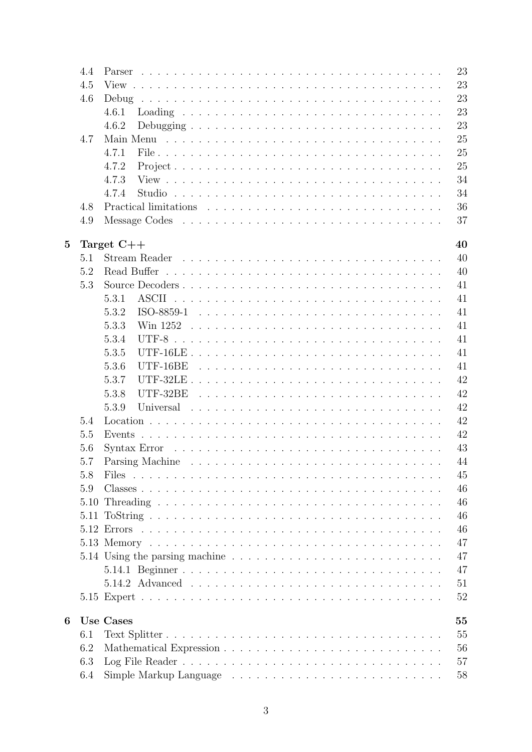- 4.4 Parser . . . . . . . . . . 23
- 4.5 View . . . . . . . . . . 23
- 4.6 Debug . . . . . . . . . . 23
  - 4.6.1 Loading . . . . . . . . . . 23
  - 4.6.2 Debugging . . . . . . . . . . 23
- 4.7 Main Menu . . . . . . . . . . 25
  - 4.7.1 File . . . . . . . . . . 25
  - 4.7.2 Project . . . . . . . . . . 25
  - 4.7.3 View . . . . . . . . . . 34
  - 4.7.4 Studio . . . . . . . . . . 34
- 4.8 Practical limitations . . . . . . . . . . 36
- 4.9 Message Codes . . . . . . . . . . 37

**5 Target C++ . . . . . . . . . . 40**

- 5.1 Stream Reader . . . . . . . . . . 40
- 5.2 Read Buffer . . . . . . . . . . 40
- 5.3 Source Decoders . . . . . . . . . . 41
  - 5.3.1 ASCII . . . . . . . . . . 41
  - 5.3.2 ISO-8859-1 . . . . . . . . . . 41
  - 5.3.3 Win 1252 . . . . . . . . . . 41
  - 5.3.4 UTF-8 . . . . . . . . . . 41
  - 5.3.5 UTF-16LE . . . . . . . . . . 41
  - 5.3.6 UTF-16BE . . . . . . . . . . 41
  - 5.3.7 UTF-32LE . . . . . . . . . . 42
  - 5.3.8 UTF-32BE . . . . . . . . . . 42
  - 5.3.9 Universal . . . . . . . . . . 42
- 5.4 Location . . . . . . . . . . 42
- 5.5 Events . . . . . . . . . . 42
- 5.6 Syntax Error . . . . . . . . . . 43
- 5.7 Parsing Machine . . . . . . . . . . 44
- 5.8 Files . . . . . . . . . . 45
- 5.9 Classes . . . . . . . . . . 46
- 5.10 Threading . . . . . . . . . . 46
- 5.11 ToString . . . . . . . . . . 46
- 5.12 Errors . . . . . . . . . . 46
- 5.13 Memory . . . . . . . . . . 47
- 5.14 Using the parsing machine . . . . . . . . . . 47
  - 5.14.1 Beginner . . . . . . . . . . 47
  - 5.14.2 Advanced . . . . . . . . . . 51
- 5.15 Expert . . . . . . . . . . 52

**6 Use Cases . . . . . . . . . . 55**

- 6.1 Text Splitter . . . . . . . . . . 55
- 6.2 Mathematical Expression . . . . . . . . . . 56
- 6.3 Log File Reader . . . . . . . . . . 57
- 6.4 Simple Markup Language . . . . . . . . . . 58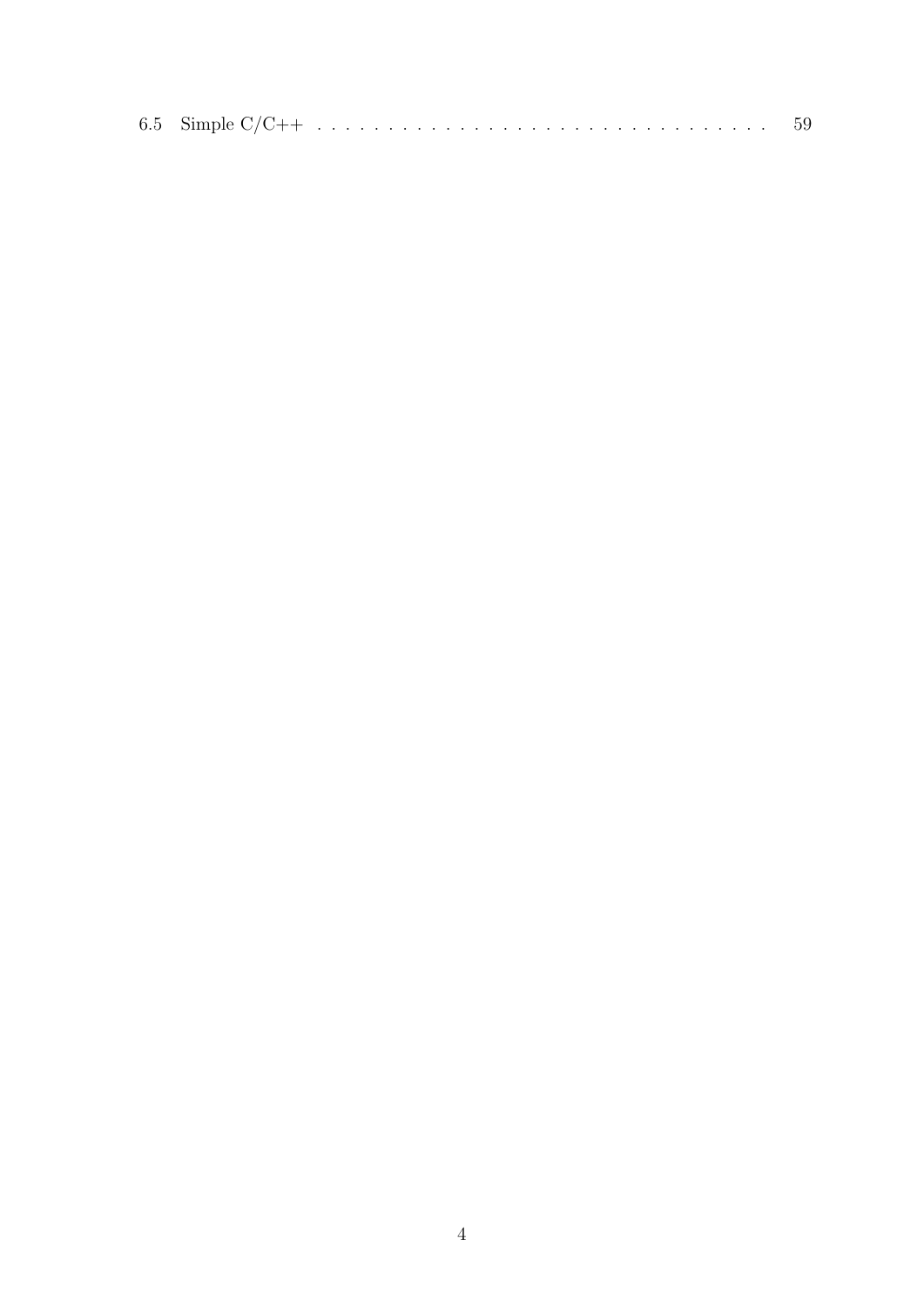6.5 Simple C/C++ . . . . . . . . . . . . . . . . . . . . . . . . . . . . . . . 59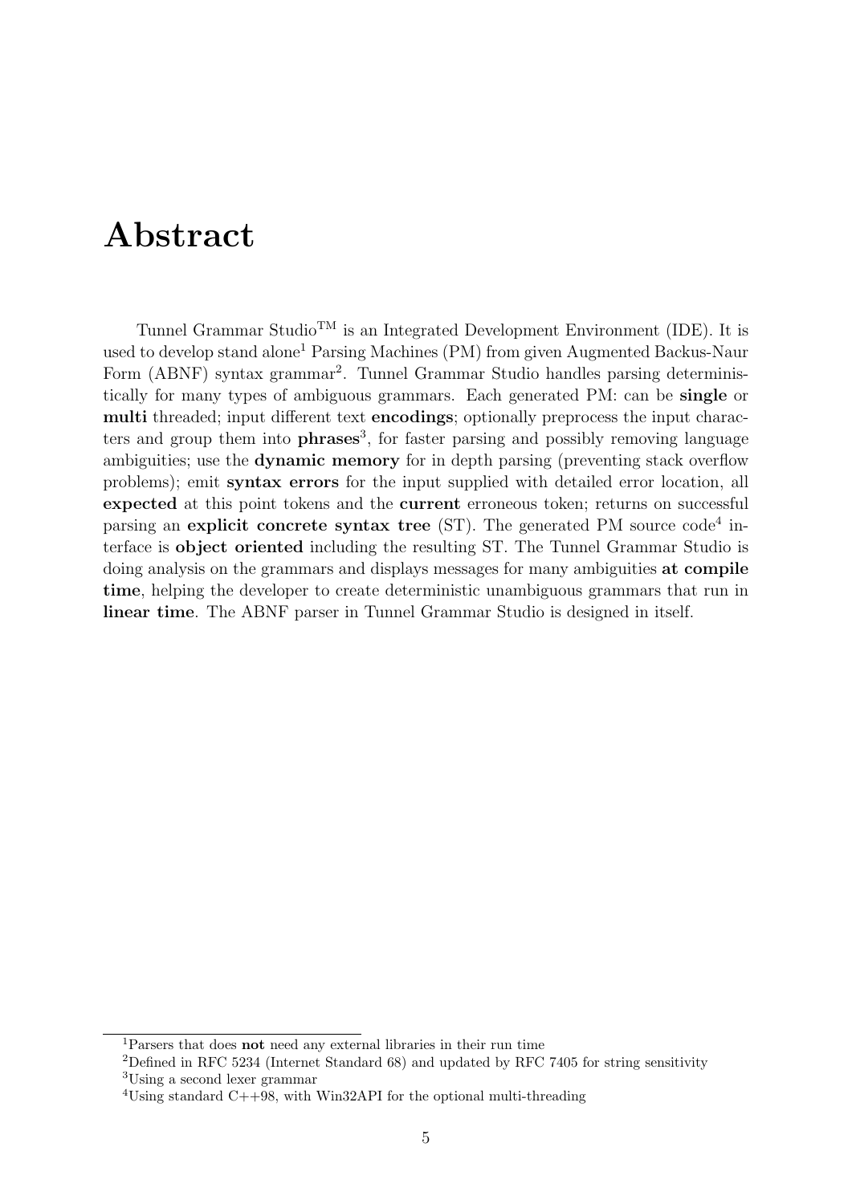# Abstract

Tunnel Grammar Studio™ is an Integrated Development Environment (IDE). It is used to develop stand alone[1] Parsing Machines (PM) from given Augmented Backus-Naur Form (ABNF) syntax grammar[2]. Tunnel Grammar Studio handles parsing deterministically for many types of ambiguous grammars. Each generated PM: can be **single** or **multi** threaded; input different text **encodings**; optionally preprocess the input characters and group them into **phrases**[3], for faster parsing and possibly removing language ambiguities; use the **dynamic memory** for in depth parsing (preventing stack overflow problems); emit **syntax errors** for the input supplied with detailed error location, all **expected** at this point tokens and the **current** erroneous token; returns on successful parsing an **explicit concrete syntax tree** (ST). The generated PM source code[4] interface is **object oriented** including the resulting ST. The Tunnel Grammar Studio is doing analysis on the grammars and displays messages for many ambiguities **at compile time**, helping the developer to create deterministic unambiguous grammars that run in **linear time**. The ABNF parser in Tunnel Grammar Studio is designed in itself.

---

[1] Parsers that does **not** need any external libraries in their run time

[2] Defined in RFC 5234 (Internet Standard 68) and updated by RFC 7405 for string sensitivity

[3] Using a second lexer grammar

[4] Using standard C++98, with Win32API for the optional multi-threading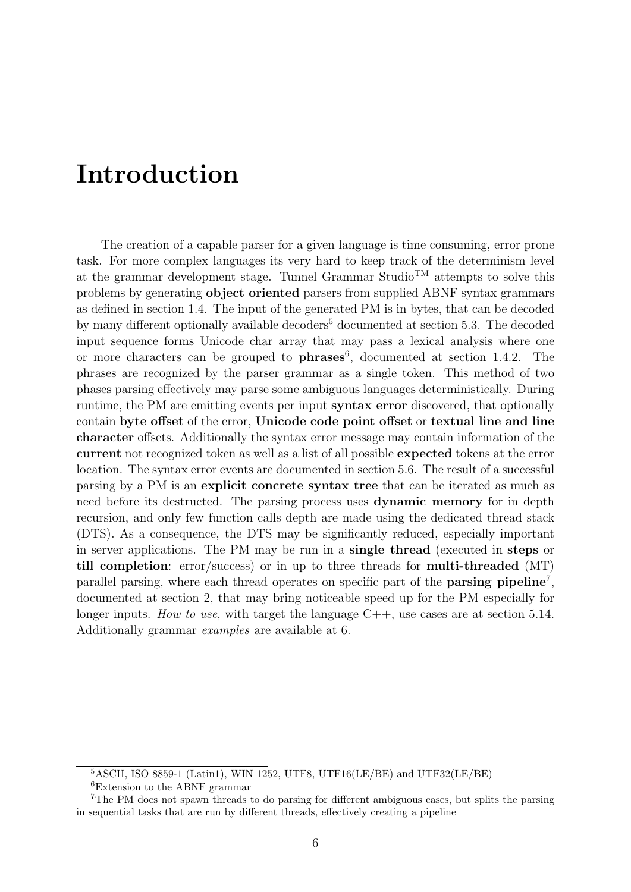# Introduction

The creation of a capable parser for a given language is time consuming, error prone task. For more complex languages its very hard to keep track of the determinism level at the grammar development stage. Tunnel Grammar Studio™ attempts to solve this problems by generating **object oriented** parsers from supplied ABNF syntax grammars as defined in section 1.4. The input of the generated PM is in bytes, that can be decoded by many different optionally available decoders[5] documented at section 5.3. The decoded input sequence forms Unicode char array that may pass a lexical analysis where one or more characters can be grouped to **phrases**[6], documented at section 1.4.2. The phrases are recognized by the parser grammar as a single token. This method of two phases parsing effectively may parse some ambiguous languages deterministically. During runtime, the PM are emitting events per input **syntax error** discovered, that optionally contain **byte offset** of the error, **Unicode code point offset** or **textual line and line character** offsets. Additionally the syntax error message may contain information of the **current** not recognized token as well as a list of all possible **expected** tokens at the error location. The syntax error events are documented in section 5.6. The result of a successful parsing by a PM is an **explicit concrete syntax tree** that can be iterated as much as need before its destructed. The parsing process uses **dynamic memory** for in depth recursion, and only few function calls depth are made using the dedicated thread stack (DTS). As a consequence, the DTS may be significantly reduced, especially important in server applications. The PM may be run in a **single thread** (executed in **steps** or **till completion**: error/success) or in up to three threads for **multi-threaded** (MT) parallel parsing, where each thread operates on specific part of the **parsing pipeline**[7], documented at section 2, that may bring noticeable speed up for the PM especially for longer inputs. *How to use*, with target the language C++, use cases are at section 5.14. Additionally grammar *examples* are available at 6.

[5] ASCII, ISO 8859-1 (Latin1), WIN 1252, UTF8, UTF16(LE/BE) and UTF32(LE/BE)

[6] Extension to the ABNF grammar

[7] The PM does not spawn threads to do parsing for different ambiguous cases, but splits the parsing in sequential tasks that are run by different threads, effectively creating a pipeline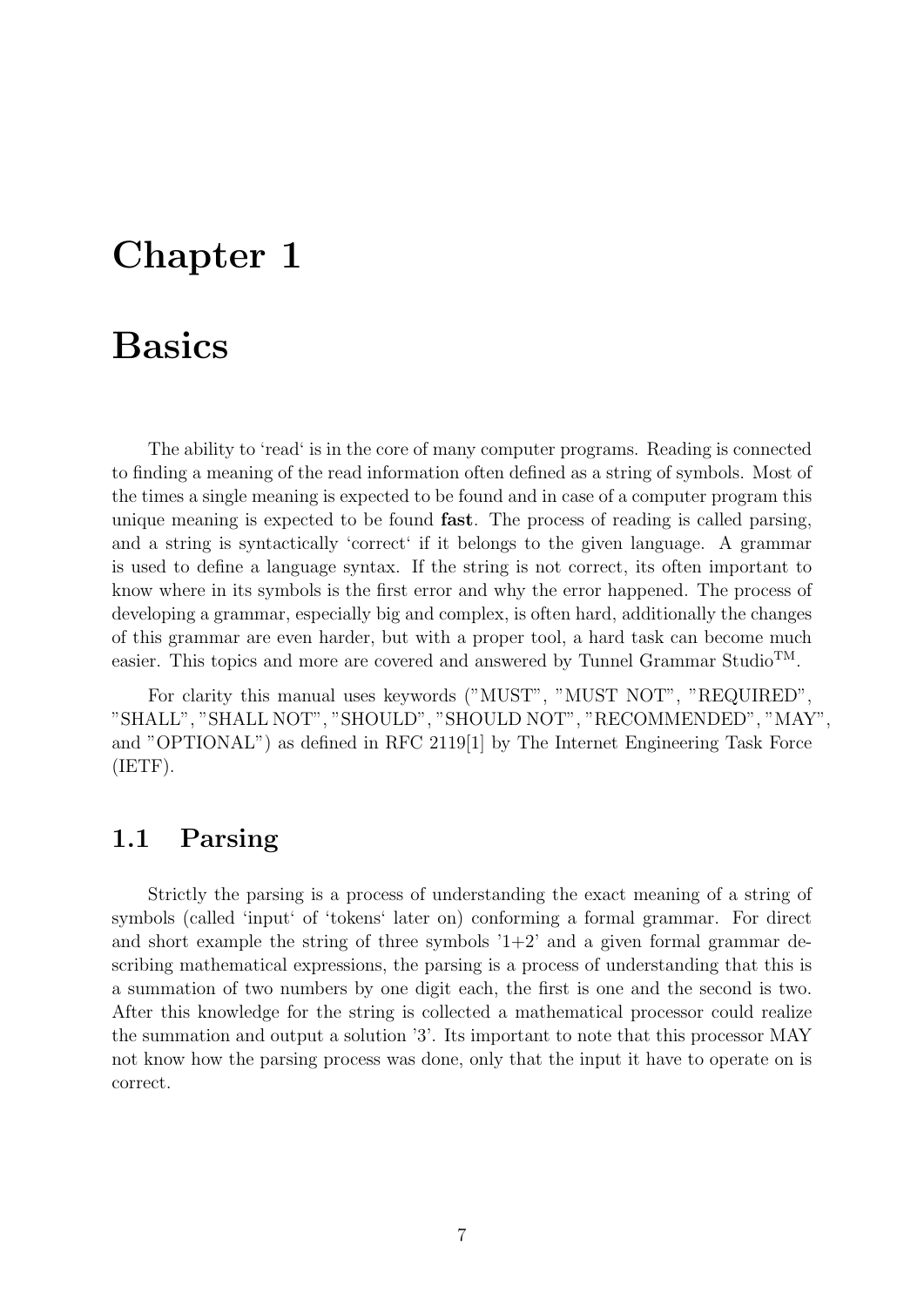# Chapter 1

# Basics

The ability to 'read' is in the core of many computer programs. Reading is connected to finding a meaning of the read information often defined as a string of symbols. Most of the times a single meaning is expected to be found and in case of a computer program this unique meaning is expected to be found **fast**. The process of reading is called parsing, and a string is syntactically 'correct' if it belongs to the given language. A grammar is used to define a language syntax. If the string is not correct, its often important to know where in its symbols is the first error and why the error happened. The process of developing a grammar, especially big and complex, is often hard, additionally the changes of this grammar are even harder, but with a proper tool, a hard task can become much easier. This topics and more are covered and answered by Tunnel Grammar Studio™.

For clarity this manual uses keywords ("MUST", "MUST NOT", "REQUIRED", "SHALL", "SHALL NOT", "SHOULD", "SHOULD NOT", "RECOMMENDED", "MAY", and "OPTIONAL") as defined in RFC 2119[1] by The Internet Engineering Task Force (IETF).

## 1.1 Parsing

Strictly the parsing is a process of understanding the exact meaning of a string of symbols (called 'input' of 'tokens' later on) conforming a formal grammar. For direct and short example the string of three symbols '1+2' and a given formal grammar describing mathematical expressions, the parsing is a process of understanding that this is a summation of two numbers by one digit each, the first is one and the second is two. After this knowledge for the string is collected a mathematical processor could realize the summation and output a solution '3'. Its important to note that this processor MAY not know how the parsing process was done, only that the input it have to operate on is correct.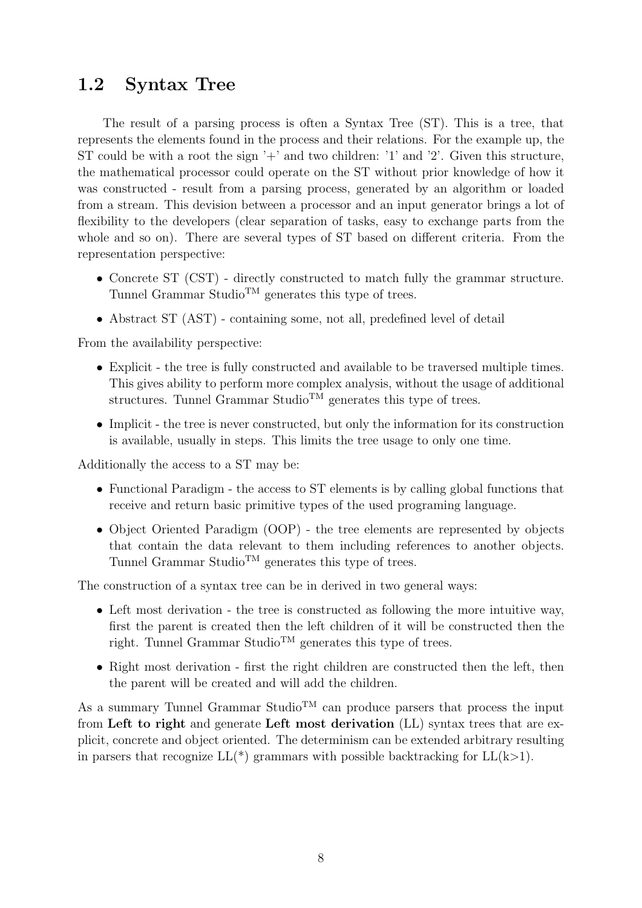## 1.2 Syntax Tree

The result of a parsing process is often a Syntax Tree (ST). This is a tree, that represents the elements found in the process and their relations. For the example up, the ST could be with a root the sign '+' and two children: '1' and '2'. Given this structure, the mathematical processor could operate on the ST without prior knowledge of how it was constructed - result from a parsing process, generated by an algorithm or loaded from a stream. This devision between a processor and an input generator brings a lot of flexibility to the developers (clear separation of tasks, easy to exchange parts from the whole and so on). There are several types of ST based on different criteria. From the representation perspective:

- Concrete ST (CST) - directly constructed to match fully the grammar structure. Tunnel Grammar Studio$^{TM}$ generates this type of trees.
- Abstract ST (AST) - containing some, not all, predefined level of detail

From the availability perspective:

- Explicit - the tree is fully constructed and available to be traversed multiple times. This gives ability to perform more complex analysis, without the usage of additional structures. Tunnel Grammar Studio$^{TM}$ generates this type of trees.
- Implicit - the tree is never constructed, but only the information for its construction is available, usually in steps. This limits the tree usage to only one time.

Additionally the access to a ST may be:

- Functional Paradigm - the access to ST elements is by calling global functions that receive and return basic primitive types of the used programing language.
- Object Oriented Paradigm (OOP) - the tree elements are represented by objects that contain the data relevant to them including references to another objects. Tunnel Grammar Studio$^{TM}$ generates this type of trees.

The construction of a syntax tree can be in derived in two general ways:

- Left most derivation - the tree is constructed as following the more intuitive way, first the parent is created then the left children of it will be constructed then the right. Tunnel Grammar Studio$^{TM}$ generates this type of trees.
- Right most derivation - first the right children are constructed then the left, then the parent will be created and will add the children.

As a summary Tunnel Grammar Studio$^{TM}$ can produce parsers that process the input from **Left to right** and generate **Left most derivation** (LL) syntax trees that are explicit, concrete and object oriented. The determinism can be extended arbitrary resulting in parsers that recognize LL(*) grammars with possible backtracking for LL(k>1).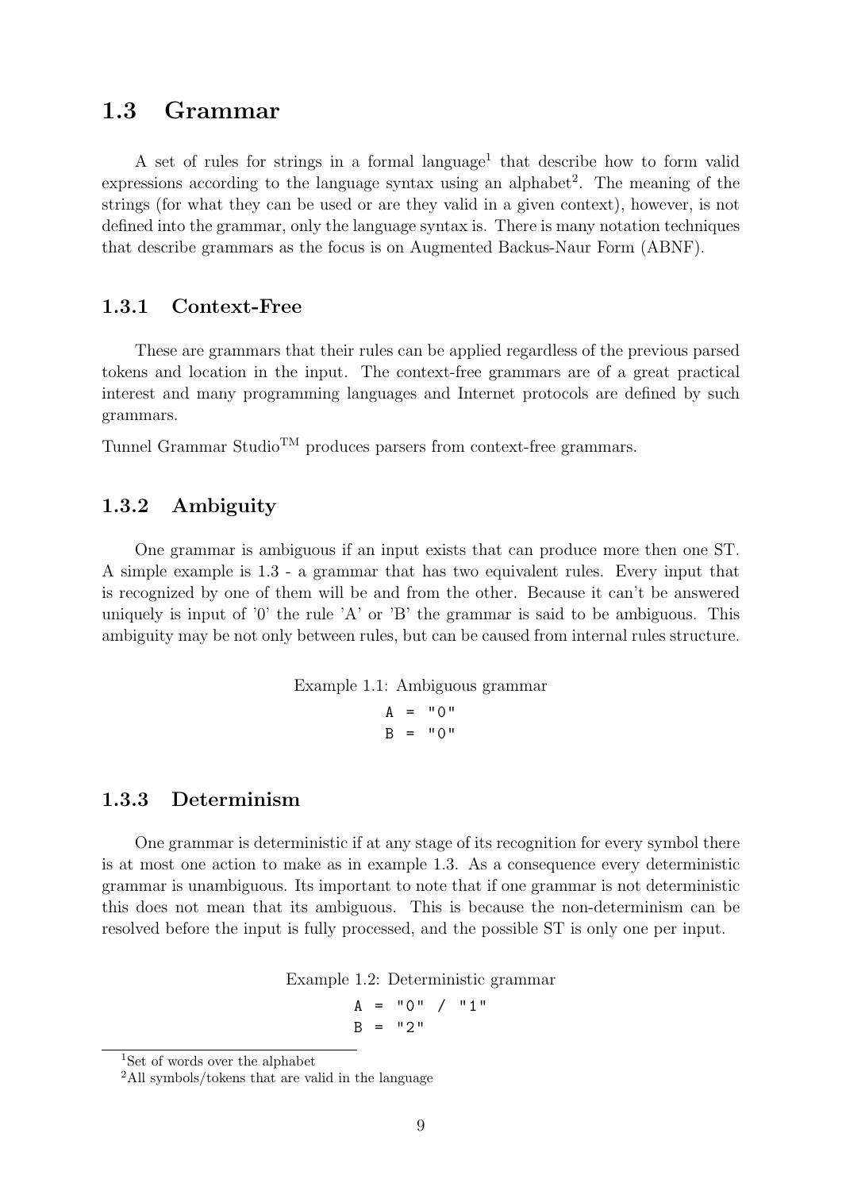## 1.3 Grammar

A set of rules for strings in a formal language[1] that describe how to form valid expressions according to the language syntax using an alphabet[2]. The meaning of the strings (for what they can be used or are they valid in a given context), however, is not defined into the grammar, only the language syntax is. There is many notation techniques that describe grammars as the focus is on Augmented Backus-Naur Form (ABNF).

### 1.3.1 Context-Free

These are grammars that their rules can be applied regardless of the previous parsed tokens and location in the input. The context-free grammars are of a great practical interest and many programming languages and Internet protocols are defined by such grammars.

Tunnel Grammar Studio™ produces parsers from context-free grammars.

### 1.3.2 Ambiguity

One grammar is ambiguous if an input exists that can produce more then one ST. A simple example is 1.3 - a grammar that has two equivalent rules. Every input that is recognized by one of them will be and from the other. Because it can't be answered uniquely is input of '0' the rule 'A' or 'B' the grammar is said to be ambiguous. This ambiguity may be not only between rules, but can be caused from internal rules structure.

Example 1.1: Ambiguous grammar

```
A = "0"
B = "0"
```

### 1.3.3 Determinism

One grammar is deterministic if at any stage of its recognition for every symbol there is at most one action to make as in example 1.3. As a consequence every deterministic grammar is unambiguous. Its important to note that if one grammar is not deterministic this does not mean that its ambiguous. This is because the non-determinism can be resolved before the input is fully processed, and the possible ST is only one per input.

Example 1.2: Deterministic grammar

```
A = "0" / "1"
B = "2"
```

[1] Set of words over the alphabet

[2] All symbols/tokens that are valid in the language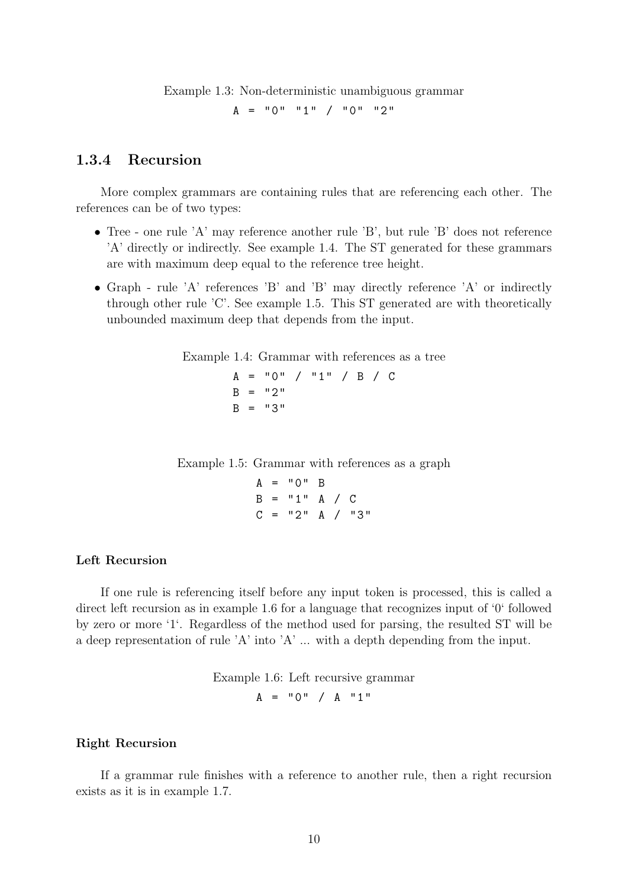Example 1.3: Non-deterministic unambiguous grammar

```
A = "0" "1" / "0" "2"
```

### 1.3.4 Recursion

More complex grammars are containing rules that are referencing each other. The references can be of two types:

- Tree - one rule 'A' may reference another rule 'B', but rule 'B' does not reference 'A' directly or indirectly. See example 1.4. The ST generated for these grammars are with maximum deep equal to the reference tree height.
- Graph - rule 'A' references 'B' and 'B' may directly reference 'A' or indirectly through other rule 'C'. See example 1.5. This ST generated are with theoretically unbounded maximum deep that depends from the input.

Example 1.4: Grammar with references as a tree

```
A = "0" / "1" / B / C
B = "2"
B = "3"
```

Example 1.5: Grammar with references as a graph

```
A = "0" B
B = "1" A / C
C = "2" A / "3"
```

#### Left Recursion

If one rule is referencing itself before any input token is processed, this is called a direct left recursion as in example 1.6 for a language that recognizes input of '0' followed by zero or more '1'. Regardless of the method used for parsing, the resulted ST will be a deep representation of rule 'A' into 'A' ... with a depth depending from the input.

Example 1.6: Left recursive grammar

```
A = "0" / A "1"
```

#### Right Recursion

If a grammar rule finishes with a reference to another rule, then a right recursion exists as it is in example 1.7.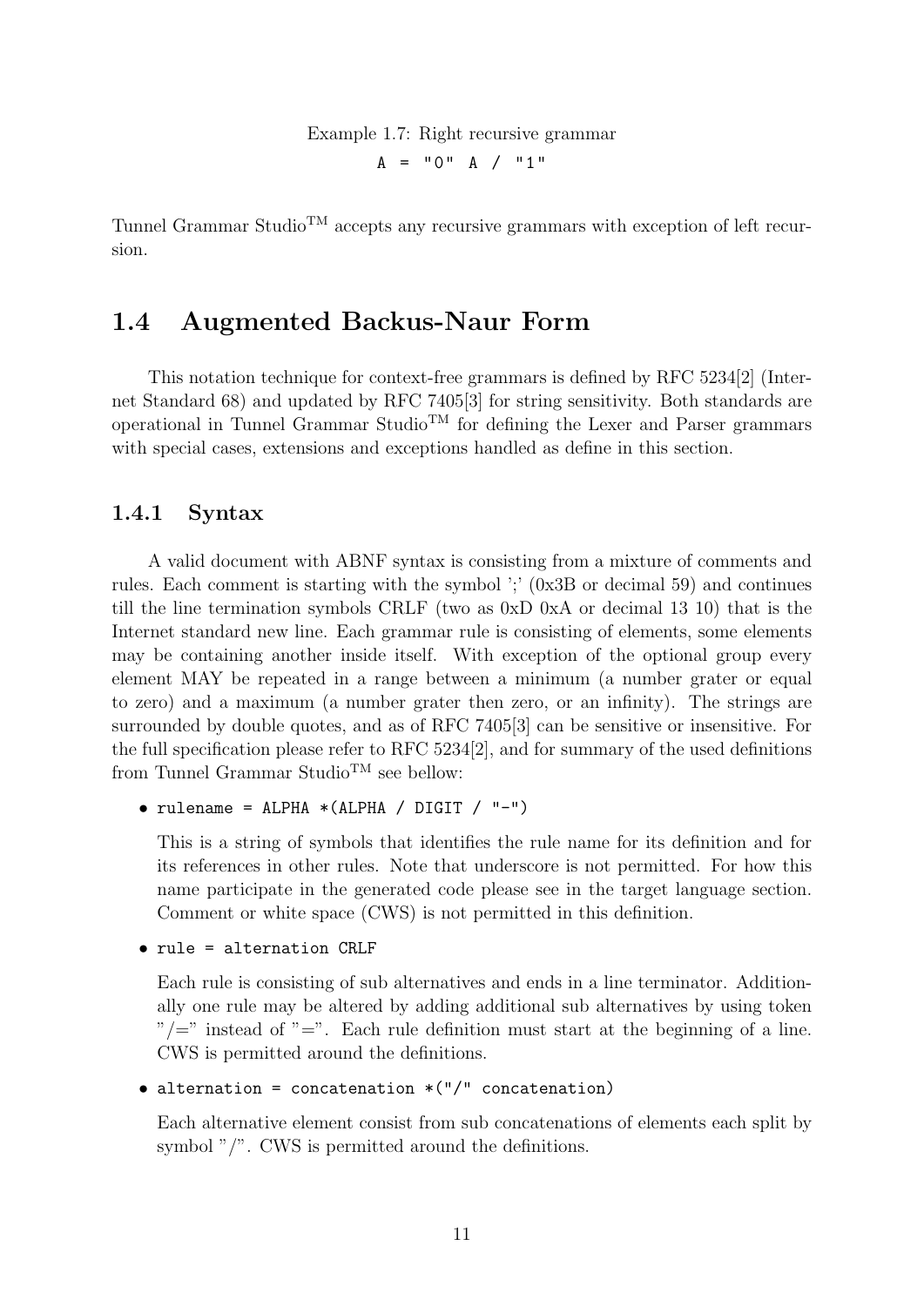Example 1.7: Right recursive grammar

```
A = "0" A / "1"
```

Tunnel Grammar Studio™ accepts any recursive grammars with exception of left recursion.

## 1.4 Augmented Backus-Naur Form

This notation technique for context-free grammars is defined by RFC 5234[2] (Internet Standard 68) and updated by RFC 7405[3] for string sensitivity. Both standards are operational in Tunnel Grammar Studio™ for defining the Lexer and Parser grammars with special cases, extensions and exceptions handled as define in this section.

### 1.4.1 Syntax

A valid document with ABNF syntax is consisting from a mixture of comments and rules. Each comment is starting with the symbol ';' (0x3B or decimal 59) and continues till the line termination symbols CRLF (two as 0xD 0xA or decimal 13 10) that is the Internet standard new line. Each grammar rule is consisting of elements, some elements may be containing another inside itself. With exception of the optional group every element MAY be repeated in a range between a minimum (a number grater or equal to zero) and a maximum (a number grater then zero, or an infinity). The strings are surrounded by double quotes, and as of RFC 7405[3] can be sensitive or insensitive. For the full specification please refer to RFC 5234[2], and for summary of the used definitions from Tunnel Grammar Studio™ see bellow:

- `rulename = ALPHA *(ALPHA / DIGIT / "-")`

  This is a string of symbols that identifies the rule name for its definition and for its references in other rules. Note that underscore is not permitted. For how this name participate in the generated code please see in the target language section. Comment or white space (CWS) is not permitted in this definition.

- `rule = alternation CRLF`

  Each rule is consisting of sub alternatives and ends in a line terminator. Additionally one rule may be altered by adding additional sub alternatives by using token "/=" instead of "=". Each rule definition must start at the beginning of a line. CWS is permitted around the definitions.

- `alternation = concatenation *("/" concatenation)`

  Each alternative element consist from sub concatenations of elements each split by symbol "/". CWS is permitted around the definitions.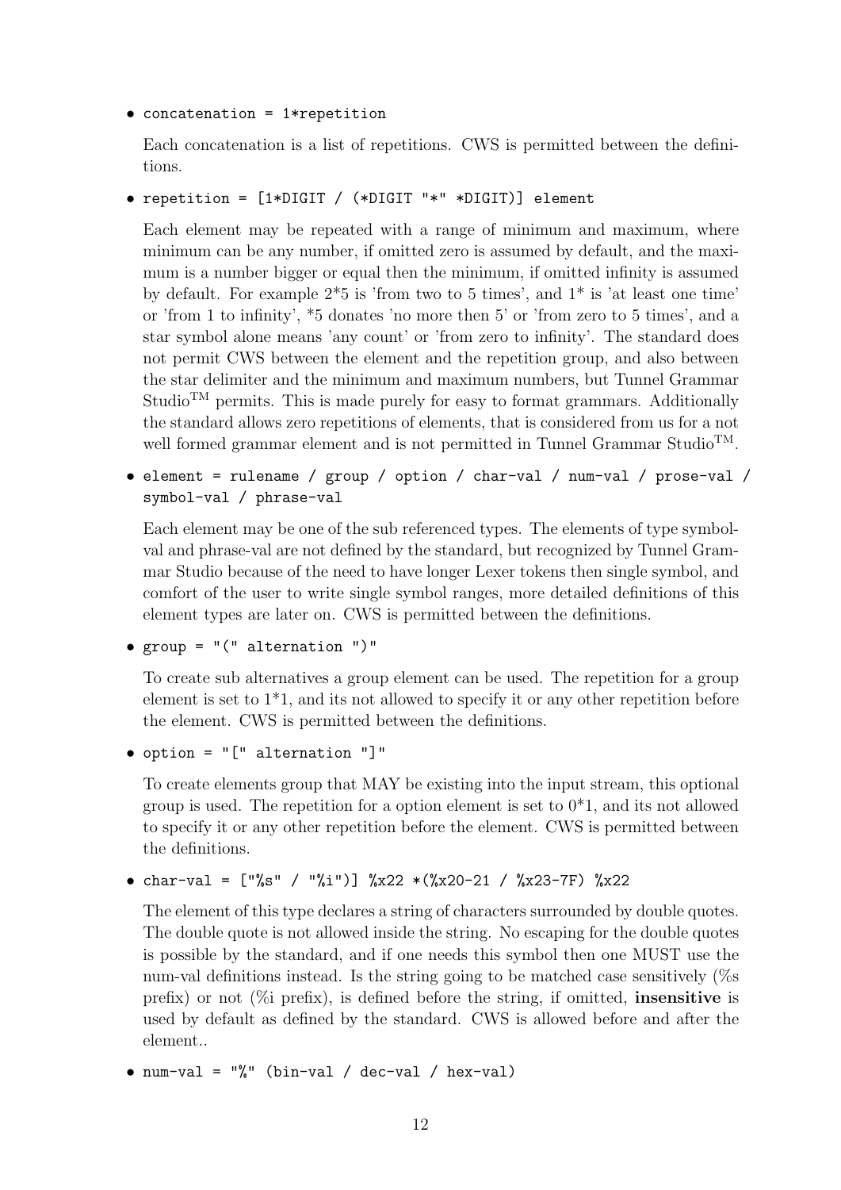- `concatenation = 1*repetition`

  Each concatenation is a list of repetitions. CWS is permitted between the definitions.

- `repetition = [1*DIGIT / (*DIGIT "*" *DIGIT)] element`

  Each element may be repeated with a range of minimum and maximum, where minimum can be any number, if omitted zero is assumed by default, and the maximum is a number bigger or equal then the minimum, if omitted infinity is assumed by default. For example 2*5 is 'from two to 5 times', and 1* is 'at least one time' or 'from 1 to infinity', *5 donates 'no more then 5' or 'from zero to 5 times', and a star symbol alone means 'any count' or 'from zero to infinity'. The standard does not permit CWS between the element and the repetition group, and also between the star delimiter and the minimum and maximum numbers, but Tunnel Grammar Studio™ permits. This is made purely for easy to format grammars. Additionally the standard allows zero repetitions of elements, that is considered from us for a not well formed grammar element and is not permitted in Tunnel Grammar Studio™.

- `element = rulename / group / option / char-val / num-val / prose-val / symbol-val / phrase-val`

  Each element may be one of the sub referenced types. The elements of type symbol-val and phrase-val are not defined by the standard, but recognized by Tunnel Grammar Studio because of the need to have longer Lexer tokens then single symbol, and comfort of the user to write single symbol ranges, more detailed definitions of this element types are later on. CWS is permitted between the definitions.

- `group = "(" alternation ")"`

  To create sub alternatives a group element can be used. The repetition for a group element is set to 1*1, and its not allowed to specify it or any other repetition before the element. CWS is permitted between the definitions.

- `option = "[" alternation "]"`

  To create elements group that MAY be existing into the input stream, this optional group is used. The repetition for a option element is set to 0*1, and its not allowed to specify it or any other repetition before the element. CWS is permitted between the definitions.

- `char-val = ["%s" / "%i")] %x22 *(%x20-21 / %x23-7F) %x22`

  The element of this type declares a string of characters surrounded by double quotes. The double quote is not allowed inside the string. No escaping for the double quotes is possible by the standard, and if one needs this symbol then one MUST use the num-val definitions instead. Is the string going to be matched case sensitively (%s prefix) or not (%i prefix), is defined before the string, if omitted, **insensitive** is used by default as defined by the standard. CWS is allowed before and after the element..

- `num-val = "%" (bin-val / dec-val / hex-val)`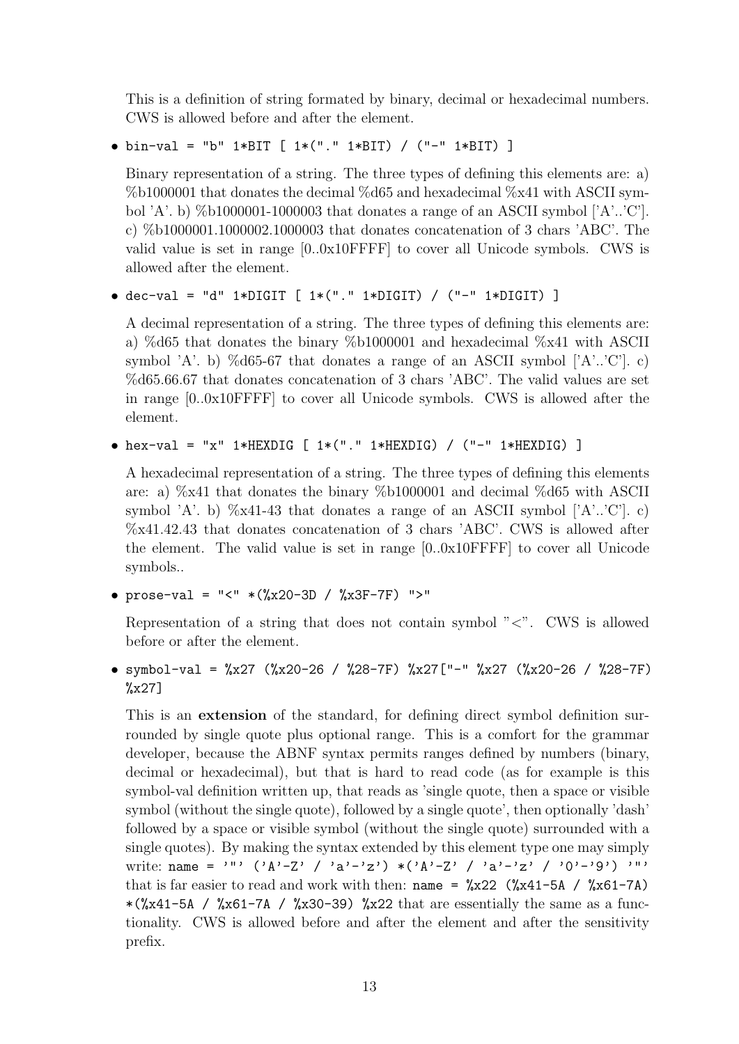This is a definition of string formated by binary, decimal or hexadecimal numbers. CWS is allowed before and after the element.

- `bin-val = "b" 1*BIT [ 1*("." 1*BIT) / ("-" 1*BIT) ]`

  Binary representation of a string. The three types of defining this elements are: a) %b1000001 that donates the decimal %d65 and hexadecimal %x41 with ASCII symbol 'A'. b) %b1000001-1000003 that donates a range of an ASCII symbol ['A'..'C']. c) %b1000001.1000002.1000003 that donates concatenation of 3 chars 'ABC'. The valid value is set in range [0..0x10FFFF] to cover all Unicode symbols. CWS is allowed after the element.

- `dec-val = "d" 1*DIGIT [ 1*("." 1*DIGIT) / ("-" 1*DIGIT) ]`

  A decimal representation of a string. The three types of defining this elements are: a) %d65 that donates the binary %b1000001 and hexadecimal %x41 with ASCII symbol 'A'. b) %d65-67 that donates a range of an ASCII symbol ['A'..'C']. c) %d65.66.67 that donates concatenation of 3 chars 'ABC'. The valid values are set in range [0..0x10FFFF] to cover all Unicode symbols. CWS is allowed after the element.

- `hex-val = "x" 1*HEXDIG [ 1*("." 1*HEXDIG) / ("-" 1*HEXDIG) ]`

  A hexadecimal representation of a string. The three types of defining this elements are: a) %x41 that donates the binary %b1000001 and decimal %d65 with ASCII symbol 'A'. b) %x41-43 that donates a range of an ASCII symbol ['A'..'C']. c) %x41.42.43 that donates concatenation of 3 chars 'ABC'. CWS is allowed after the element. The valid value is set in range [0..0x10FFFF] to cover all Unicode symbols..

- `prose-val = "<" *(%x20-3D / %x3F-7F) ">"`

  Representation of a string that does not contain symbol "<". CWS is allowed before or after the element.

- `symbol-val = %x27 (%x20-26 / %28-7F) %x27["-" %x27 (%x20-26 / %28-7F) %x27]`

  This is an **extension** of the standard, for defining direct symbol definition surrounded by single quote plus optional range. This is a comfort for the grammar developer, because the ABNF syntax permits ranges defined by numbers (binary, decimal or hexadecimal), but that is hard to read code (as for example is this symbol-val definition written up, that reads as 'single quote, then a space or visible symbol (without the single quote), followed by a single quote', then optionally 'dash' followed by a space or visible symbol (without the single quote) surrounded with a single quotes). By making the syntax extended by this element type one may simply write: `name = '"' ('A'-Z' / 'a'-'z') *('A'-Z' / 'a'-'z' / '0'-'9') '"'` that is far easier to read and work with then: `name = %x22 (%x41-5A / %x61-7A) *(%x41-5A / %x61-7A / %x30-39) %x22` that are essentially the same as a functionality. CWS is allowed before and after the element and after the sensitivity prefix.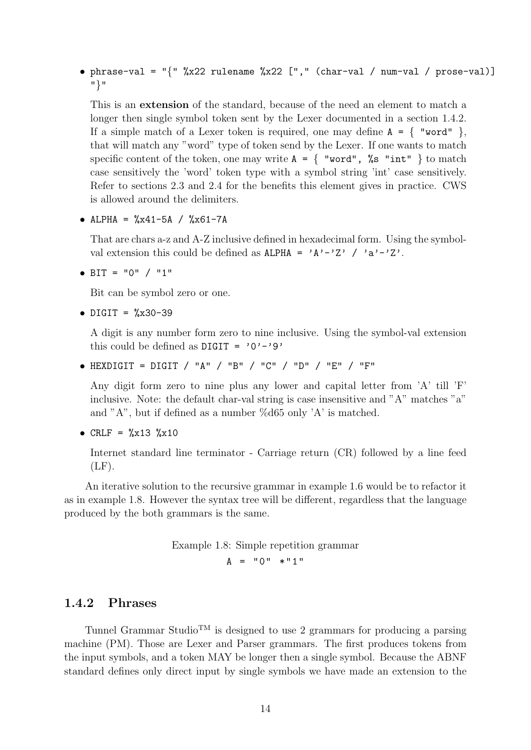- `phrase-val = "{" %x22 rulename %x22 ["," (char-val / num-val / prose-val)] "}"`

  This is an **extension** of the standard, because of the need an element to match a longer then single symbol token sent by the Lexer documented in a section 1.4.2. If a simple match of a Lexer token is required, one may define `A = { "word" }`, that will match any "word" type of token send by the Lexer. If one wants to match specific content of the token, one may write `A = { "word", %s "int" }` to match case sensitively the 'word' token type with a symbol string 'int' case sensitively. Refer to sections 2.3 and 2.4 for the benefits this element gives in practice. CWS is allowed around the delimiters.

- `ALPHA = %x41-5A / %x61-7A`

  That are chars a-z and A-Z inclusive defined in hexadecimal form. Using the symbol-val extension this could be defined as `ALPHA = 'A'-'Z' / 'a'-'Z'`.

- `BIT = "0" / "1"`

  Bit can be symbol zero or one.

- `DIGIT = %x30-39`

  A digit is any number form zero to nine inclusive. Using the symbol-val extension this could be defined as `DIGIT = '0'-'9'`

- `HEXDIGIT = DIGIT / "A" / "B" / "C" / "D" / "E" / "F"`

  Any digit form zero to nine plus any lower and capital letter from 'A' till 'F' inclusive. Note: the default char-val string is case insensitive and "A" matches "a" and "A", but if defined as a number %d65 only 'A' is matched.

- `CRLF = %x13 %x10`

  Internet standard line terminator - Carriage return (CR) followed by a line feed (LF).

An iterative solution to the recursive grammar in example 1.6 would be to refactor it as in example 1.8. However the syntax tree will be different, regardless that the language produced by the both grammars is the same.

Example 1.8: Simple repetition grammar

```
A = "0" *"1"
```

### 1.4.2 Phrases

Tunnel Grammar Studio™ is designed to use 2 grammars for producing a parsing machine (PM). Those are Lexer and Parser grammars. The first produces tokens from the input symbols, and a token MAY be longer then a single symbol. Because the ABNF standard defines only direct input by single symbols we have made an extension to the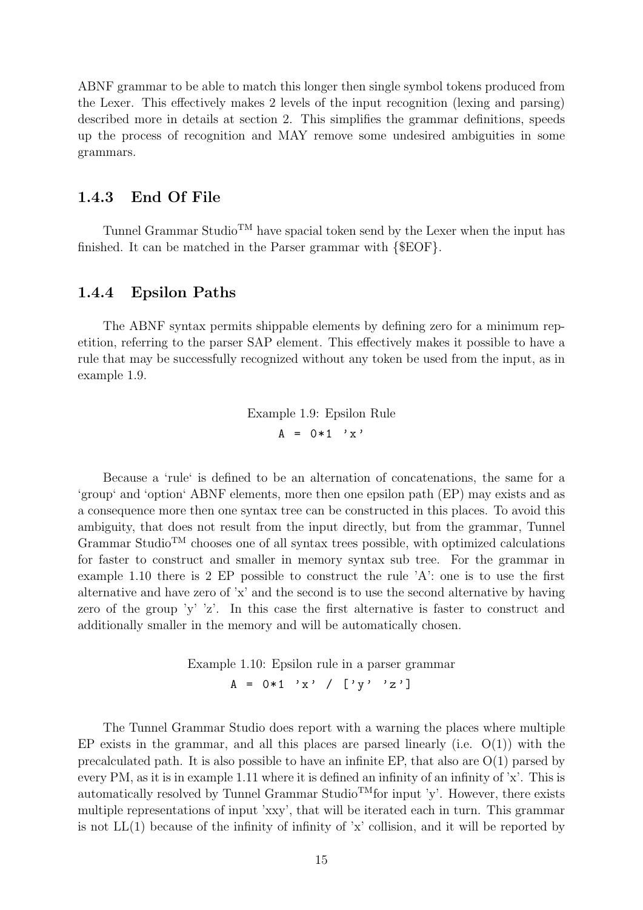ABNF grammar to be able to match this longer then single symbol tokens produced from the Lexer. This effectively makes 2 levels of the input recognition (lexing and parsing) described more in details at section 2. This simplifies the grammar definitions, speeds up the process of recognition and MAY remove some undesired ambiguities in some grammars.

### 1.4.3 End Of File

Tunnel Grammar Studio™ have spacial token send by the Lexer when the input has finished. It can be matched in the Parser grammar with {$EOF}.

### 1.4.4 Epsilon Paths

The ABNF syntax permits shippable elements by defining zero for a minimum repetition, referring to the parser SAP element. This effectively makes it possible to have a rule that may be successfully recognized without any token be used from the input, as in example 1.9.

Example 1.9: Epsilon Rule

```
A = 0*1 'x'
```

Because a 'rule' is defined to be an alternation of concatenations, the same for a 'group' and 'option' ABNF elements, more then one epsilon path (EP) may exists and as a consequence more then one syntax tree can be constructed in this places. To avoid this ambiguity, that does not result from the input directly, but from the grammar, Tunnel Grammar Studio™ chooses one of all syntax trees possible, with optimized calculations for faster to construct and smaller in memory syntax sub tree. For the grammar in example 1.10 there is 2 EP possible to construct the rule 'A': one is to use the first alternative and have zero of 'x' and the second is to use the second alternative by having zero of the group 'y' 'z'. In this case the first alternative is faster to construct and additionally smaller in the memory and will be automatically chosen.

Example 1.10: Epsilon rule in a parser grammar

```
A = 0*1 'x' / ['y' 'z']
```

The Tunnel Grammar Studio does report with a warning the places where multiple EP exists in the grammar, and all this places are parsed linearly (i.e. O(1)) with the precalculated path. It is also possible to have an infinite EP, that also are O(1) parsed by every PM, as it is in example 1.11 where it is defined an infinity of an infinity of 'x'. This is automatically resolved by Tunnel Grammar Studio™for input 'y'. However, there exists multiple representations of input 'xxy', that will be iterated each in turn. This grammar is not LL(1) because of the infinity of infinity of 'x' collision, and it will be reported by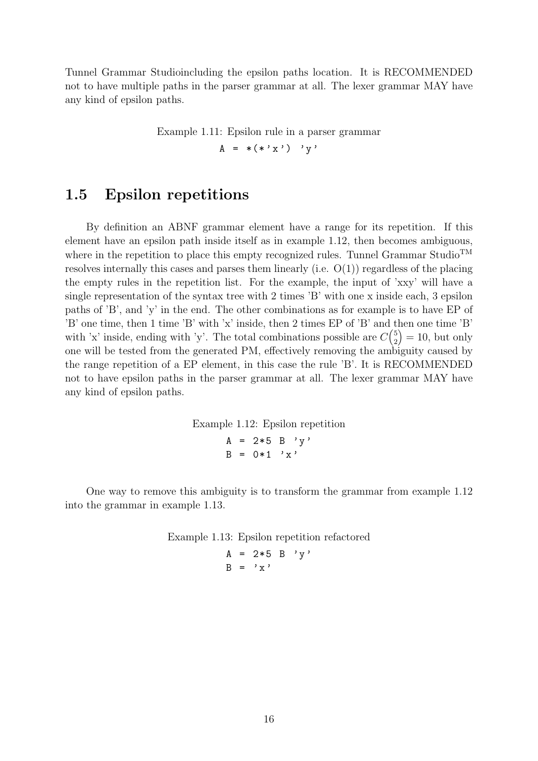Tunnel Grammar Studioincluding the epsilon paths location. It is RECOMMENDED not to have multiple paths in the parser grammar at all. The lexer grammar MAY have any kind of epsilon paths.

Example 1.11: Epsilon rule in a parser grammar

```
A = *(*'x') 'y'
```

## 1.5 Epsilon repetitions

By definition an ABNF grammar element have a range for its repetition. If this element have an epsilon path inside itself as in example 1.12, then becomes ambiguous, where in the repetition to place this empty recognized rules. Tunnel Grammar Studio™ resolves internally this cases and parses them linearly (i.e. O(1)) regardless of the placing the empty rules in the repetition list. For the example, the input of 'xxy' will have a single representation of the syntax tree with 2 times 'B' with one x inside each, 3 epsilon paths of 'B', and 'y' in the end. The other combinations as for example is to have EP of 'B' one time, then 1 time 'B' with 'x' inside, then 2 times EP of 'B' and then one time 'B' with 'x' inside, ending with 'y'. The total combinations possible are $C\binom{5}{2} = 10$, but only one will be tested from the generated PM, effectively removing the ambiguity caused by the range repetition of a EP element, in this case the rule 'B'. It is RECOMMENDED not to have epsilon paths in the parser grammar at all. The lexer grammar MAY have any kind of epsilon paths.

Example 1.12: Epsilon repetition

```
A = 2*5 B 'y'
B = 0*1 'x'
```

One way to remove this ambiguity is to transform the grammar from example 1.12 into the grammar in example 1.13.

Example 1.13: Epsilon repetition refactored

```
A = 2*5 B 'y'
B = 'x'
```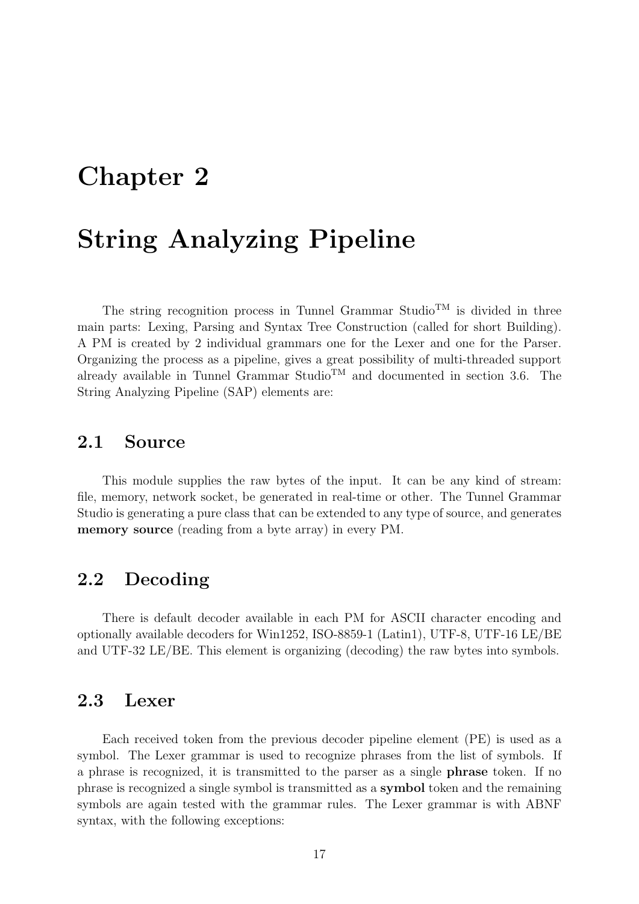# Chapter 2

# String Analyzing Pipeline

The string recognition process in Tunnel Grammar Studio$^{TM}$ is divided in three main parts: Lexing, Parsing and Syntax Tree Construction (called for short Building). A PM is created by 2 individual grammars one for the Lexer and one for the Parser. Organizing the process as a pipeline, gives a great possibility of multi-threaded support already available in Tunnel Grammar Studio$^{TM}$ and documented in section 3.6. The String Analyzing Pipeline (SAP) elements are:

## 2.1 Source

This module supplies the raw bytes of the input. It can be any kind of stream: file, memory, network socket, be generated in real-time or other. The Tunnel Grammar Studio is generating a pure class that can be extended to any type of source, and generates **memory source** (reading from a byte array) in every PM.

## 2.2 Decoding

There is default decoder available in each PM for ASCII character encoding and optionally available decoders for Win1252, ISO-8859-1 (Latin1), UTF-8, UTF-16 LE/BE and UTF-32 LE/BE. This element is organizing (decoding) the raw bytes into symbols.

## 2.3 Lexer

Each received token from the previous decoder pipeline element (PE) is used as a symbol. The Lexer grammar is used to recognize phrases from the list of symbols. If a phrase is recognized, it is transmitted to the parser as a single **phrase** token. If no phrase is recognized a single symbol is transmitted as a **symbol** token and the remaining symbols are again tested with the grammar rules. The Lexer grammar is with ABNF syntax, with the following exceptions: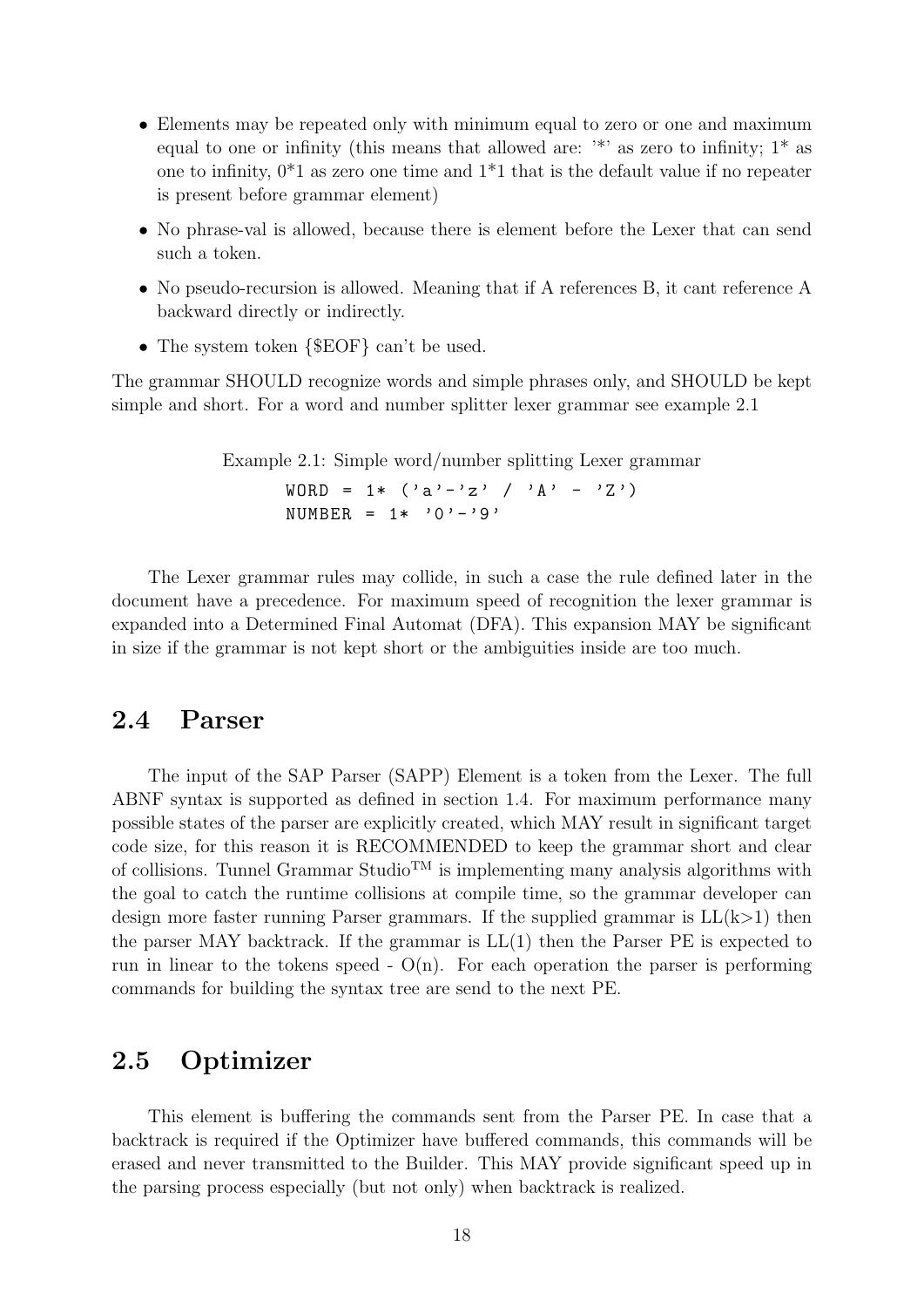- Elements may be repeated only with minimum equal to zero or one and maximum equal to one or infinity (this means that allowed are: '*' as zero to infinity; 1* as one to infinity, 0*1 as zero one time and 1*1 that is the default value if no repeater is present before grammar element)
- No phrase-val is allowed, because there is element before the Lexer that can send such a token.
- No pseudo-recursion is allowed. Meaning that if A references B, it cant reference A backward directly or indirectly.
- The system token {$EOF} can't be used.

The grammar SHOULD recognize words and simple phrases only, and SHOULD be kept simple and short. For a word and number splitter lexer grammar see example 2.1

Example 2.1: Simple word/number splitting Lexer grammar

```
WORD = 1* ('a'-'z' / 'A' - 'Z')
NUMBER = 1* '0'-'9'
```

The Lexer grammar rules may collide, in such a case the rule defined later in the document have a precedence. For maximum speed of recognition the lexer grammar is expanded into a Determined Final Automat (DFA). This expansion MAY be significant in size if the grammar is not kept short or the ambiguities inside are too much.

## 2.4 Parser

The input of the SAP Parser (SAPP) Element is a token from the Lexer. The full ABNF syntax is supported as defined in section 1.4. For maximum performance many possible states of the parser are explicitly created, which MAY result in significant target code size, for this reason it is RECOMMENDED to keep the grammar short and clear of collisions. Tunnel Grammar Studio™ is implementing many analysis algorithms with the goal to catch the runtime collisions at compile time, so the grammar developer can design more faster running Parser grammars. If the supplied grammar is LL(k>1) then the parser MAY backtrack. If the grammar is LL(1) then the Parser PE is expected to run in linear to the tokens speed - O(n). For each operation the parser is performing commands for building the syntax tree are send to the next PE.

## 2.5 Optimizer

This element is buffering the commands sent from the Parser PE. In case that a backtrack is required if the Optimizer have buffered commands, this commands will be erased and never transmitted to the Builder. This MAY provide significant speed up in the parsing process especially (but not only) when backtrack is realized.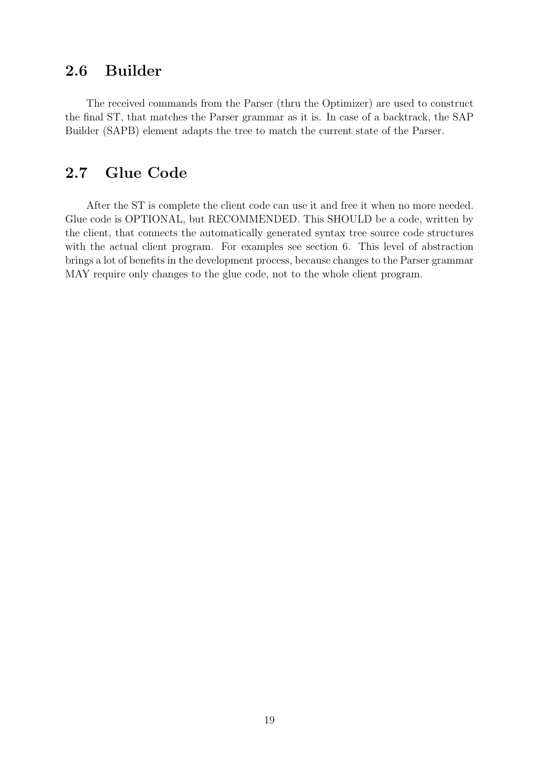## 2.6 Builder

The received commands from the Parser (thru the Optimizer) are used to construct the final ST, that matches the Parser grammar as it is. In case of a backtrack, the SAP Builder (SAPB) element adapts the tree to match the current state of the Parser.

## 2.7 Glue Code

After the ST is complete the client code can use it and free it when no more needed. Glue code is OPTIONAL, but RECOMMENDED. This SHOULD be a code, written by the client, that connects the automatically generated syntax tree source code structures with the actual client program. For examples see section 6. This level of abstraction brings a lot of benefits in the development process, because changes to the Parser grammar MAY require only changes to the glue code, not to the whole client program.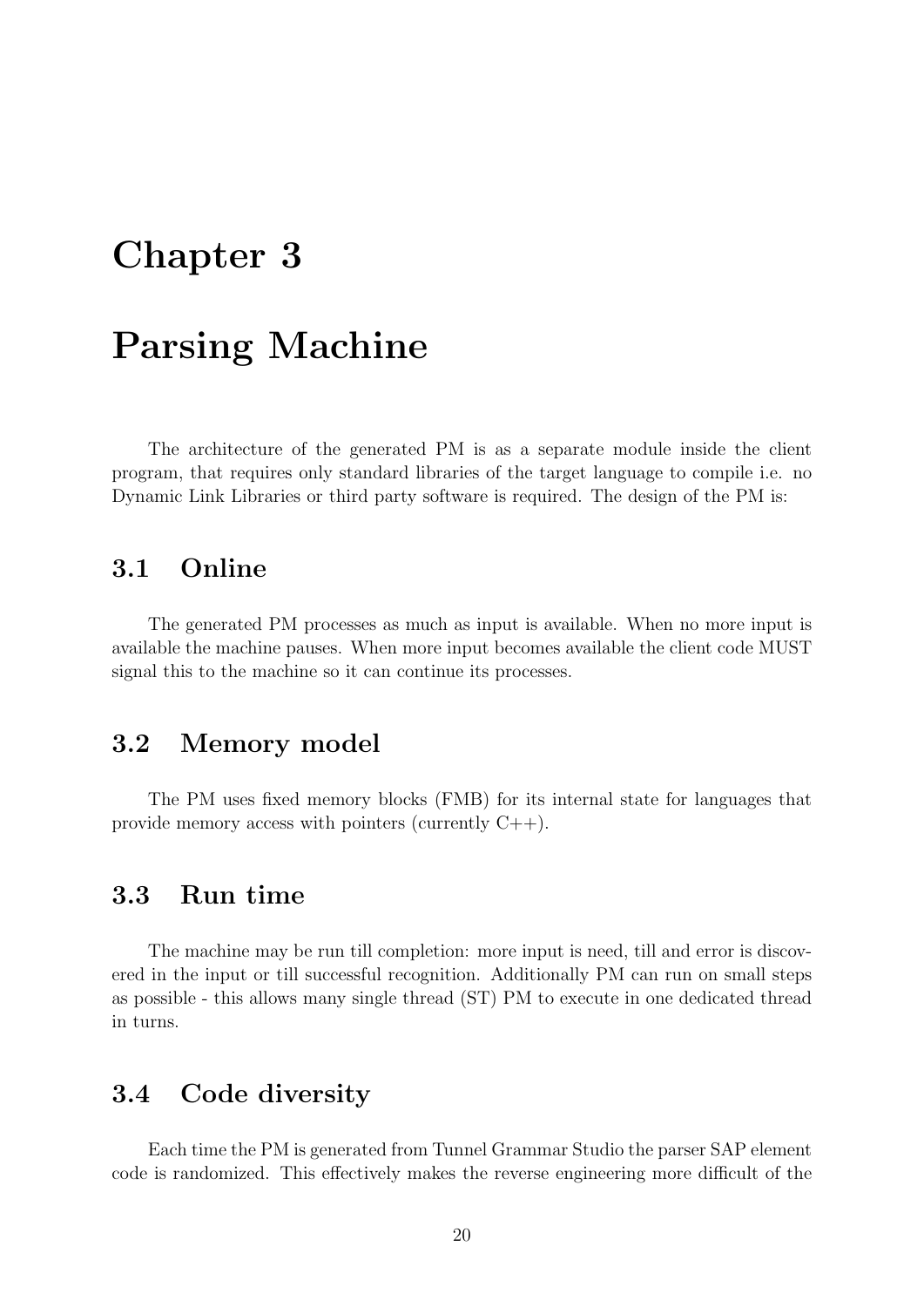# Chapter 3

# Parsing Machine

The architecture of the generated PM is as a separate module inside the client program, that requires only standard libraries of the target language to compile i.e. no Dynamic Link Libraries or third party software is required. The design of the PM is:

## 3.1 Online

The generated PM processes as much as input is available. When no more input is available the machine pauses. When more input becomes available the client code MUST signal this to the machine so it can continue its processes.

## 3.2 Memory model

The PM uses fixed memory blocks (FMB) for its internal state for languages that provide memory access with pointers (currently C++).

## 3.3 Run time

The machine may be run till completion: more input is need, till and error is discovered in the input or till successful recognition. Additionally PM can run on small steps as possible - this allows many single thread (ST) PM to execute in one dedicated thread in turns.

## 3.4 Code diversity

Each time the PM is generated from Tunnel Grammar Studio the parser SAP element code is randomized. This effectively makes the reverse engineering more difficult of the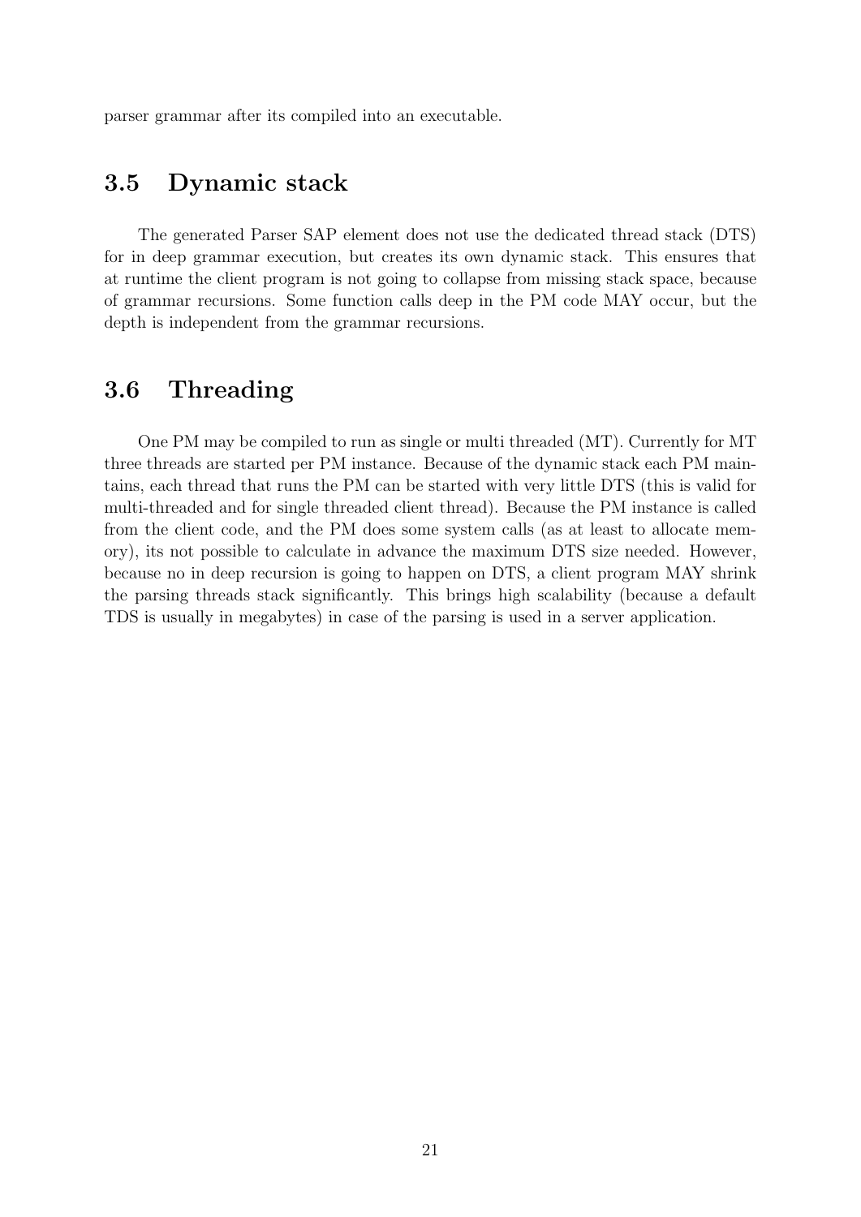parser grammar after its compiled into an executable.

## 3.5 Dynamic stack

The generated Parser SAP element does not use the dedicated thread stack (DTS) for in deep grammar execution, but creates its own dynamic stack. This ensures that at runtime the client program is not going to collapse from missing stack space, because of grammar recursions. Some function calls deep in the PM code MAY occur, but the depth is independent from the grammar recursions.

## 3.6 Threading

One PM may be compiled to run as single or multi threaded (MT). Currently for MT three threads are started per PM instance. Because of the dynamic stack each PM maintains, each thread that runs the PM can be started with very little DTS (this is valid for multi-threaded and for single threaded client thread). Because the PM instance is called from the client code, and the PM does some system calls (as at least to allocate memory), its not possible to calculate in advance the maximum DTS size needed. However, because no in deep recursion is going to happen on DTS, a client program MAY shrink the parsing threads stack significantly. This brings high scalability (because a default TDS is usually in megabytes) in case of the parsing is used in a server application.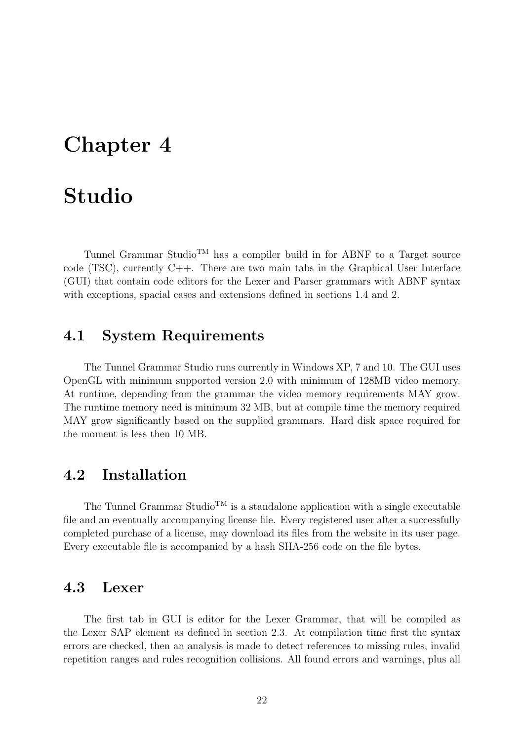# Chapter 4

# Studio

Tunnel Grammar Studio$^{TM}$ has a compiler build in for ABNF to a Target source code (TSC), currently C++. There are two main tabs in the Graphical User Interface (GUI) that contain code editors for the Lexer and Parser grammars with ABNF syntax with exceptions, spacial cases and extensions defined in sections 1.4 and 2.

## 4.1 System Requirements

The Tunnel Grammar Studio runs currently in Windows XP, 7 and 10. The GUI uses OpenGL with minimum supported version 2.0 with minimum of 128MB video memory. At runtime, depending from the grammar the video memory requirements MAY grow. The runtime memory need is minimum 32 MB, but at compile time the memory required MAY grow significantly based on the supplied grammars. Hard disk space required for the moment is less then 10 MB.

## 4.2 Installation

The Tunnel Grammar Studio$^{TM}$ is a standalone application with a single executable file and an eventually accompanying license file. Every registered user after a successfully completed purchase of a license, may download its files from the website in its user page. Every executable file is accompanied by a hash SHA-256 code on the file bytes.

## 4.3 Lexer

The first tab in GUI is editor for the Lexer Grammar, that will be compiled as the Lexer SAP element as defined in section 2.3. At compilation time first the syntax errors are checked, then an analysis is made to detect references to missing rules, invalid repetition ranges and rules recognition collisions. All found errors and warnings, plus all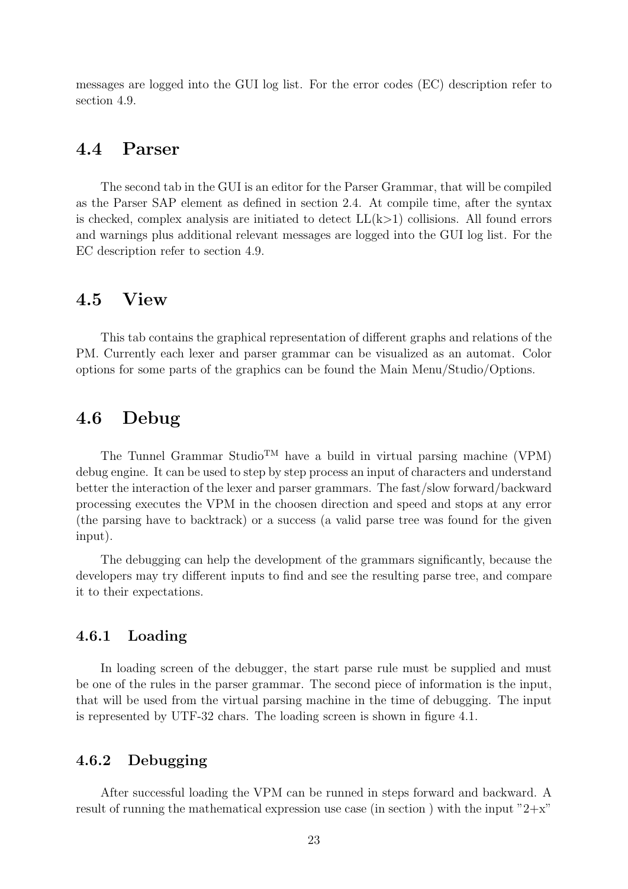messages are logged into the GUI log list. For the error codes (EC) description refer to section 4.9.

## 4.4 Parser

The second tab in the GUI is an editor for the Parser Grammar, that will be compiled as the Parser SAP element as defined in section 2.4. At compile time, after the syntax is checked, complex analysis are initiated to detect LL(k>1) collisions. All found errors and warnings plus additional relevant messages are logged into the GUI log list. For the EC description refer to section 4.9.

## 4.5 View

This tab contains the graphical representation of different graphs and relations of the PM. Currently each lexer and parser grammar can be visualized as an automat. Color options for some parts of the graphics can be found the Main Menu/Studio/Options.

## 4.6 Debug

The Tunnel Grammar Studio™ have a build in virtual parsing machine (VPM) debug engine. It can be used to step by step process an input of characters and understand better the interaction of the lexer and parser grammars. The fast/slow forward/backward processing executes the VPM in the choosen direction and speed and stops at any error (the parsing have to backtrack) or a success (a valid parse tree was found for the given input).

The debugging can help the development of the grammars significantly, because the developers may try different inputs to find and see the resulting parse tree, and compare it to their expectations.

### 4.6.1 Loading

In loading screen of the debugger, the start parse rule must be supplied and must be one of the rules in the parser grammar. The second piece of information is the input, that will be used from the virtual parsing machine in the time of debugging. The input is represented by UTF-32 chars. The loading screen is shown in figure 4.1.

### 4.6.2 Debugging

After successful loading the VPM can be runned in steps forward and backward. A result of running the mathematical expression use case (in section ) with the input "2+x"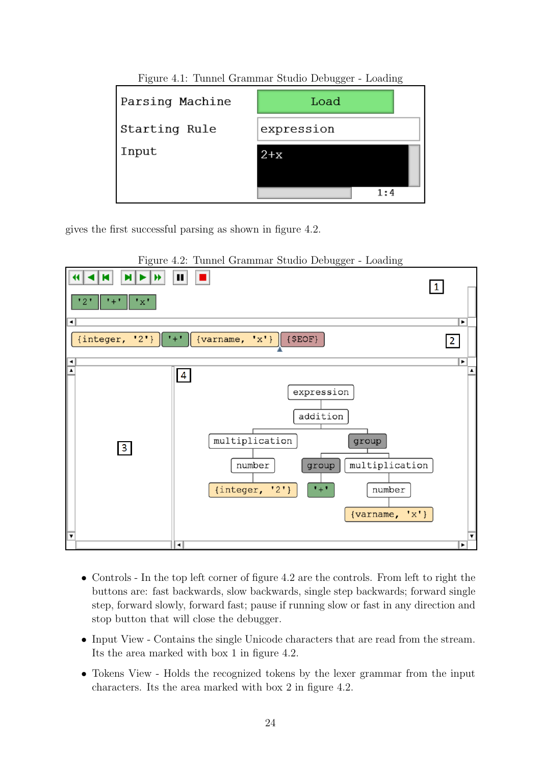Figure 4.1: Tunnel Grammar Studio Debugger - Loading

gives the first successful parsing as shown in figure 4.2.

Figure 4.2: Tunnel Grammar Studio Debugger - Loading

- Controls - In the top left corner of figure 4.2 are the controls. From left to right the buttons are: fast backwards, slow backwards, single step backwards; forward single step, forward slowly, forward fast; pause if running slow or fast in any direction and stop button that will close the debugger.
- Input View - Contains the single Unicode characters that are read from the stream. Its the area marked with box 1 in figure 4.2.
- Tokens View - Holds the recognized tokens by the lexer grammar from the input characters. Its the area marked with box 2 in figure 4.2.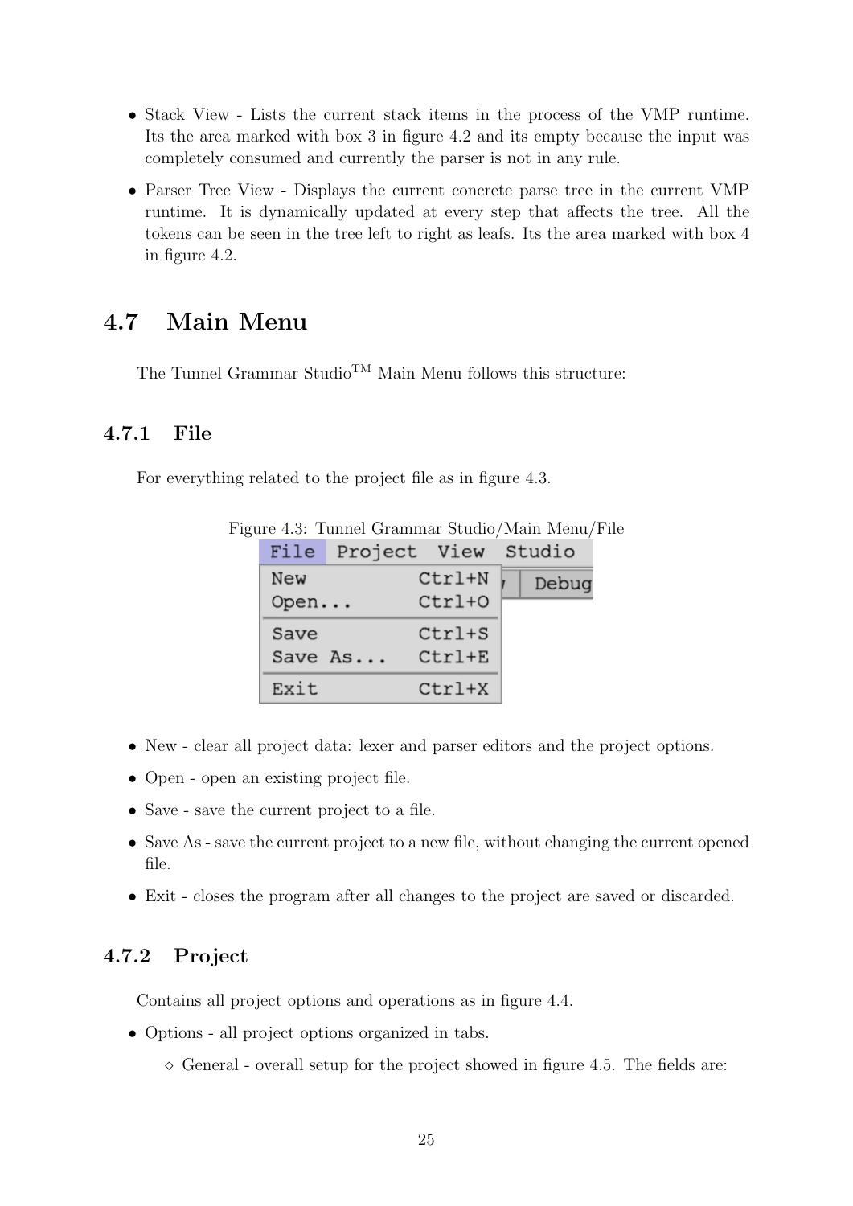- Stack View - Lists the current stack items in the process of the VMP runtime. Its the area marked with box 3 in figure 4.2 and its empty because the input was completely consumed and currently the parser is not in any rule.
- Parser Tree View - Displays the current concrete parse tree in the current VMP runtime. It is dynamically updated at every step that affects the tree. All the tokens can be seen in the tree left to right as leafs. Its the area marked with box 4 in figure 4.2.

## 4.7 Main Menu

The Tunnel Grammar Studio™ Main Menu follows this structure:

### 4.7.1 File

For everything related to the project file as in figure 4.3.

Figure 4.3: Tunnel Grammar Studio/Main Menu/File

- New - clear all project data: lexer and parser editors and the project options.
- Open - open an existing project file.
- Save - save the current project to a file.
- Save As - save the current project to a new file, without changing the current opened file.
- Exit - closes the program after all changes to the project are saved or discarded.

### 4.7.2 Project

Contains all project options and operations as in figure 4.4.

- Options - all project options organized in tabs.
  - ◇ General - overall setup for the project showed in figure 4.5. The fields are: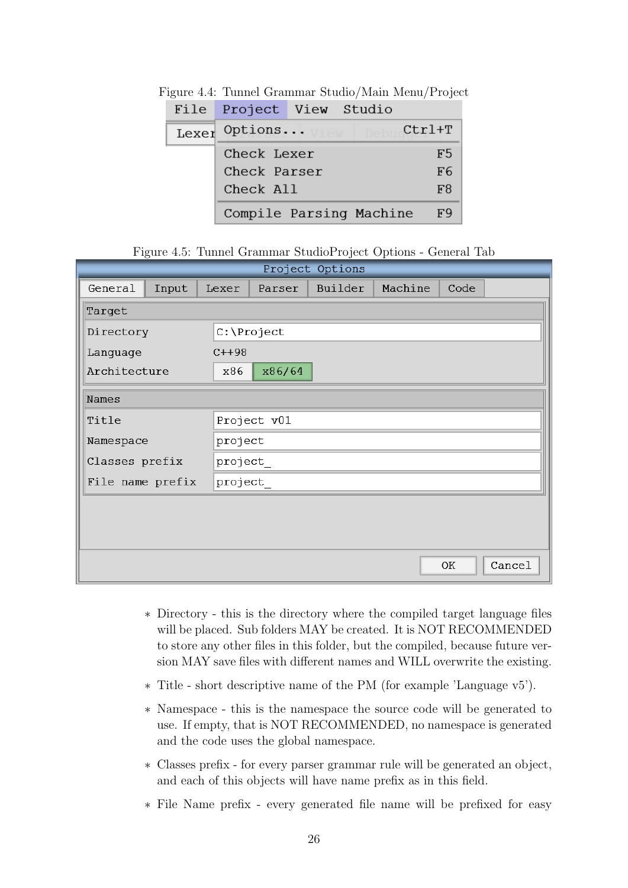Figure 4.4: Tunnel Grammar Studio/Main Menu/Project

Figure 4.5: Tunnel Grammar StudioProject Options - General Tab

* Directory - this is the directory where the compiled target language files will be placed. Sub folders MAY be created. It is NOT RECOMMENDED to store any other files in this folder, but the compiled, because future version MAY save files with different names and WILL overwrite the existing.
* Title - short descriptive name of the PM (for example 'Language v5').
* Namespace - this is the namespace the source code will be generated to use. If empty, that is NOT RECOMMENDED, no namespace is generated and the code uses the global namespace.
* Classes prefix - for every parser grammar rule will be generated an object, and each of this objects will have name prefix as in this field.
* File Name prefix - every generated file name will be prefixed for easy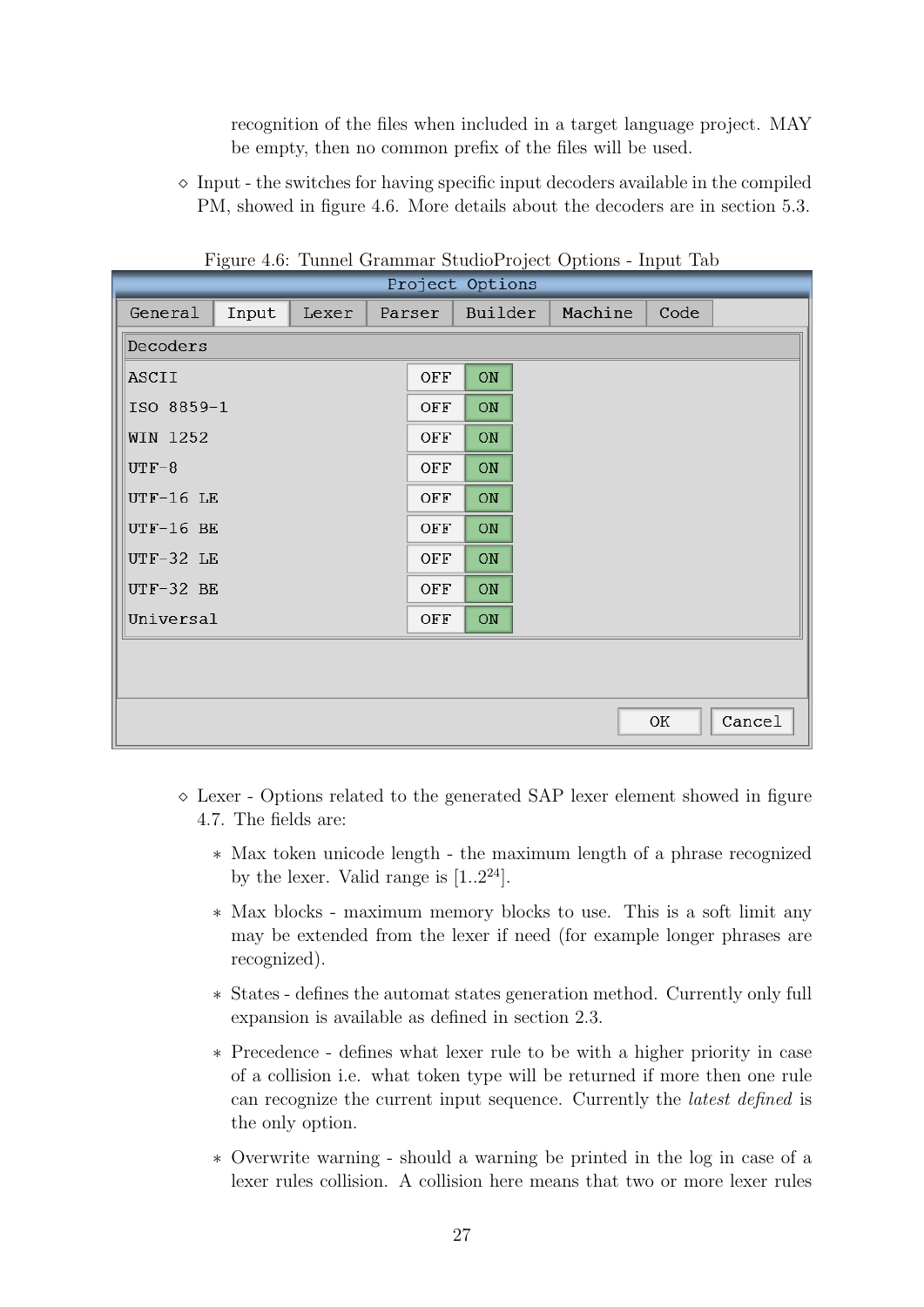recognition of the files when included in a target language project. MAY be empty, then no common prefix of the files will be used.

- Input - the switches for having specific input decoders available in the compiled PM, showed in figure 4.6. More details about the decoders are in section 5.3.

Figure 4.6: Tunnel Grammar StudioProject Options - Input Tab

| Decoders | | |
|---|---|---|
| ASCII | OFF | ON |
| ISO 8859-1 | OFF | ON |
| WIN 1252 | OFF | ON |
| UTF-8 | OFF | ON |
| UTF-16 LE | OFF | ON |
| UTF-16 BE | OFF | ON |
| UTF-32 LE | OFF | ON |
| UTF-32 BE | OFF | ON |
| Universal | OFF | ON |

- Lexer - Options related to the generated SAP lexer element showed in figure 4.7. The fields are:
  * Max token unicode length - the maximum length of a phrase recognized by the lexer. Valid range is $[1..2^{24}]$.
  * Max blocks - maximum memory blocks to use. This is a soft limit any may be extended from the lexer if need (for example longer phrases are recognized).
  * States - defines the automat states generation method. Currently only full expansion is available as defined in section 2.3.
  * Precedence - defines what lexer rule to be with a higher priority in case of a collision i.e. what token type will be returned if more then one rule can recognize the current input sequence. Currently the *latest defined* is the only option.
  * Overwrite warning - should a warning be printed in the log in case of a lexer rules collision. A collision here means that two or more lexer rules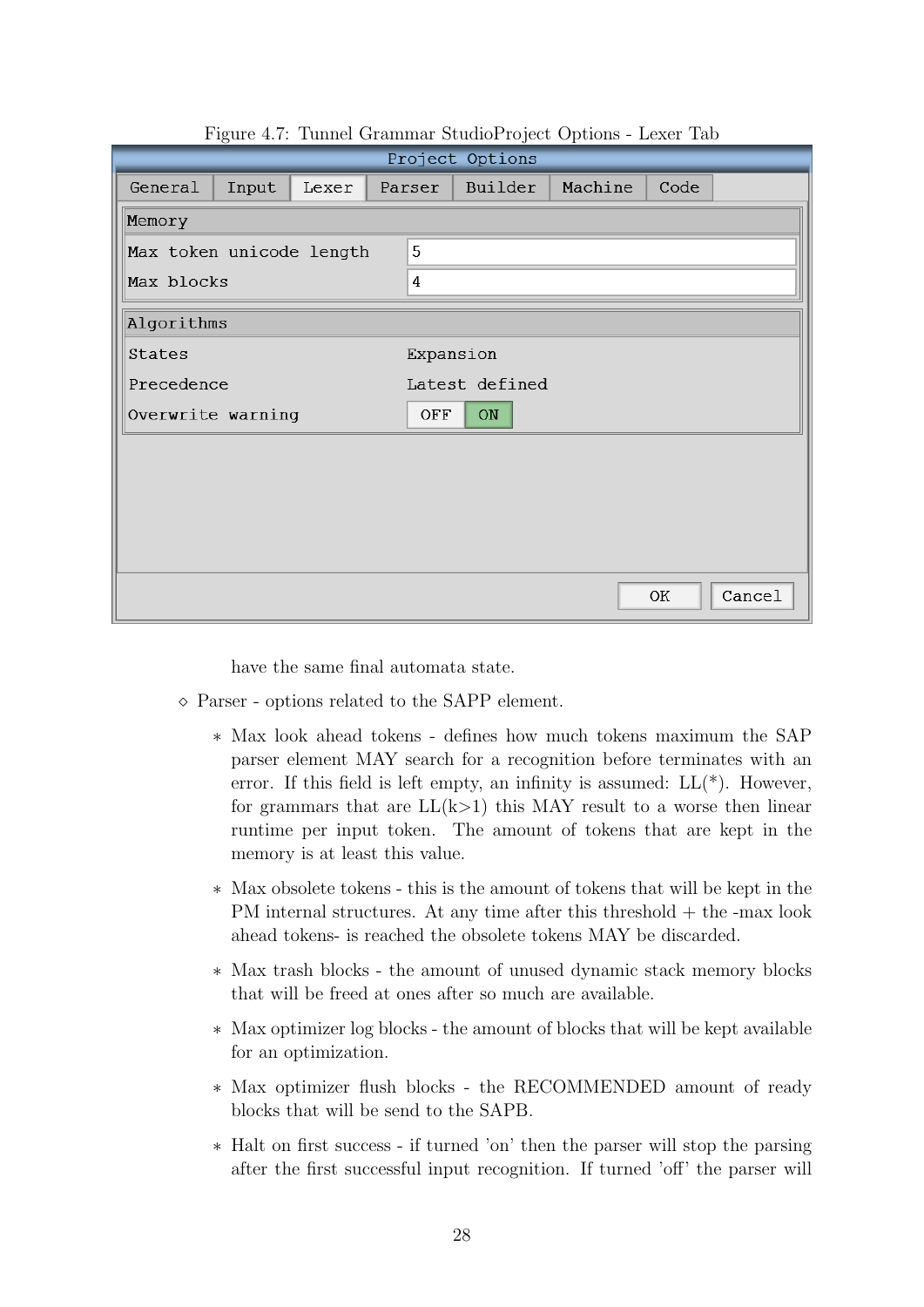Figure 4.7: Tunnel Grammar StudioProject Options - Lexer Tab

| Project Options | |
|---|---|
| **Memory** | |
| Max token unicode length | 5 |
| Max blocks | 4 |
| **Algorithms** | |
| States | Expansion |
| Precedence | Latest defined |
| Overwrite warning | OFF / ON |

have the same final automata state.

- Parser - options related to the SAPP element.
  - Max look ahead tokens - defines how much tokens maximum the SAP parser element MAY search for a recognition before terminates with an error. If this field is left empty, an infinity is assumed: LL(*). However, for grammars that are LL(k>1) this MAY result to a worse then linear runtime per input token. The amount of tokens that are kept in the memory is at least this value.
  - Max obsolete tokens - this is the amount of tokens that will be kept in the PM internal structures. At any time after this threshold + the -max look ahead tokens- is reached the obsolete tokens MAY be discarded.
  - Max trash blocks - the amount of unused dynamic stack memory blocks that will be freed at ones after so much are available.
  - Max optimizer log blocks - the amount of blocks that will be kept available for an optimization.
  - Max optimizer flush blocks - the RECOMMENDED amount of ready blocks that will be send to the SAPB.
  - Halt on first success - if turned 'on' then the parser will stop the parsing after the first successful input recognition. If turned 'off' the parser will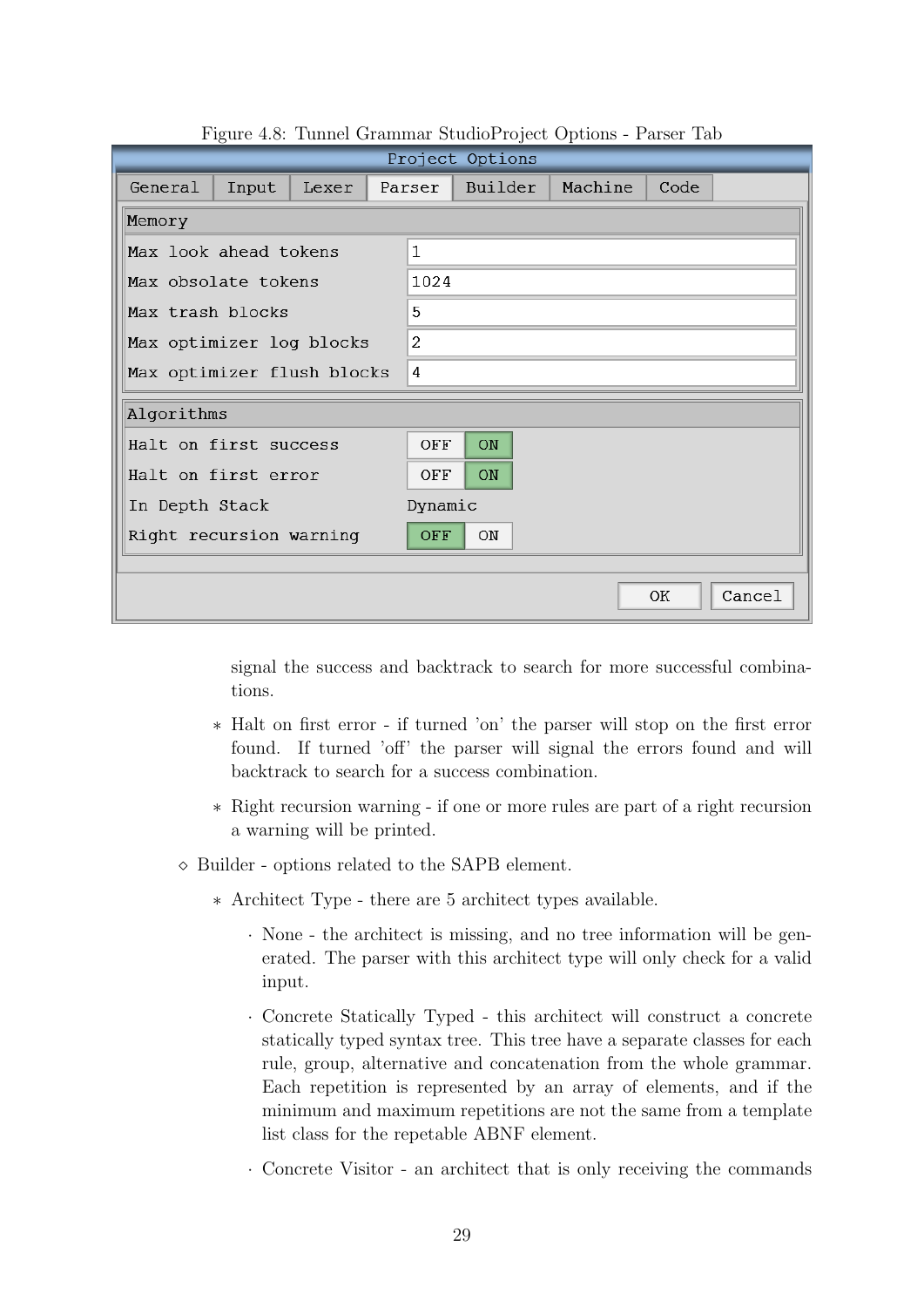Figure 4.8: Tunnel Grammar StudioProject Options - Parser Tab

| Memory | |
|---|---|
| Max look ahead tokens | 1 |
| Max obsolate tokens | 1024 |
| Max trash blocks | 5 |
| Max optimizer log blocks | 2 |
| Max optimizer flush blocks | 4 |

| Algorithms | |
|---|---|
| Halt on first success | OFF **ON** |
| Halt on first error | OFF **ON** |
| In Depth Stack | Dynamic |
| Right recursion warning | **OFF** ON |

signal the success and backtrack to search for more successful combinations.

* Halt on first error - if turned 'on' the parser will stop on the first error found. If turned 'off' the parser will signal the errors found and will backtrack to search for a success combination.

* Right recursion warning - if one or more rules are part of a right recursion a warning will be printed.

◇ Builder - options related to the SAPB element.

  * Architect Type - there are 5 architect types available.

    · None - the architect is missing, and no tree information will be generated. The parser with this architect type will only check for a valid input.

    · Concrete Statically Typed - this architect will construct a concrete statically typed syntax tree. This tree have a separate classes for each rule, group, alternative and concatenation from the whole grammar. Each repetition is represented by an array of elements, and if the minimum and maximum repetitions are not the same from a template list class for the repetable ABNF element.

    · Concrete Visitor - an architect that is only receiving the commands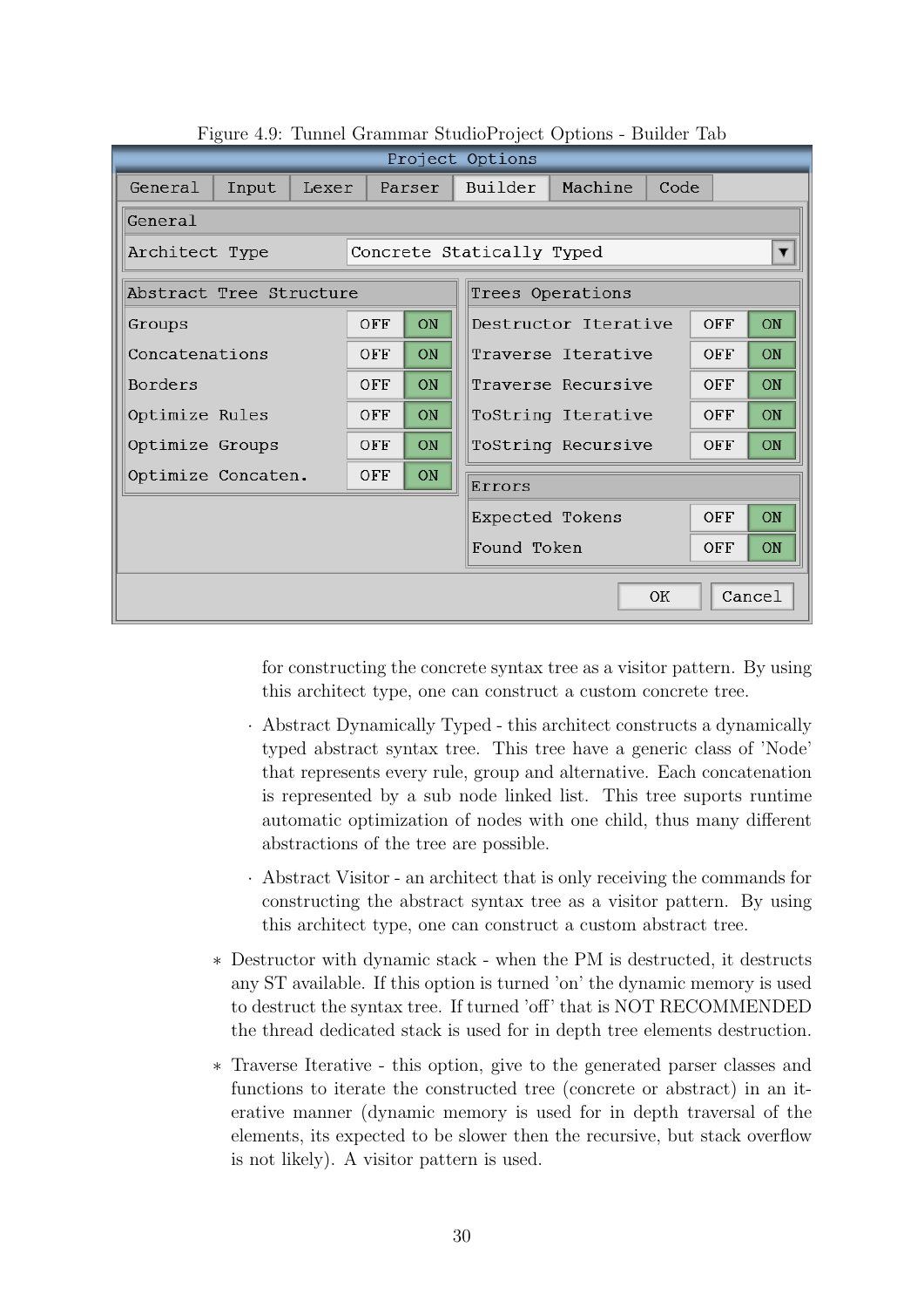Figure 4.9: Tunnel Grammar StudioProject Options - Builder Tab

for constructing the concrete syntax tree as a visitor pattern. By using this architect type, one can construct a custom concrete tree.

- Abstract Dynamically Typed - this architect constructs a dynamically typed abstract syntax tree. This tree have a generic class of 'Node' that represents every rule, group and alternative. Each concatenation is represented by a sub node linked list. This tree suports runtime automatic optimization of nodes with one child, thus many different abstractions of the tree are possible.
- Abstract Visitor - an architect that is only receiving the commands for constructing the abstract syntax tree as a visitor pattern. By using this architect type, one can construct a custom abstract tree.

* Destructor with dynamic stack - when the PM is destructed, it destructs any ST available. If this option is turned 'on' the dynamic memory is used to destruct the syntax tree. If turned 'off' that is NOT RECOMMENDED the thread dedicated stack is used for in depth tree elements destruction.
* Traverse Iterative - this option, give to the generated parser classes and functions to iterate the constructed tree (concrete or abstract) in an iterative manner (dynamic memory is used for in depth traversal of the elements, its expected to be slower then the recursive, but stack overflow is not likely). A visitor pattern is used.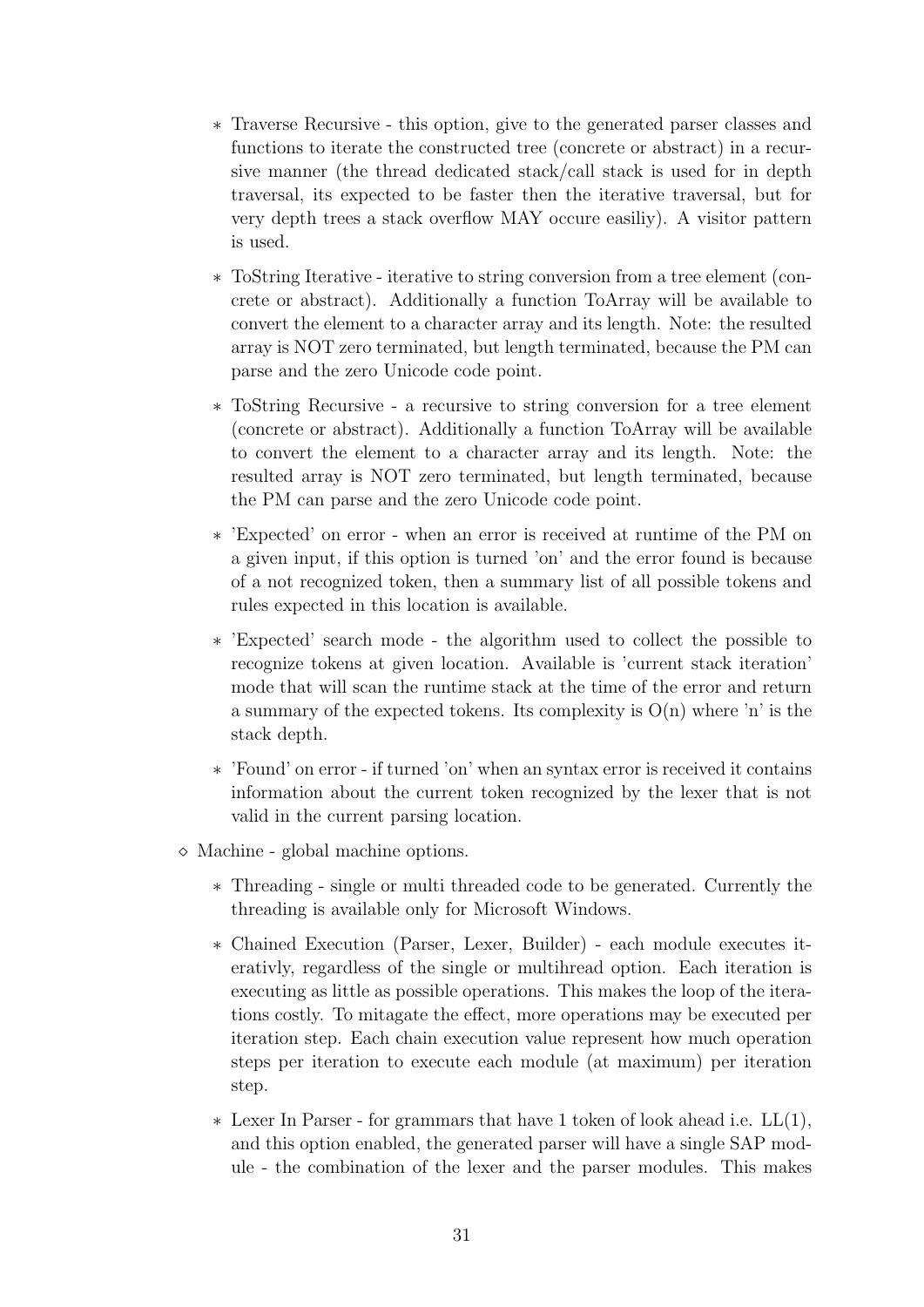- Traverse Recursive - this option, give to the generated parser classes and functions to iterate the constructed tree (concrete or abstract) in a recursive manner (the thread dedicated stack/call stack is used for in depth traversal, its expected to be faster then the iterative traversal, but for very depth trees a stack overflow MAY occure easiliy). A visitor pattern is used.
  - ToString Iterative - iterative to string conversion from a tree element (concrete or abstract). Additionally a function ToArray will be available to convert the element to a character array and its length. Note: the resulted array is NOT zero terminated, but length terminated, because the PM can parse and the zero Unicode code point.
  - ToString Recursive - a recursive to string conversion for a tree element (concrete or abstract). Additionally a function ToArray will be available to convert the element to a character array and its length. Note: the resulted array is NOT zero terminated, but length terminated, because the PM can parse and the zero Unicode code point.
  - 'Expected' on error - when an error is received at runtime of the PM on a given input, if this option is turned 'on' and the error found is because of a not recognized token, then a summary list of all possible tokens and rules expected in this location is available.
  - 'Expected' search mode - the algorithm used to collect the possible to recognize tokens at given location. Available is 'current stack iteration' mode that will scan the runtime stack at the time of the error and return a summary of the expected tokens. Its complexity is O(n) where 'n' is the stack depth.
  - 'Found' on error - if turned 'on' when an syntax error is received it contains information about the current token recognized by the lexer that is not valid in the current parsing location.

- Machine - global machine options.
  - Threading - single or multi threaded code to be generated. Currently the threading is available only for Microsoft Windows.
  - Chained Execution (Parser, Lexer, Builder) - each module executes iterativly, regardless of the single or multihread option. Each iteration is executing as little as possible operations. This makes the loop of the iterations costly. To mitagate the effect, more operations may be executed per iteration step. Each chain execution value represent how much operation steps per iteration to execute each module (at maximum) per iteration step.
  - Lexer In Parser - for grammars that have 1 token of look ahead i.e. LL(1), and this option enabled, the generated parser will have a single SAP module - the combination of the lexer and the parser modules. This makes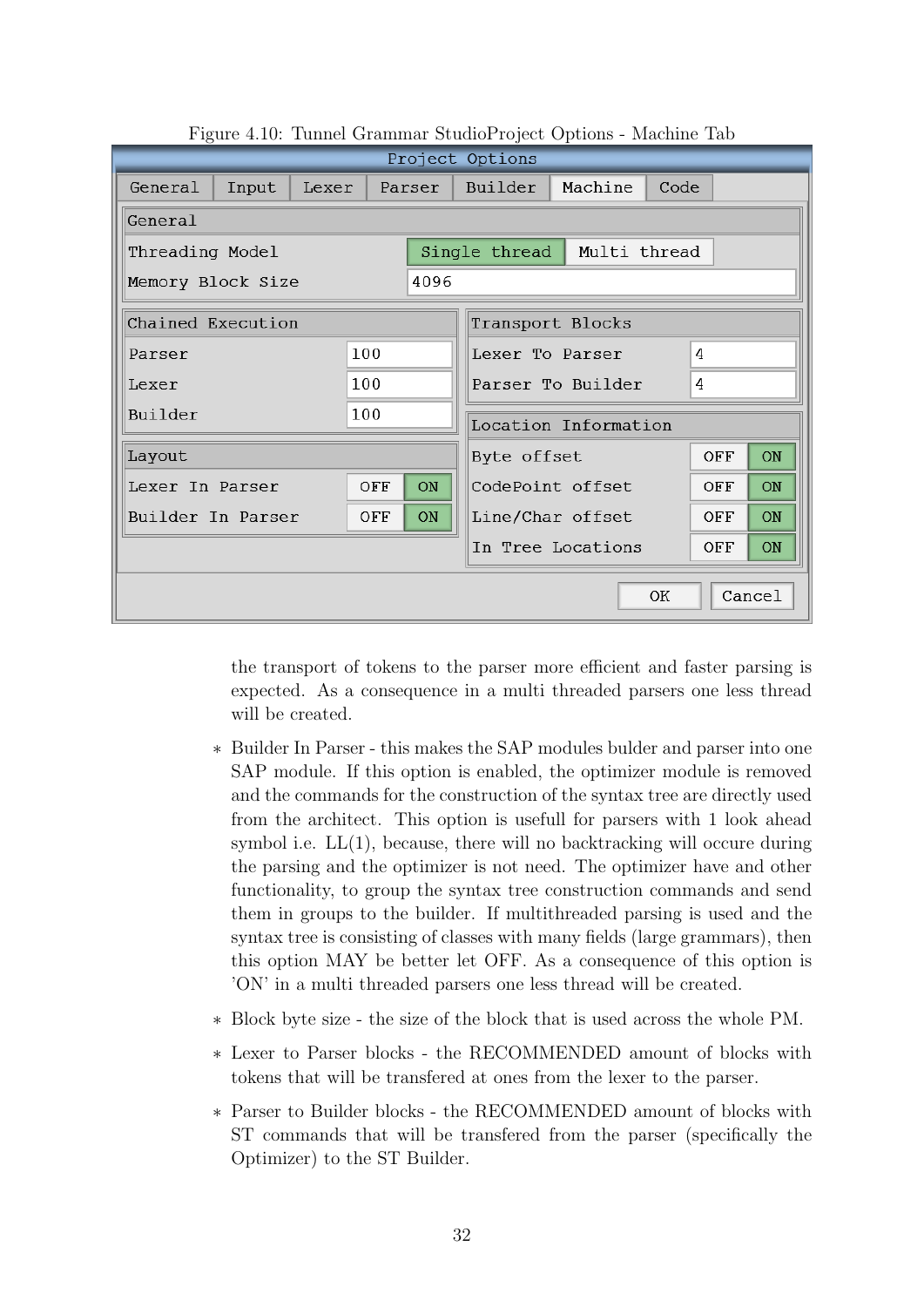Figure 4.10: Tunnel Grammar StudioProject Options - Machine Tab

the transport of tokens to the parser more efficient and faster parsing is expected. As a consequence in a multi threaded parsers one less thread will be created.

- Builder In Parser - this makes the SAP modules bulder and parser into one SAP module. If this option is enabled, the optimizer module is removed and the commands for the construction of the syntax tree are directly used from the architect. This option is usefull for parsers with 1 look ahead symbol i.e. LL(1), because, there will no backtracking will occure during the parsing and the optimizer is not need. The optimizer have and other functionality, to group the syntax tree construction commands and send them in groups to the builder. If multithreaded parsing is used and the syntax tree is consisting of classes with many fields (large grammars), then this option MAY be better let OFF. As a consequence of this option is 'ON' in a multi threaded parsers one less thread will be created.

- Block byte size - the size of the block that is used across the whole PM.

- Lexer to Parser blocks - the RECOMMENDED amount of blocks with tokens that will be transfered at ones from the lexer to the parser.

- Parser to Builder blocks - the RECOMMENDED amount of blocks with ST commands that will be transfered from the parser (specifically the Optimizer) to the ST Builder.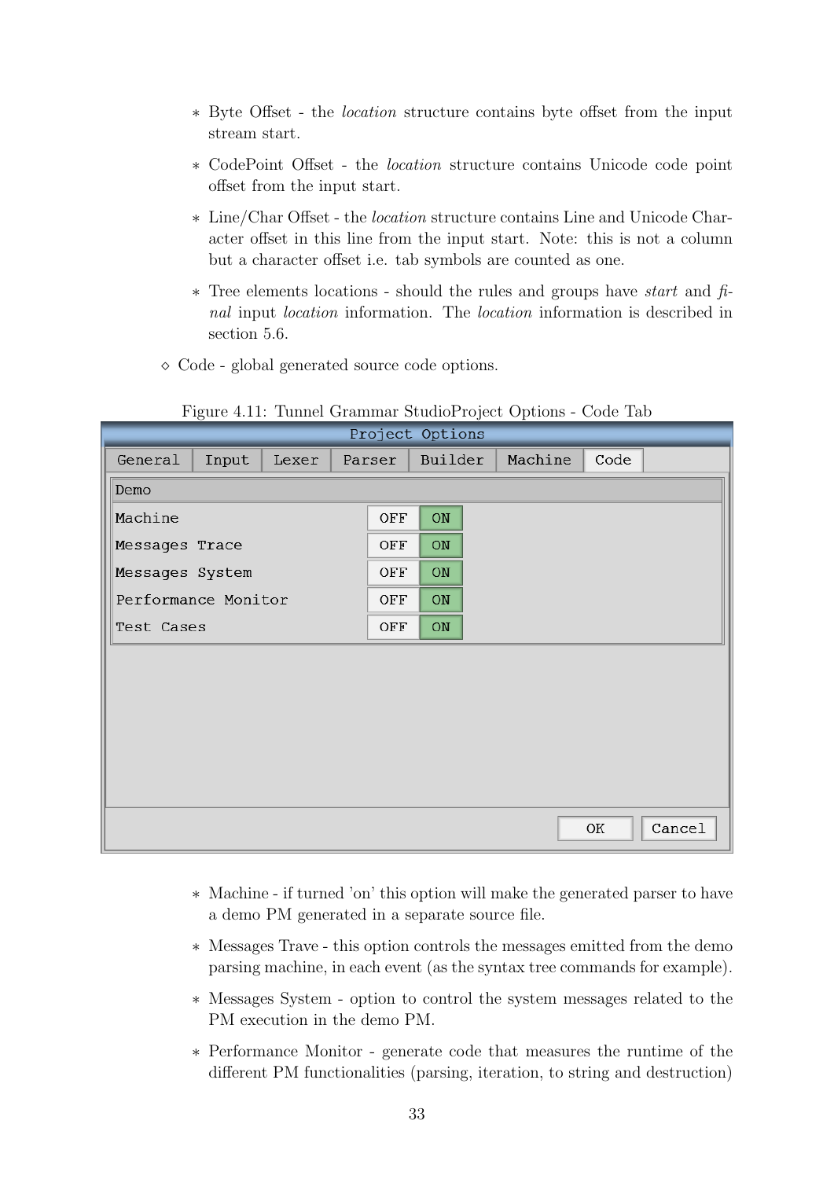- Byte Offset - the *location* structure contains byte offset from the input stream start.
- CodePoint Offset - the *location* structure contains Unicode code point offset from the input start.
- Line/Char Offset - the *location* structure contains Line and Unicode Character offset in this line from the input start. Note: this is not a column but a character offset i.e. tab symbols are counted as one.
- Tree elements locations - should the rules and groups have *start* and *final* input *location* information. The *location* information is described in section 5.6.

◇ Code - global generated source code options.

Figure 4.11: Tunnel Grammar StudioProject Options - Code Tab

- Machine - if turned 'on' this option will make the generated parser to have a demo PM generated in a separate source file.
- Messages Trave - this option controls the messages emitted from the demo parsing machine, in each event (as the syntax tree commands for example).
- Messages System - option to control the system messages related to the PM execution in the demo PM.
- Performance Monitor - generate code that measures the runtime of the different PM functionalities (parsing, iteration, to string and destruction)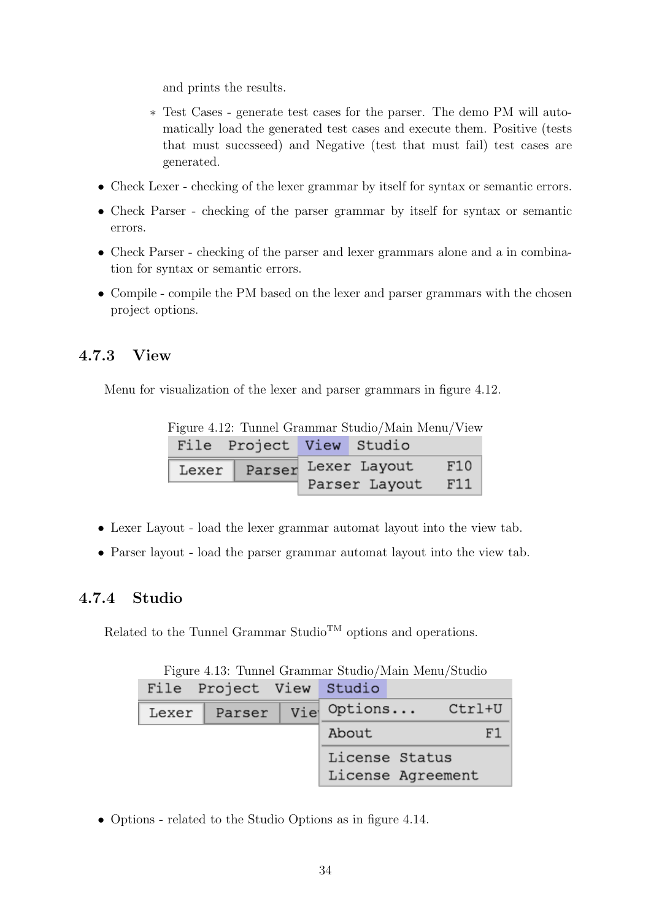and prints the results.

    * Test Cases - generate test cases for the parser. The demo PM will automatically load the generated test cases and execute them. Positive (tests that must succsseed) and Negative (test that must fail) test cases are generated.

- Check Lexer - checking of the lexer grammar by itself for syntax or semantic errors.
- Check Parser - checking of the parser grammar by itself for syntax or semantic errors.
- Check Parser - checking of the parser and lexer grammars alone and a in combination for syntax or semantic errors.
- Compile - compile the PM based on the lexer and parser grammars with the chosen project options.

### 4.7.3 View

Menu for visualization of the lexer and parser grammars in figure 4.12.

Figure 4.12: Tunnel Grammar Studio/Main Menu/View

```
File  Project  View  Studio
Lexer  Parser  Lexer Layout   F10
               Parser Layout  F11
```

- Lexer Layout - load the lexer grammar automat layout into the view tab.
- Parser layout - load the parser grammar automat layout into the view tab.

### 4.7.4 Studio

Related to the Tunnel Grammar Studio[TM] options and operations.

Figure 4.13: Tunnel Grammar Studio/Main Menu/Studio

```
File  Project  View  Studio
Lexer  Parser  Vie  Options...   Ctrl+U
                    About            F1
                    License Status
                    License Agreement
```

- Options - related to the Studio Options as in figure 4.14.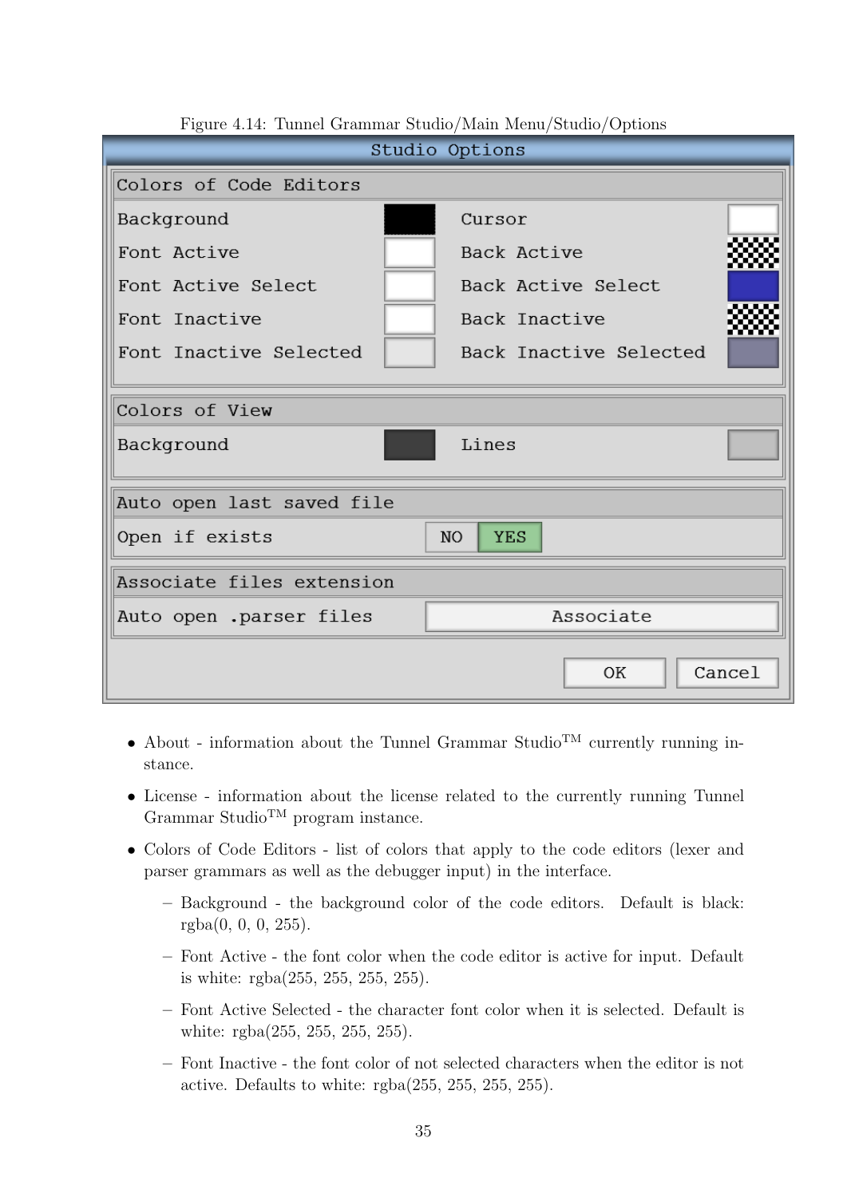Figure 4.14: Tunnel Grammar Studio/Main Menu/Studio/Options

- About - information about the Tunnel Grammar Studio™ currently running instance.
- License - information about the license related to the currently running Tunnel Grammar Studio™ program instance.
- Colors of Code Editors - list of colors that apply to the code editors (lexer and parser grammars as well as the debugger input) in the interface.
  - Background - the background color of the code editors. Default is black: rgba(0, 0, 0, 255).
  - Font Active - the font color when the code editor is active for input. Default is white: rgba(255, 255, 255, 255).
  - Font Active Selected - the character font color when it is selected. Default is white: rgba(255, 255, 255, 255).
  - Font Inactive - the font color of not selected characters when the editor is not active. Defaults to white: rgba(255, 255, 255, 255).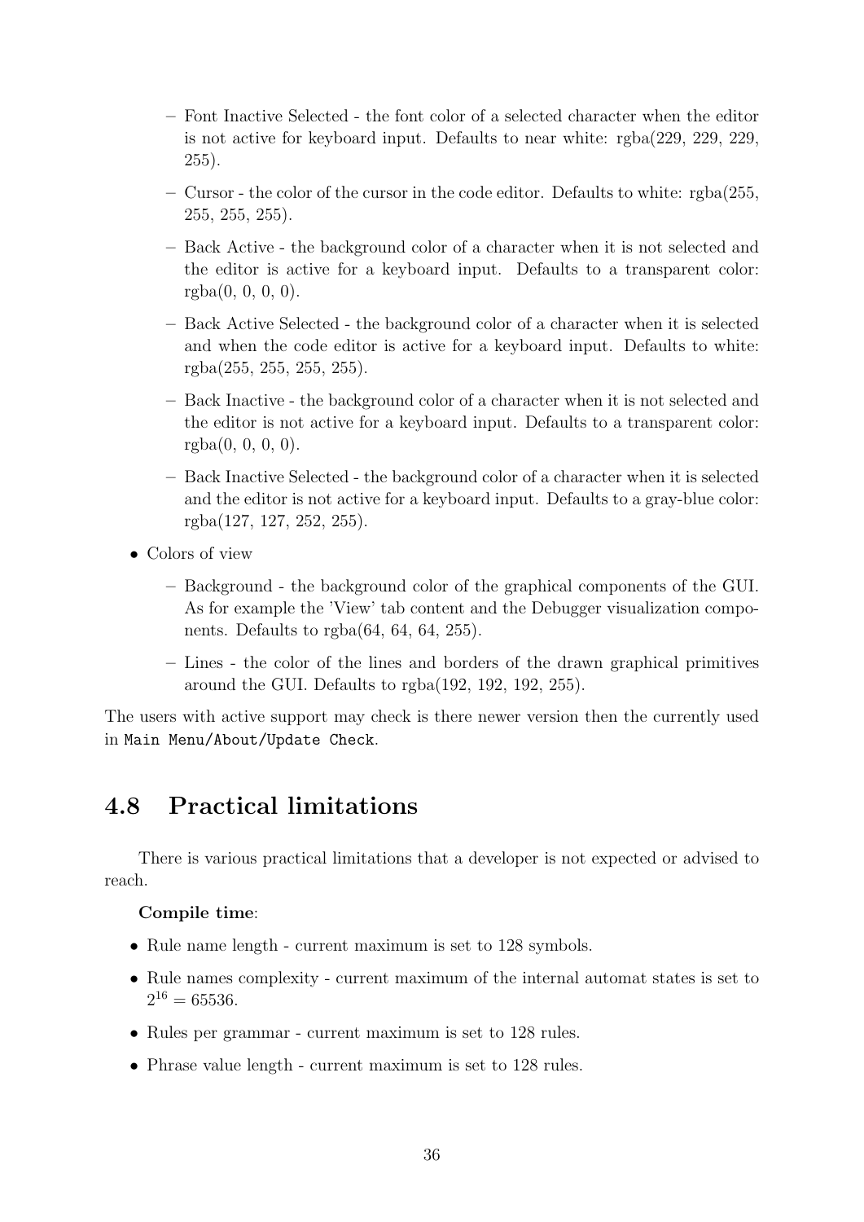- Font Inactive Selected - the font color of a selected character when the editor is not active for keyboard input. Defaults to near white: rgba(229, 229, 229, 255).
  - Cursor - the color of the cursor in the code editor. Defaults to white: rgba(255, 255, 255, 255).
  - Back Active - the background color of a character when it is not selected and the editor is active for a keyboard input. Defaults to a transparent color: rgba(0, 0, 0, 0).
  - Back Active Selected - the background color of a character when it is selected and when the code editor is active for a keyboard input. Defaults to white: rgba(255, 255, 255, 255).
  - Back Inactive - the background color of a character when it is not selected and the editor is not active for a keyboard input. Defaults to a transparent color: rgba(0, 0, 0, 0).
  - Back Inactive Selected - the background color of a character when it is selected and the editor is not active for a keyboard input. Defaults to a gray-blue color: rgba(127, 127, 252, 255).

- Colors of view
  - Background - the background color of the graphical components of the GUI. As for example the 'View' tab content and the Debugger visualization components. Defaults to rgba(64, 64, 64, 255).
  - Lines - the color of the lines and borders of the drawn graphical primitives around the GUI. Defaults to rgba(192, 192, 192, 255).

The users with active support may check is there newer version then the currently used in `Main Menu/About/Update Check`.

## 4.8 Practical limitations

There is various practical limitations that a developer is not expected or advised to reach.

**Compile time**:

- Rule name length - current maximum is set to 128 symbols.
- Rule names complexity - current maximum of the internal automat states is set to $2^{16} = 65536$.
- Rules per grammar - current maximum is set to 128 rules.
- Phrase value length - current maximum is set to 128 rules.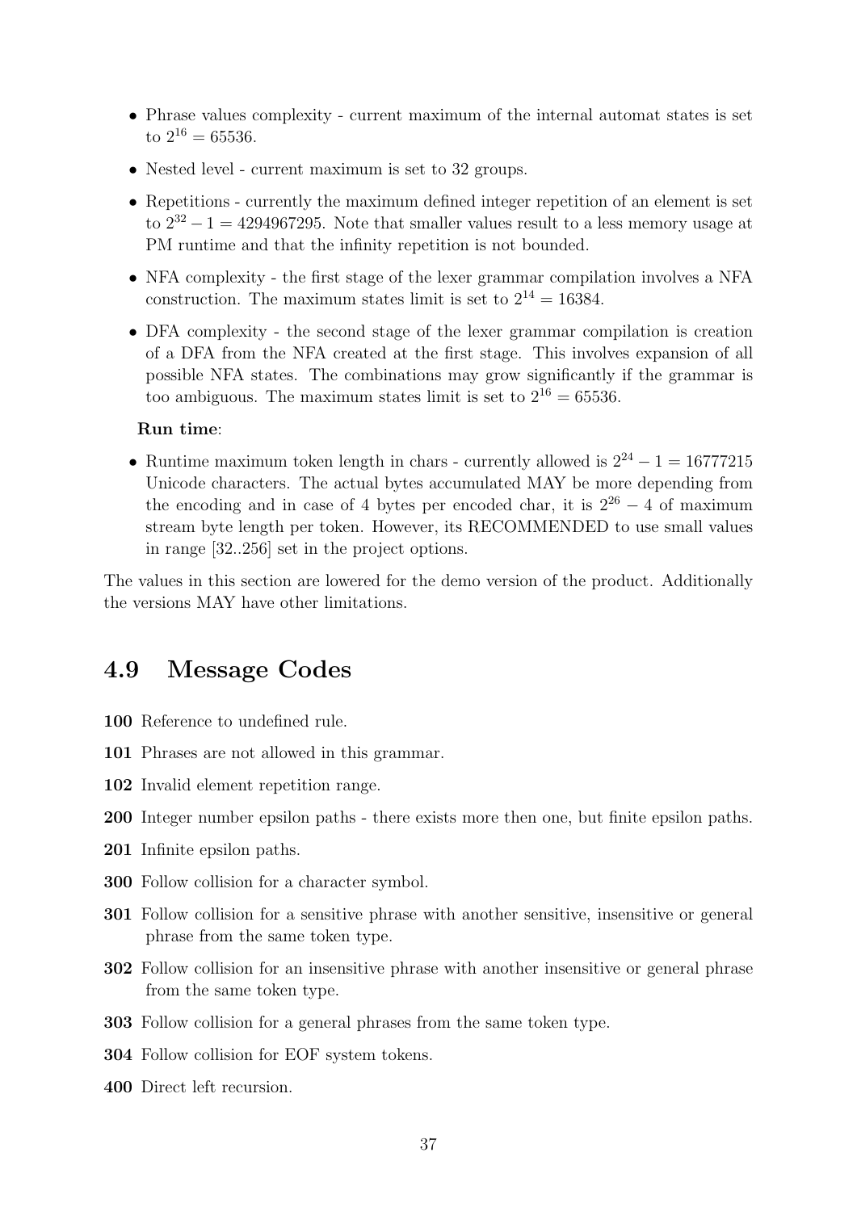- Phrase values complexity - current maximum of the internal automat states is set to $2^{16} = 65536$.
- Nested level - current maximum is set to 32 groups.
- Repetitions - currently the maximum defined integer repetition of an element is set to $2^{32} - 1 = 4294967295$. Note that smaller values result to a less memory usage at PM runtime and that the infinity repetition is not bounded.
- NFA complexity - the first stage of the lexer grammar compilation involves a NFA construction. The maximum states limit is set to $2^{14} = 16384$.
- DFA complexity - the second stage of the lexer grammar compilation is creation of a DFA from the NFA created at the first stage. This involves expansion of all possible NFA states. The combinations may grow significantly if the grammar is too ambiguous. The maximum states limit is set to $2^{16} = 65536$.

**Run time**:

- Runtime maximum token length in chars - currently allowed is $2^{24} - 1 = 16777215$ Unicode characters. The actual bytes accumulated MAY be more depending from the encoding and in case of 4 bytes per encoded char, it is $2^{26} - 4$ of maximum stream byte length per token. However, its RECOMMENDED to use small values in range [32..256] set in the project options.

The values in this section are lowered for the demo version of the product. Additionally the versions MAY have other limitations.

## 4.9 Message Codes

**100** Reference to undefined rule.

**101** Phrases are not allowed in this grammar.

**102** Invalid element repetition range.

**200** Integer number epsilon paths - there exists more then one, but finite epsilon paths.

**201** Infinite epsilon paths.

**300** Follow collision for a character symbol.

**301** Follow collision for a sensitive phrase with another sensitive, insensitive or general phrase from the same token type.

**302** Follow collision for an insensitive phrase with another insensitive or general phrase from the same token type.

**303** Follow collision for a general phrases from the same token type.

**304** Follow collision for EOF system tokens.

**400** Direct left recursion.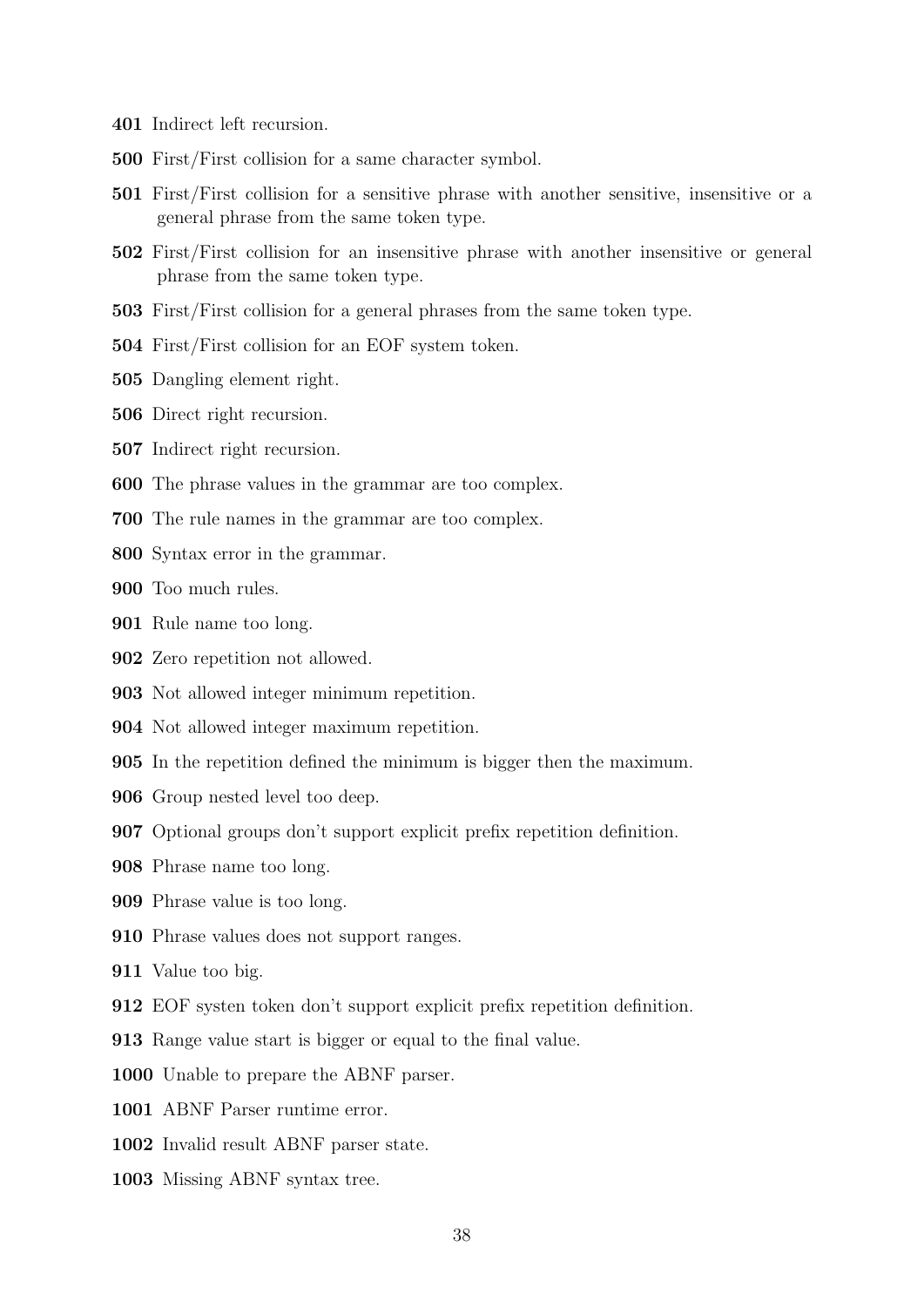**401** Indirect left recursion.

**500** First/First collision for a same character symbol.

**501** First/First collision for a sensitive phrase with another sensitive, insensitive or a general phrase from the same token type.

**502** First/First collision for an insensitive phrase with another insensitive or general phrase from the same token type.

**503** First/First collision for a general phrases from the same token type.

**504** First/First collision for an EOF system token.

**505** Dangling element right.

**506** Direct right recursion.

**507** Indirect right recursion.

**600** The phrase values in the grammar are too complex.

**700** The rule names in the grammar are too complex.

**800** Syntax error in the grammar.

**900** Too much rules.

**901** Rule name too long.

**902** Zero repetition not allowed.

**903** Not allowed integer minimum repetition.

**904** Not allowed integer maximum repetition.

**905** In the repetition defined the minimum is bigger then the maximum.

**906** Group nested level too deep.

**907** Optional groups don't support explicit prefix repetition definition.

**908** Phrase name too long.

**909** Phrase value is too long.

**910** Phrase values does not support ranges.

**911** Value too big.

**912** EOF systen token don't support explicit prefix repetition definition.

**913** Range value start is bigger or equal to the final value.

**1000** Unable to prepare the ABNF parser.

**1001** ABNF Parser runtime error.

**1002** Invalid result ABNF parser state.

**1003** Missing ABNF syntax tree.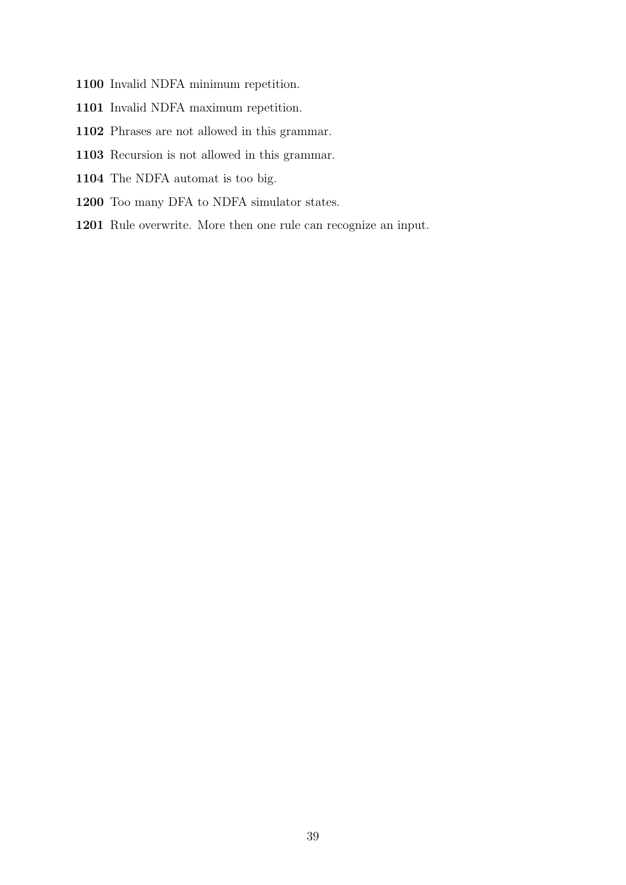**1100** Invalid NDFA minimum repetition.

**1101** Invalid NDFA maximum repetition.

**1102** Phrases are not allowed in this grammar.

**1103** Recursion is not allowed in this grammar.

**1104** The NDFA automat is too big.

**1200** Too many DFA to NDFA simulator states.

**1201** Rule overwrite. More then one rule can recognize an input.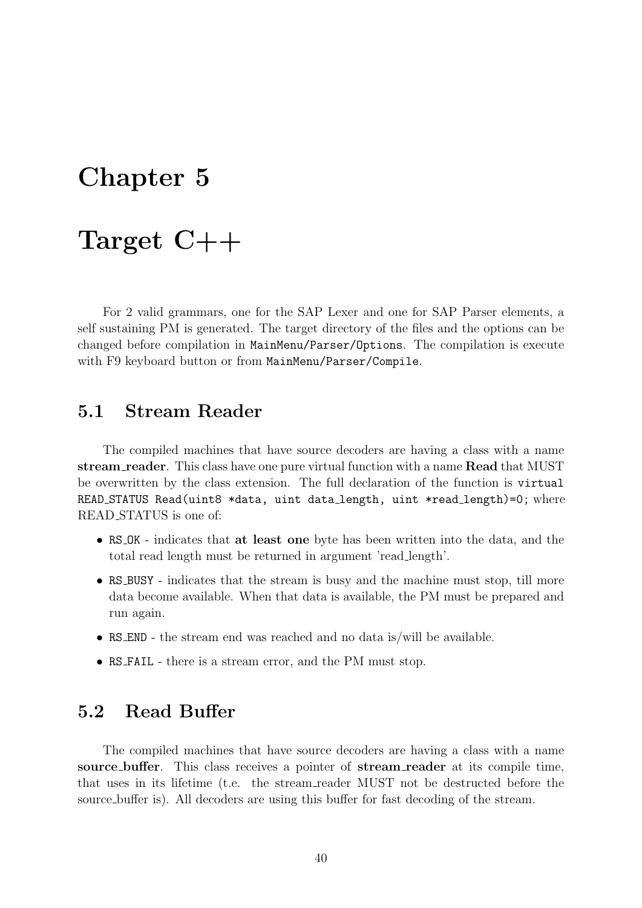# Chapter 5

# Target C++

For 2 valid grammars, one for the SAP Lexer and one for SAP Parser elements, a self sustaining PM is generated. The target directory of the files and the options can be changed before compilation in `MainMenu/Parser/Options`. The compilation is execute with F9 keyboard button or from `MainMenu/Parser/Compile`.

## 5.1 Stream Reader

The compiled machines that have source decoders are having a class with a name **stream_reader**. This class have one pure virtual function with a name **Read** that MUST be overwritten by the class extension. The full declaration of the function is `virtual READ_STATUS Read(uint8 *data, uint data_length, uint *read_length)=0;` where READ_STATUS is one of:

- `RS_OK` - indicates that **at least one** byte has been written into the data, and the total read length must be returned in argument 'read_length'.
- `RS_BUSY` - indicates that the stream is busy and the machine must stop, till more data become available. When that data is available, the PM must be prepared and run again.
- `RS_END` - the stream end was reached and no data is/will be available.
- `RS_FAIL` - there is a stream error, and the PM must stop.

## 5.2 Read Buffer

The compiled machines that have source decoders are having a class with a name **source_buffer**. This class receives a pointer of **stream_reader** at its compile time, that uses in its lifetime (t.e. the stream_reader MUST not be destructed before the source_buffer is). All decoders are using this buffer for fast decoding of the stream.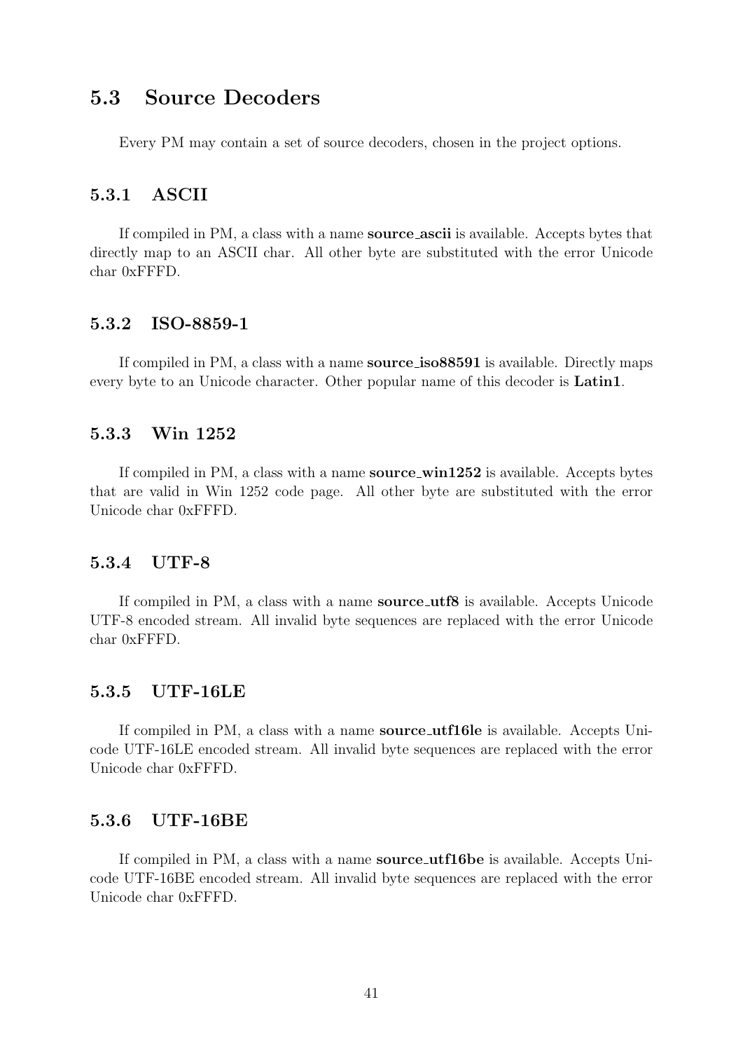## 5.3 Source Decoders

Every PM may contain a set of source decoders, chosen in the project options.

### 5.3.1 ASCII

If compiled in PM, a class with a name **source_ascii** is available. Accepts bytes that directly map to an ASCII char. All other byte are substituted with the error Unicode char 0xFFFD.

### 5.3.2 ISO-8859-1

If compiled in PM, a class with a name **source_iso88591** is available. Directly maps every byte to an Unicode character. Other popular name of this decoder is **Latin1**.

### 5.3.3 Win 1252

If compiled in PM, a class with a name **source_win1252** is available. Accepts bytes that are valid in Win 1252 code page. All other byte are substituted with the error Unicode char 0xFFFD.

### 5.3.4 UTF-8

If compiled in PM, a class with a name **source_utf8** is available. Accepts Unicode UTF-8 encoded stream. All invalid byte sequences are replaced with the error Unicode char 0xFFFD.

### 5.3.5 UTF-16LE

If compiled in PM, a class with a name **source_utf16le** is available. Accepts Unicode UTF-16LE encoded stream. All invalid byte sequences are replaced with the error Unicode char 0xFFFD.

### 5.3.6 UTF-16BE

If compiled in PM, a class with a name **source_utf16be** is available. Accepts Unicode UTF-16BE encoded stream. All invalid byte sequences are replaced with the error Unicode char 0xFFFD.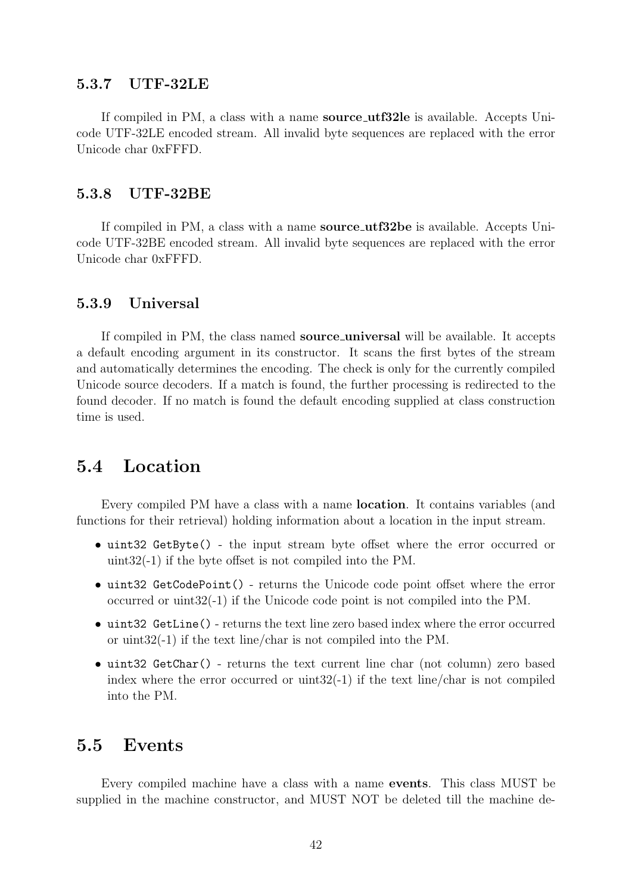### 5.3.7 UTF-32LE

If compiled in PM, a class with a name **source_utf32le** is available. Accepts Unicode UTF-32LE encoded stream. All invalid byte sequences are replaced with the error Unicode char 0xFFFD.

### 5.3.8 UTF-32BE

If compiled in PM, a class with a name **source_utf32be** is available. Accepts Unicode UTF-32BE encoded stream. All invalid byte sequences are replaced with the error Unicode char 0xFFFD.

### 5.3.9 Universal

If compiled in PM, the class named **source_universal** will be available. It accepts a default encoding argument in its constructor. It scans the first bytes of the stream and automatically determines the encoding. The check is only for the currently compiled Unicode source decoders. If a match is found, the further processing is redirected to the found decoder. If no match is found the default encoding supplied at class construction time is used.

## 5.4 Location

Every compiled PM have a class with a name **location**. It contains variables (and functions for their retrieval) holding information about a location in the input stream.

- `uint32 GetByte()` - the input stream byte offset where the error occurred or uint32(-1) if the byte offset is not compiled into the PM.
- `uint32 GetCodePoint()` - returns the Unicode code point offset where the error occurred or uint32(-1) if the Unicode code point is not compiled into the PM.
- `uint32 GetLine()` - returns the text line zero based index where the error occurred or uint32(-1) if the text line/char is not compiled into the PM.
- `uint32 GetChar()` - returns the text current line char (not column) zero based index where the error occurred or uint32(-1) if the text line/char is not compiled into the PM.

## 5.5 Events

Every compiled machine have a class with a name **events**. This class MUST be supplied in the machine constructor, and MUST NOT be deleted till the machine de-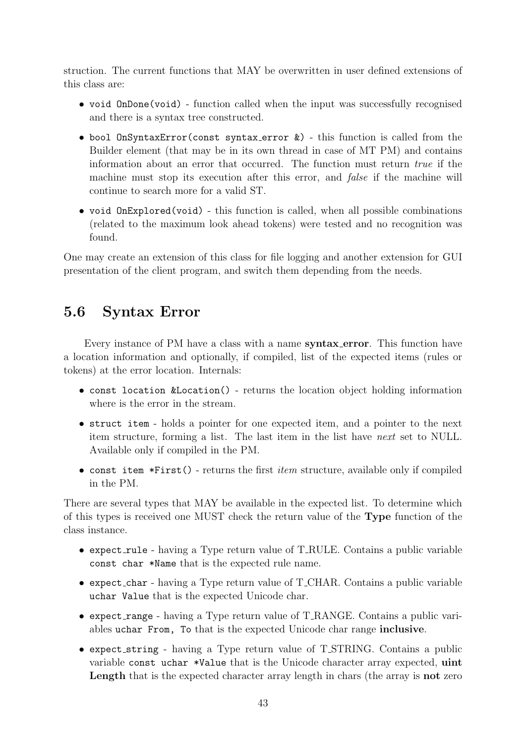struction. The current functions that MAY be overwritten in user defined extensions of this class are:

- `void OnDone(void)` - function called when the input was successfully recognised and there is a syntax tree constructed.
- `bool OnSyntaxError(const syntax_error &)` - this function is called from the Builder element (that may be in its own thread in case of MT PM) and contains information about an error that occurred. The function must return *true* if the machine must stop its execution after this error, and *false* if the machine will continue to search more for a valid ST.
- `void OnExplored(void)` - this function is called, when all possible combinations (related to the maximum look ahead tokens) were tested and no recognition was found.

One may create an extension of this class for file logging and another extension for GUI presentation of the client program, and switch them depending from the needs.

## 5.6 Syntax Error

Every instance of PM have a class with a name **syntax_error**. This function have a location information and optionally, if compiled, list of the expected items (rules or tokens) at the error location. Internals:

- `const location &Location()` - returns the location object holding information where is the error in the stream.
- `struct item` - holds a pointer for one expected item, and a pointer to the next item structure, forming a list. The last item in the list have *next* set to NULL. Available only if compiled in the PM.
- `const item *First()` - returns the first *item* structure, available only if compiled in the PM.

There are several types that MAY be available in the expected list. To determine which of this types is received one MUST check the return value of the **Type** function of the class instance.

- `expect_rule` - having a Type return value of T_RULE. Contains a public variable `const char *Name` that is the expected rule name.
- `expect_char` - having a Type return value of T_CHAR. Contains a public variable `uchar Value` that is the expected Unicode char.
- `expect_range` - having a Type return value of T_RANGE. Contains a public variables `uchar From, To` that is the expected Unicode char range **inclusive**.
- `expect_string` - having a Type return value of T_STRING. Contains a public variable `const uchar *Value` that is the Unicode character array expected, **uint Length** that is the expected character array length in chars (the array is **not** zero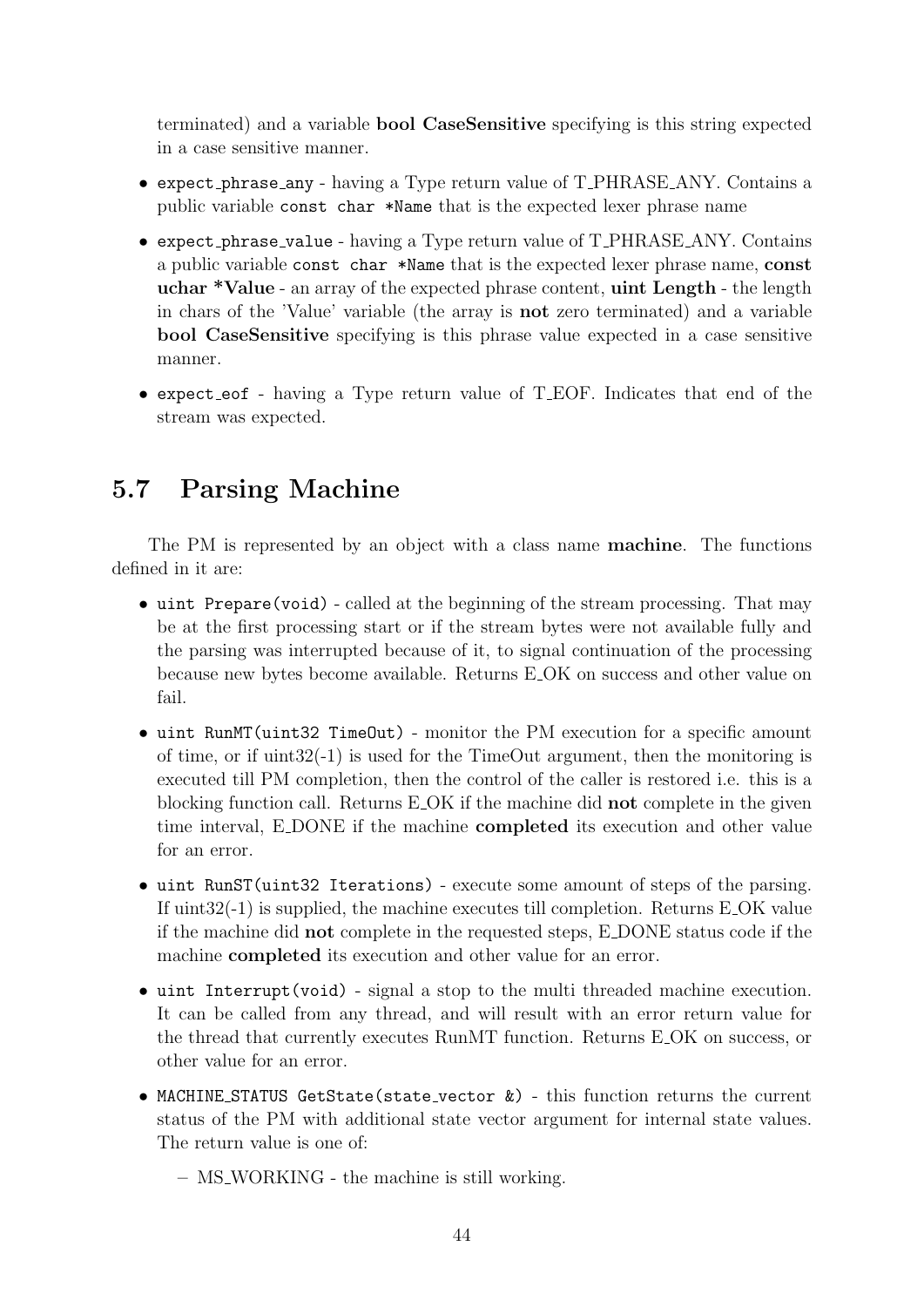terminated) and a variable **bool CaseSensitive** specifying is this string expected in a case sensitive manner.

- `expect_phrase_any` - having a Type return value of T_PHRASE_ANY. Contains a public variable `const char *Name` that is the expected lexer phrase name
- `expect_phrase_value` - having a Type return value of T_PHRASE_ANY. Contains a public variable `const char *Name` that is the expected lexer phrase name, **const uchar *Value** - an array of the expected phrase content, **uint Length** - the length in chars of the 'Value' variable (the array is **not** zero terminated) and a variable **bool CaseSensitive** specifying is this phrase value expected in a case sensitive manner.
- `expect_eof` - having a Type return value of T_EOF. Indicates that end of the stream was expected.

## 5.7 Parsing Machine

The PM is represented by an object with a class name **machine**. The functions defined in it are:

- `uint Prepare(void)` - called at the beginning of the stream processing. That may be at the first processing start or if the stream bytes were not available fully and the parsing was interrupted because of it, to signal continuation of the processing because new bytes become available. Returns E_OK on success and other value on fail.
- `uint RunMT(uint32 TimeOut)` - monitor the PM execution for a specific amount of time, or if uint32(-1) is used for the TimeOut argument, then the monitoring is executed till PM completion, then the control of the caller is restored i.e. this is a blocking function call. Returns E_OK if the machine did **not** complete in the given time interval, E_DONE if the machine **completed** its execution and other value for an error.
- `uint RunST(uint32 Iterations)` - execute some amount of steps of the parsing. If uint32(-1) is supplied, the machine executes till completion. Returns E_OK value if the machine did **not** complete in the requested steps, E_DONE status code if the machine **completed** its execution and other value for an error.
- `uint Interrupt(void)` - signal a stop to the multi threaded machine execution. It can be called from any thread, and will result with an error return value for the thread that currently executes RunMT function. Returns E_OK on success, or other value for an error.
- `MACHINE_STATUS GetState(state_vector &)` - this function returns the current status of the PM with additional state vector argument for internal state values. The return value is one of:
  - MS_WORKING - the machine is still working.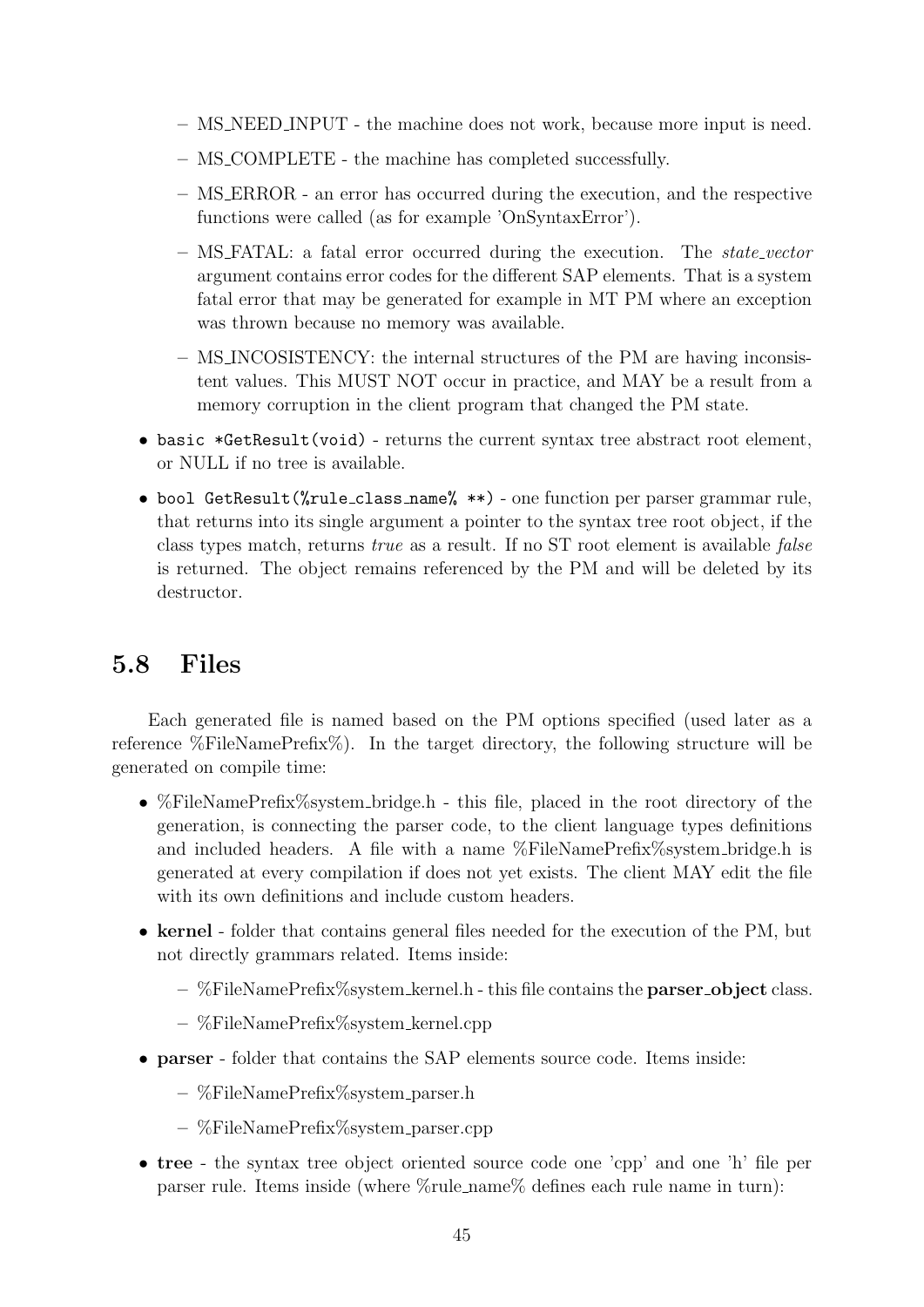- MS_NEED_INPUT - the machine does not work, because more input is need.
  - MS_COMPLETE - the machine has completed successfully.
  - MS_ERROR - an error has occurred during the execution, and the respective functions were called (as for example 'OnSyntaxError').
  - MS_FATAL: a fatal error occurred during the execution. The *state_vector* argument contains error codes for the different SAP elements. That is a system fatal error that may be generated for example in MT PM where an exception was thrown because no memory was available.
  - MS_INCOSISTENCY: the internal structures of the PM are having inconsistent values. This MUST NOT occur in practice, and MAY be a result from a memory corruption in the client program that changed the PM state.

- `basic *GetResult(void)` - returns the current syntax tree abstract root element, or NULL if no tree is available.
- `bool GetResult(%rule_class_name% **)` - one function per parser grammar rule, that returns into its single argument a pointer to the syntax tree root object, if the class types match, returns *true* as a result. If no ST root element is available *false* is returned. The object remains referenced by the PM and will be deleted by its destructor.

## 5.8 Files

Each generated file is named based on the PM options specified (used later as a reference %FileNamePrefix%). In the target directory, the following structure will be generated on compile time:

- %FileNamePrefix%system_bridge.h - this file, placed in the root directory of the generation, is connecting the parser code, to the client language types definitions and included headers. A file with a name %FileNamePrefix%system_bridge.h is generated at every compilation if does not yet exists. The client MAY edit the file with its own definitions and include custom headers.
- **kernel** - folder that contains general files needed for the execution of the PM, but not directly grammars related. Items inside:
  - %FileNamePrefix%system_kernel.h - this file contains the **parser_object** class.
  - %FileNamePrefix%system_kernel.cpp
- **parser** - folder that contains the SAP elements source code. Items inside:
  - %FileNamePrefix%system_parser.h
  - %FileNamePrefix%system_parser.cpp
- **tree** - the syntax tree object oriented source code one 'cpp' and one 'h' file per parser rule. Items inside (where %rule_name% defines each rule name in turn):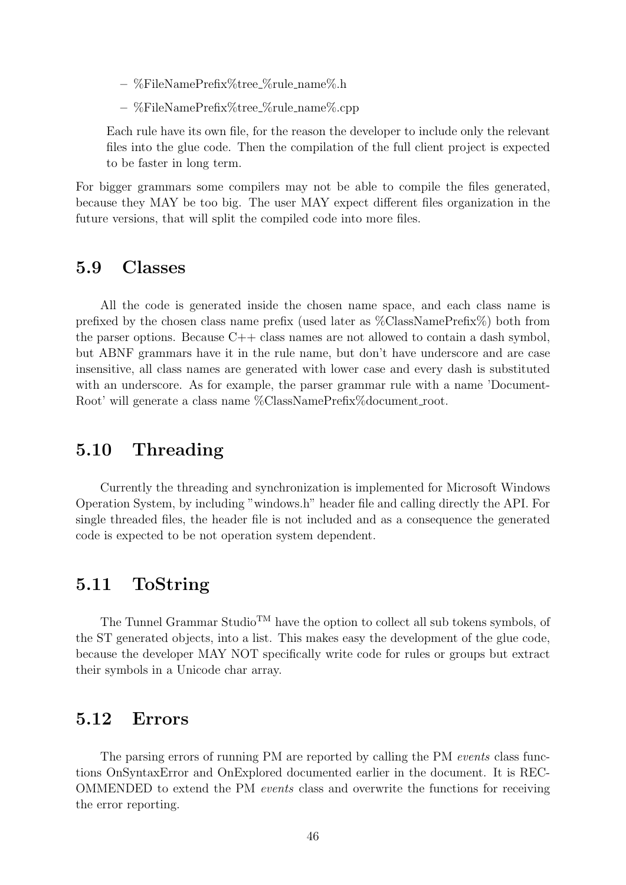- %FileNamePrefix%tree_%rule_name%.h
   - %FileNamePrefix%tree_%rule_name%.cpp

  Each rule have its own file, for the reason the developer to include only the relevant files into the glue code. Then the compilation of the full client project is expected to be faster in long term.

For bigger grammars some compilers may not be able to compile the files generated, because they MAY be too big. The user MAY expect different files organization in the future versions, that will split the compiled code into more files.

## 5.9 Classes

All the code is generated inside the chosen name space, and each class name is prefixed by the chosen class name prefix (used later as %ClassNamePrefix%) both from the parser options. Because C++ class names are not allowed to contain a dash symbol, but ABNF grammars have it in the rule name, but don't have underscore and are case insensitive, all class names are generated with lower case and every dash is substituted with an underscore. As for example, the parser grammar rule with a name 'Document-Root' will generate a class name %ClassNamePrefix%document_root.

## 5.10 Threading

Currently the threading and synchronization is implemented for Microsoft Windows Operation System, by including "windows.h" header file and calling directly the API. For single threaded files, the header file is not included and as a consequence the generated code is expected to be not operation system dependent.

## 5.11 ToString

The Tunnel Grammar Studio™ have the option to collect all sub tokens symbols, of the ST generated objects, into a list. This makes easy the development of the glue code, because the developer MAY NOT specifically write code for rules or groups but extract their symbols in a Unicode char array.

## 5.12 Errors

The parsing errors of running PM are reported by calling the PM *events* class functions OnSyntaxError and OnExplored documented earlier in the document. It is RECOMMENDED to extend the PM *events* class and overwrite the functions for receiving the error reporting.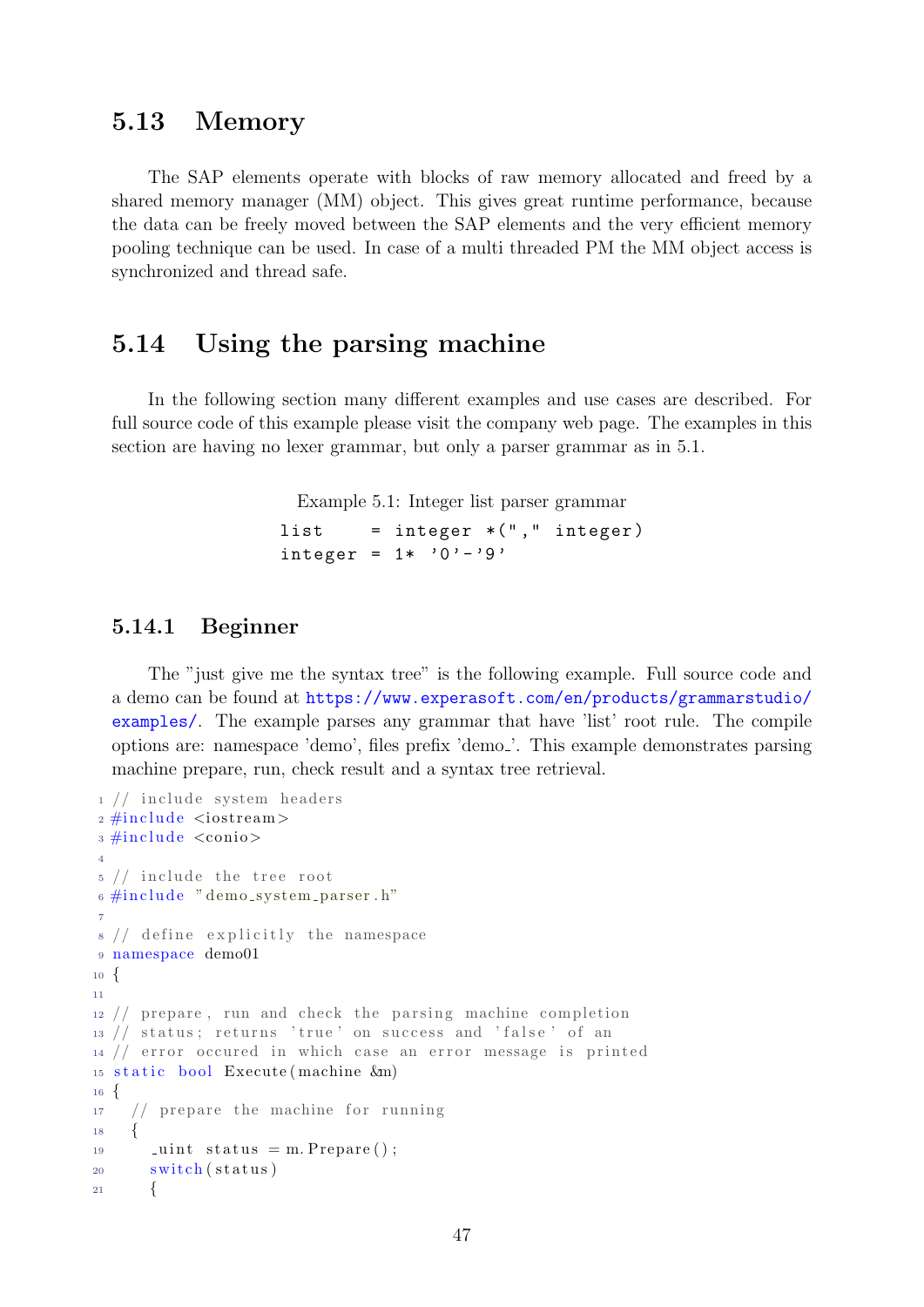## 5.13 Memory

The SAP elements operate with blocks of raw memory allocated and freed by a shared memory manager (MM) object. This gives great runtime performance, because the data can be freely moved between the SAP elements and the very efficient memory pooling technique can be used. In case of a multi threaded PM the MM object access is synchronized and thread safe.

## 5.14 Using the parsing machine

In the following section many different examples and use cases are described. For full source code of this example please visit the company web page. The examples in this section are having no lexer grammar, but only a parser grammar as in 5.1.

Example 5.1: Integer list parser grammar

```
list    = integer *("," integer)
integer = 1* '0'-'9'
```

### 5.14.1 Beginner

The "just give me the syntax tree" is the following example. Full source code and a demo can be found at https://www.experasoft.com/en/products/grammarstudio/examples/. The example parses any grammar that have 'list' root rule. The compile options are: namespace 'demo', files prefix 'demo_'. This example demonstrates parsing machine prepare, run, check result and a syntax tree retrieval.

```
// include system headers
#include <iostream>
#include <conio>

// include the tree root
#include "demo_system_parser.h"

// define explicitly the namespace
namespace demo01
{

// prepare, run and check the parsing machine completion
// status; returns 'true' on success and 'false' of an
// error occured in which case an error message is printed
static bool Execute(machine &m)
{
  // prepare the machine for running
  {
    _uint status = m.Prepare();
    switch(status)
    {
```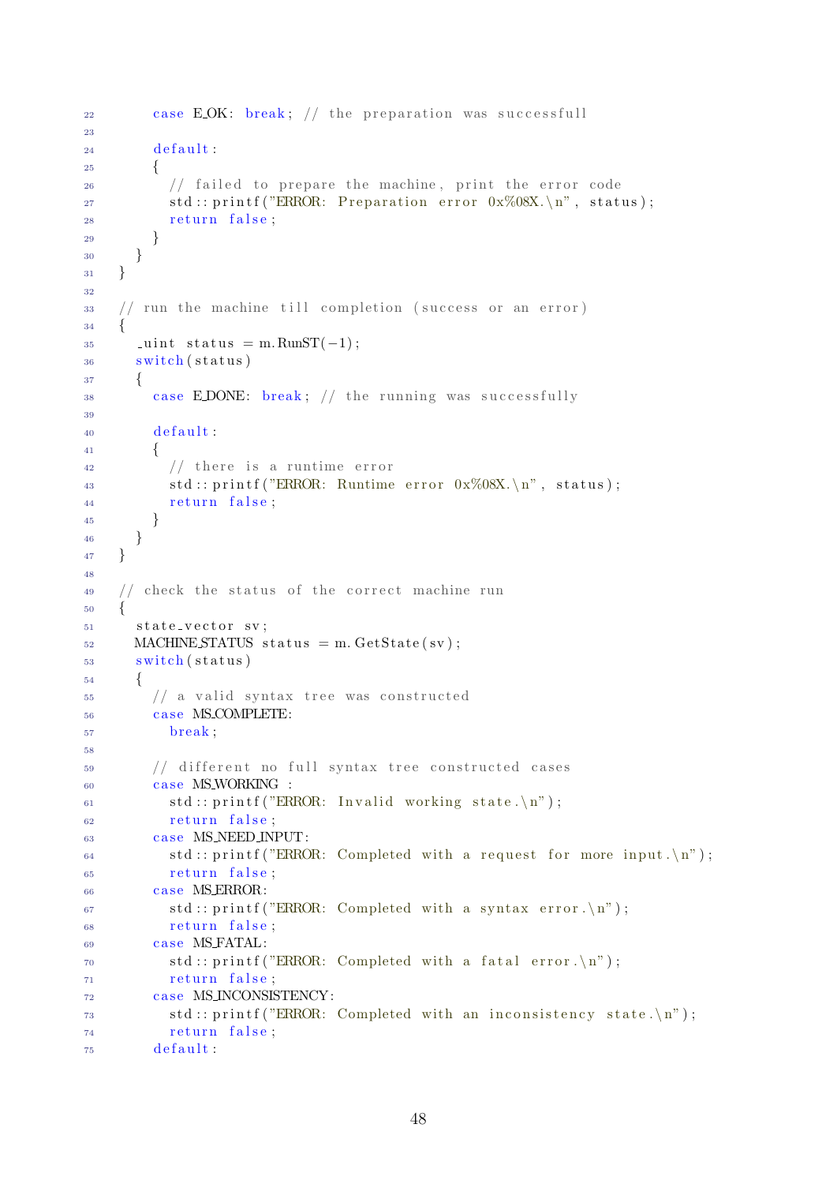```
      case E_OK: break; // the preparation was successfull

      default:
      {
        // failed to prepare the machine, print the error code
        std::printf("ERROR: Preparation error 0x%08X.\n", status);
        return false;
      }
    }
  }

  // run the machine till completion (success or an error)
  {
    _uint status = m.RunST(-1);
    switch(status)
    {
      case E_DONE: break; // the running was successfully

      default:
      {
        // there is a runtime error
        std::printf("ERROR: Runtime error 0x%08X.\n", status);
        return false;
      }
    }
  }

  // check the status of the correct machine run
  {
    state_vector sv;
    MACHINE_STATUS status = m.GetState(sv);
    switch(status)
    {
      // a valid syntax tree was constructed
      case MS_COMPLETE:
        break;

      // different no full syntax tree constructed cases
      case MS_WORKING :
        std::printf("ERROR: Invalid working state.\n");
        return false;
      case MS_NEED_INPUT:
        std::printf("ERROR: Completed with a request for more input.\n");
        return false;
      case MS_ERROR:
        std::printf("ERROR: Completed with a syntax error.\n");
        return false;
      case MS_FATAL:
        std::printf("ERROR: Completed with a fatal error.\n");
        return false;
      case MS_INCONSISTENCY:
        std::printf("ERROR: Completed with an inconsistency state.\n");
        return false;
      default:
```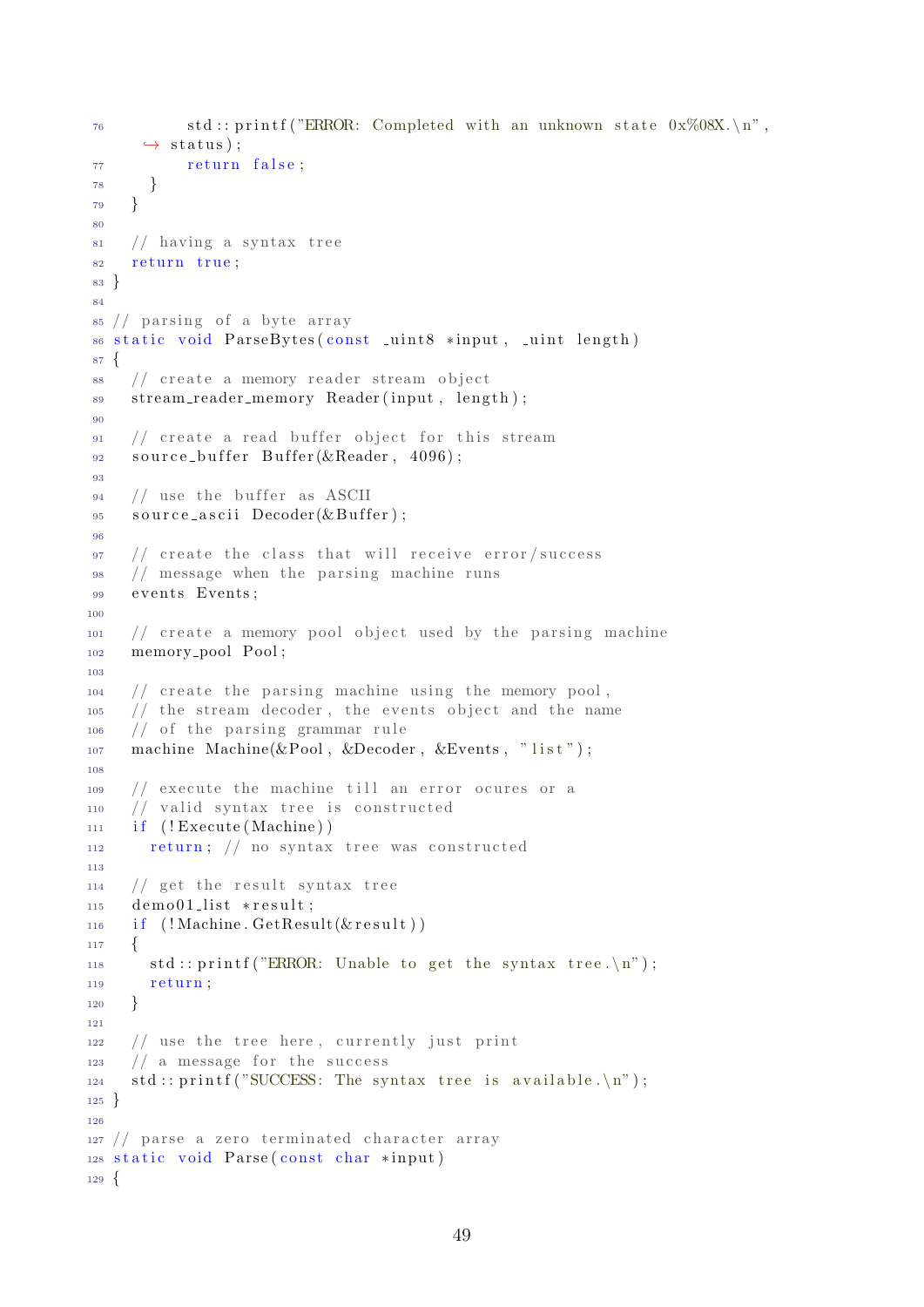```
        std::printf("ERROR: Completed with an unknown state 0x%08X.\n",
            status);
        return false;
    }
  }

  // having a syntax tree
  return true;
}

// parsing of a byte array
static void ParseBytes(const _uint8 *input, _uint length)
{
  // create a memory reader stream object
  stream_reader_memory Reader(input, length);

  // create a read buffer object for this stream
  source_buffer Buffer(&Reader, 4096);

  // use the buffer as ASCII
  source_ascii Decoder(&Buffer);

  // create the class that will receive error/success
  // message when the parsing machine runs
  events Events;

  // create a memory pool object used by the parsing machine
  memory_pool Pool;

  // create the parsing machine using the memory pool,
  // the stream decoder, the events object and the name
  // of the parsing grammar rule
  machine Machine(&Pool, &Decoder, &Events, "list");

  // execute the machine till an error ocures or a
  // valid syntax tree is constructed
  if (!Execute(Machine))
    return; // no syntax tree was constructed

  // get the result syntax tree
  demo01_list *result;
  if (!Machine.GetResult(&result))
  {
    std::printf("ERROR: Unable to get the syntax tree.\n");
    return;
  }

  // use the tree here, currently just print
  // a message for the success
  std::printf("SUCCESS: The syntax tree is available.\n");
}

// parse a zero terminated character array
static void Parse(const char *input)
{
```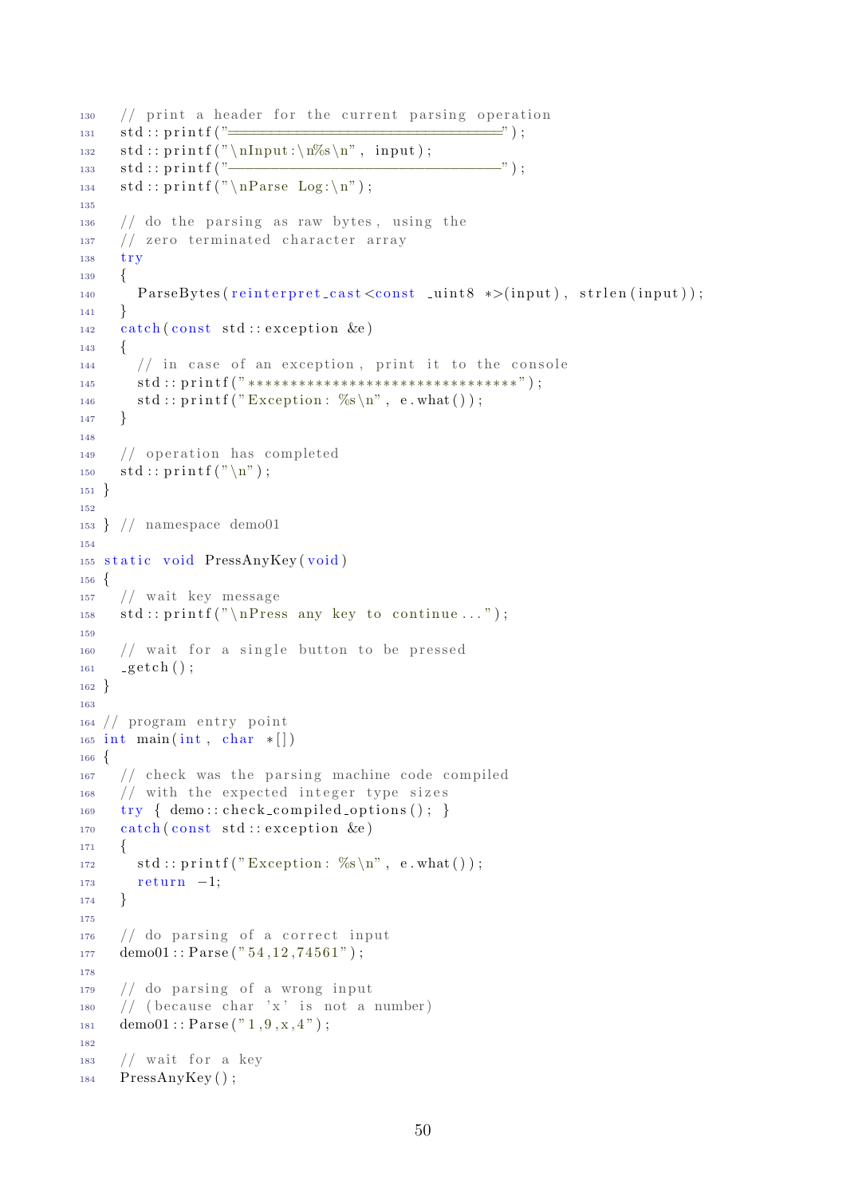```
130   // print a header for the current parsing operation
131   std::printf("==============================");
132   std::printf("\nInput:\n%s\n", input);
133   std::printf("------------------------------");
134   std::printf("\nParse Log:\n");
135 
136   // do the parsing as raw bytes, using the
137   // zero terminated character array
138   try
139   {
140     ParseBytes(reinterpret_cast<const _uint8 *>(input), strlen(input));
141   }
142   catch(const std::exception &e)
143   {
144     // in case of an exception, print it to the console
145     std::printf("******************************");
146     std::printf("Exception: %s\n", e.what());
147   }
148 
149   // operation has completed
150   std::printf("\n");
151 }
152 
153 } // namespace demo01
154 
155 static void PressAnyKey(void)
156 {
157   // wait key message
158   std::printf("\nPress any key to continue...");
159 
160   // wait for a single button to be pressed
161   _getch();
162 }
163 
164 // program entry point
165 int main(int, char *[])
166 {
167   // check was the parsing machine code compiled
168   // with the expected integer type sizes
169   try { demo::check_compiled_options(); }
170   catch(const std::exception &e)
171   {
172     std::printf("Exception: %s\n", e.what());
173     return -1;
174   }
175 
176   // do parsing of a correct input
177   demo01::Parse("54,12,74561");
178 
179   // do parsing of a wrong input
180   // (because char 'x' is not a number)
181   demo01::Parse("1,9,x,4");
182 
183   // wait for a key
184   PressAnyKey();
```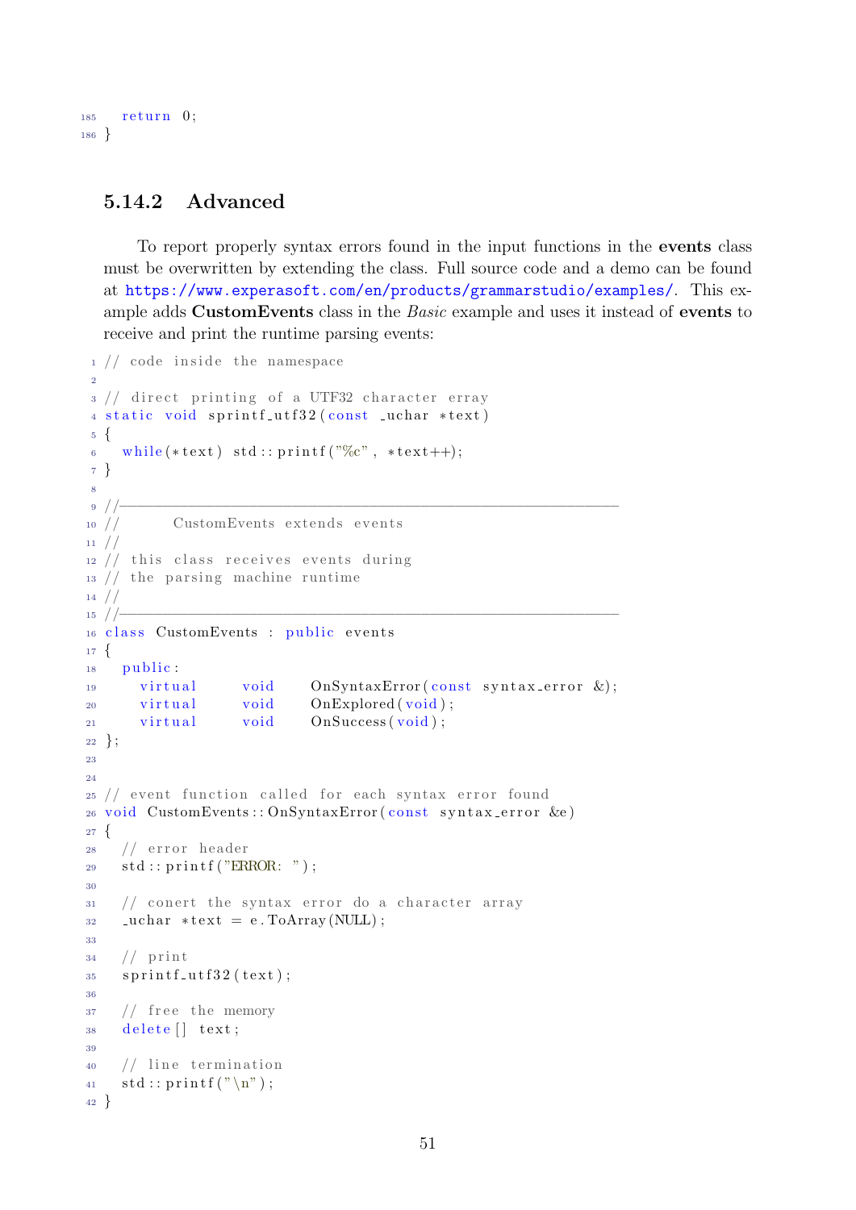```
  return 0;
}
```

### 5.14.2 Advanced

To report properly syntax errors found in the input functions in the **events** class must be overwritten by extending the class. Full source code and a demo can be found at https://www.experasoft.com/en/products/grammarstudio/examples/. This example adds **CustomEvents** class in the *Basic* example and uses it instead of **events** to receive and print the runtime parsing events:

```
// code inside the namespace

// direct printing of a UTF32 character array
static void sprintf_utf32(const _uchar *text)
{
  while(*text) std::printf("%c", *text++);
}

//------------------------------------------------------------
//       CustomEvents extends events
//
// this class receives events during
// the parsing machine runtime
//
//------------------------------------------------------------
class CustomEvents : public events
{
  public:
    virtual     void    OnSyntaxError(const syntax_error &);
    virtual     void    OnExplored(void);
    virtual     void    OnSuccess(void);
};


// event function called for each syntax error found
void CustomEvents::OnSyntaxError(const syntax_error &e)
{
  // error header
  std::printf("ERROR: ");

  // conert the syntax error do a character array
  _uchar *text = e.ToArray(NULL);

  // print
  sprintf_utf32(text);

  // free the memory
  delete[] text;

  // line termination
  std::printf("\n");
}
```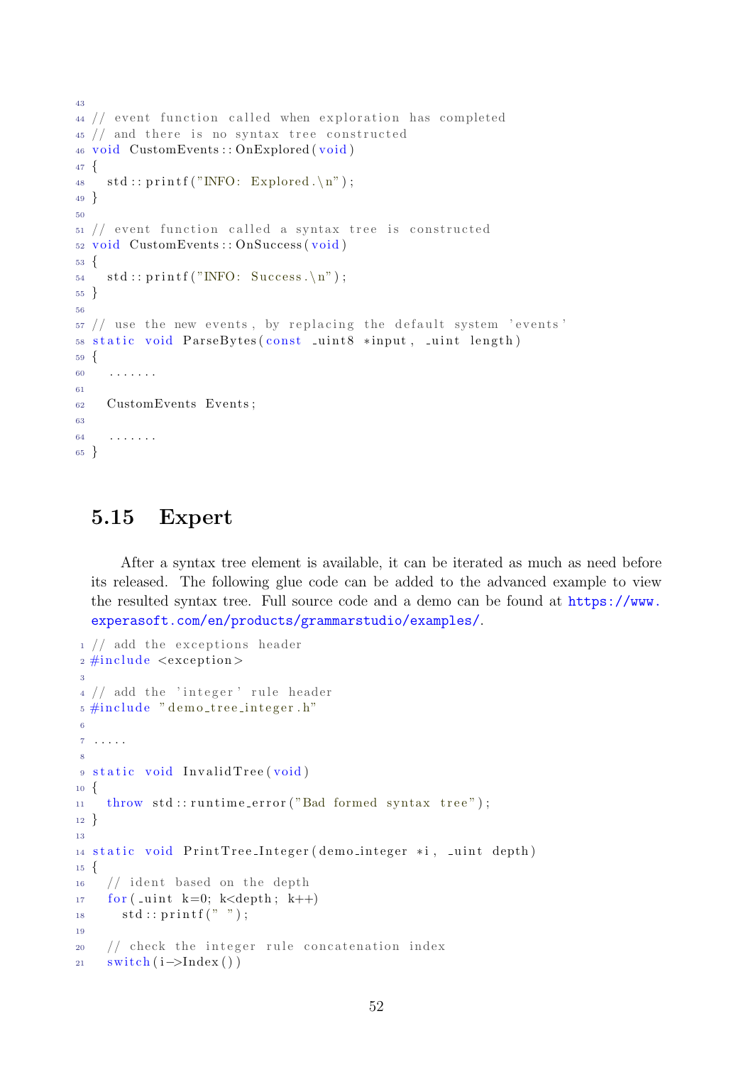```
// event function called when exploration has completed
// and there is no syntax tree constructed
void CustomEvents::OnExplored(void)
{
  std::printf("INFO: Explored.\n");
}

// event function called a syntax tree is constructed
void CustomEvents::OnSuccess(void)
{
  std::printf("INFO: Success.\n");
}

// use the new events, by replacing the default system 'events'
static void ParseBytes(const _uint8 *input, _uint length)
{
  .......

  CustomEvents Events;

  .......
}
```

## 5.15 Expert

After a syntax tree element is available, it can be iterated as much as need before its released. The following glue code can be added to the advanced example to view the resulted syntax tree. Full source code and a demo can be found at https://www.experasoft.com/en/products/grammarstudio/examples/.

```
// add the exceptions header
#include <exception>

// add the 'integer' rule header
#include "demo_tree_integer.h"

.....

static void InvalidTree(void)
{
  throw std::runtime_error("Bad formed syntax tree");
}

static void PrintTree_Integer(demo_integer *i, _uint depth)
{
  // ident based on the depth
  for(_uint k=0; k<depth; k++)
    std::printf(" ");

  // check the integer rule concatenation index
  switch(i->Index())
```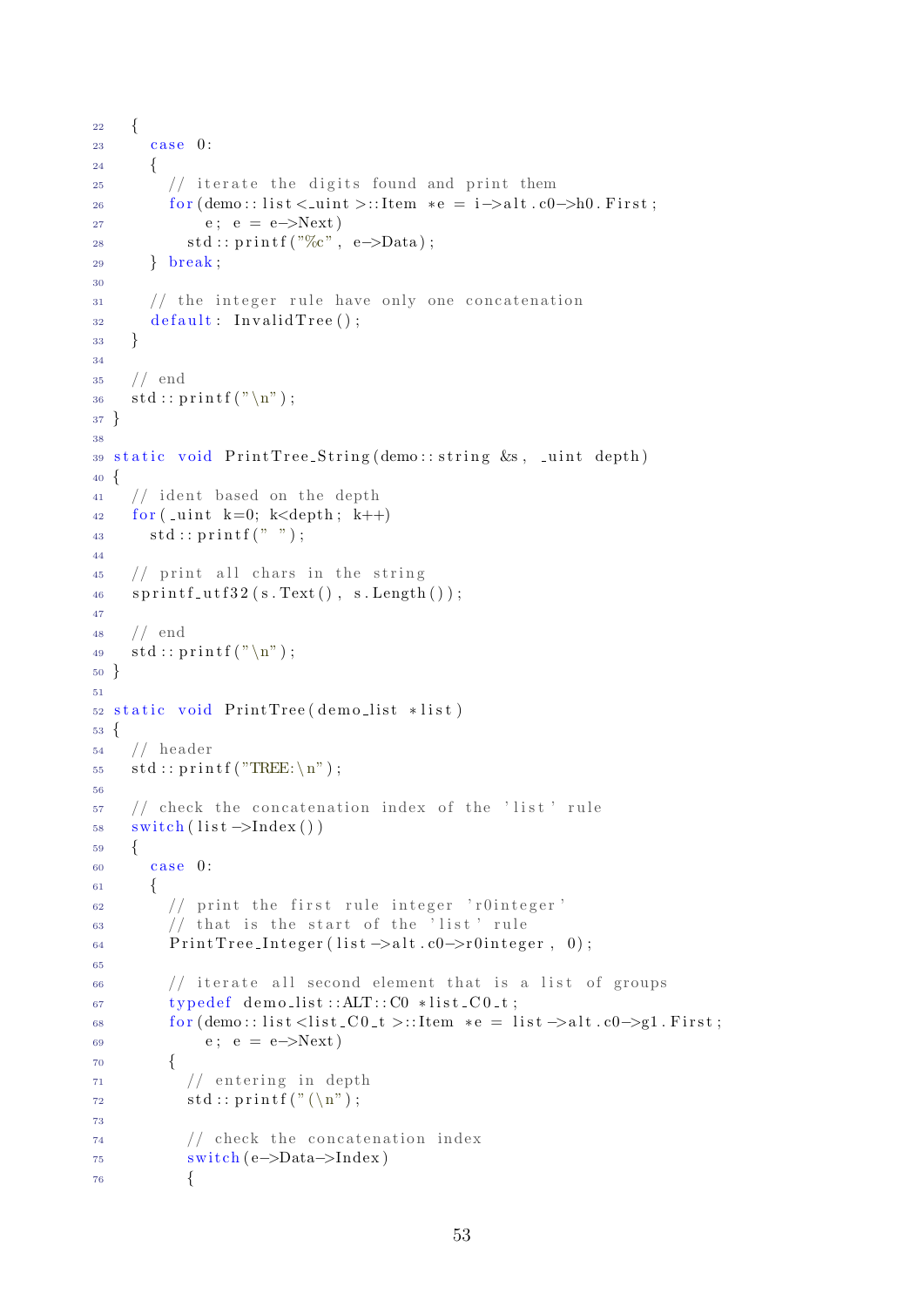```
  {
    case 0:
    {
      // iterate the digits found and print them
      for(demo::list<_uint>::Item *e = i->alt.c0->h0.First;
          e; e = e->Next)
        std::printf("%c", e->Data);
    } break;

    // the integer rule have only one concatenation
    default: InvalidTree();
  }

  // end
  std::printf("\n");
}

static void PrintTree_String(demo::string &s, _uint depth)
{
  // ident based on the depth
  for(_uint k=0; k<depth; k++)
    std::printf(" ");

  // print all chars in the string
  sprintf_utf32(s.Text(), s.Length());

  // end
  std::printf("\n");
}

static void PrintTree(demo_list *list)
{
  // header
  std::printf("TREE:\n");

  // check the concatenation index of the 'list' rule
  switch(list->Index())
  {
    case 0:
    {
      // print the first rule integer 'r0integer'
      // that is the start of the 'list' rule
      PrintTree_Integer(list->alt.c0->r0integer, 0);

      // iterate all second element that is a list of groups
      typedef demo_list::ALT::C0 *list_C0_t;
      for(demo::list<list_C0_t>::Item *e = list->alt.c0->g1.First;
          e; e = e->Next)
      {
        // entering in depth
        std::printf("(\n");

        // check the concatenation index
        switch(e->Data->Index)
        {
```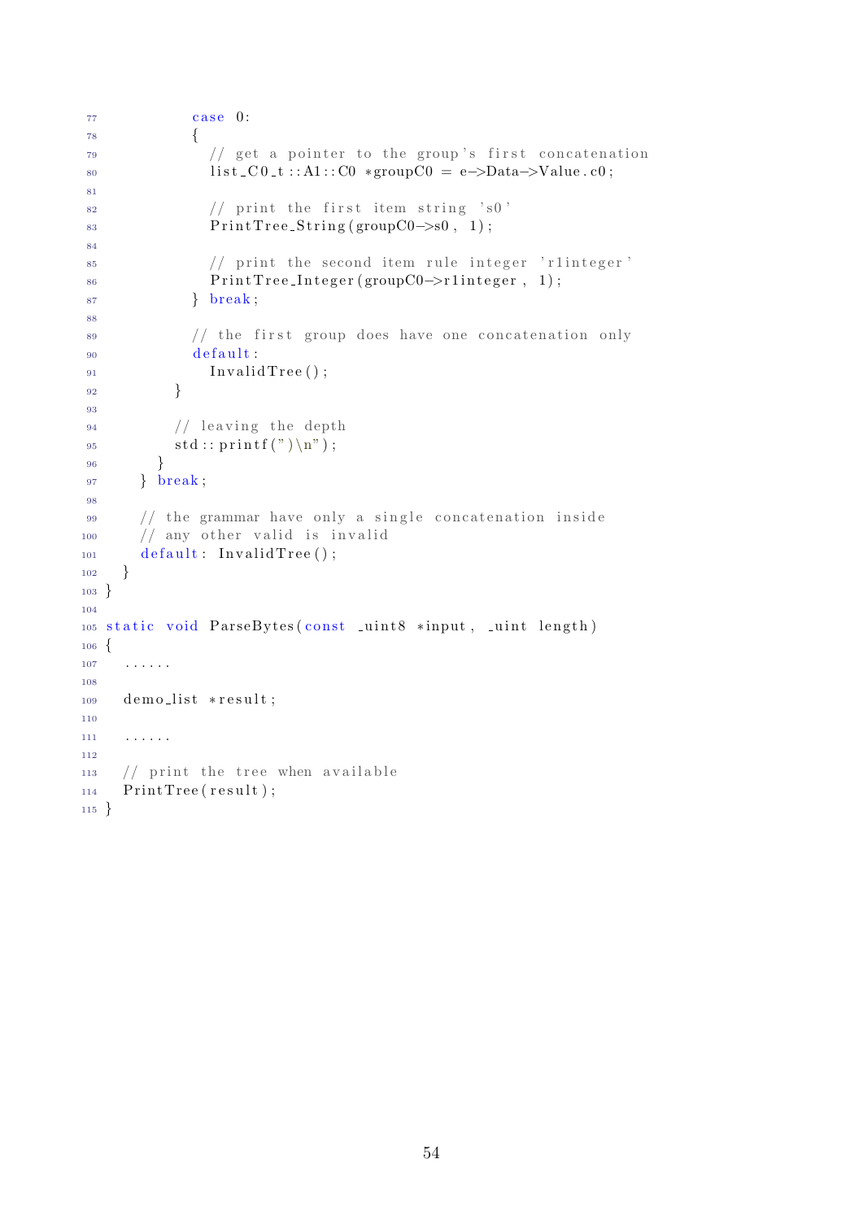```
          case 0:
          {
            // get a pointer to the group's first concatenation
            list_C0_t::A1::C0 *groupC0 = e->Data->Value.c0;

            // print the first item string 's0'
            PrintTree_String(groupC0->s0, 1);

            // print the second item rule integer 'r1integer'
            PrintTree_Integer(groupC0->r1integer, 1);
          } break;

          // the first group does have one concatenation only
          default:
            InvalidTree();
        }

        // leaving the depth
        std::printf(")\n");
      }
    } break;

    // the grammar have only a single concatenation inside
    // any other valid is invalid
    default: InvalidTree();
  }
}

static void ParseBytes(const _uint8 *input, _uint length)
{
  ......

  demo_list *result;

  ......

  // print the tree when available
  PrintTree(result);
}
```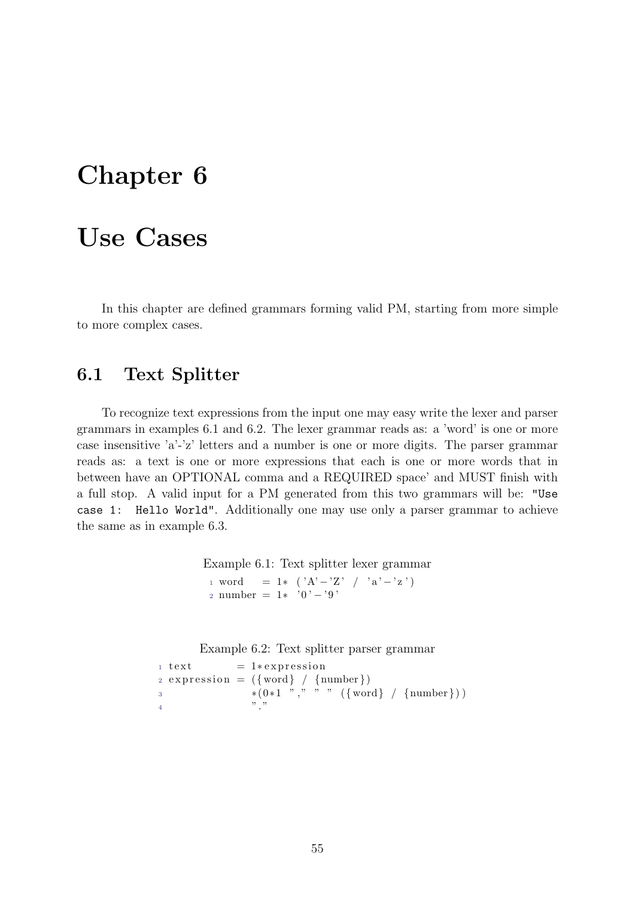# Chapter 6

# Use Cases

In this chapter are defined grammars forming valid PM, starting from more simple to more complex cases.

## 6.1 Text Splitter

To recognize text expressions from the input one may easy write the lexer and parser grammars in examples 6.1 and 6.2. The lexer grammar reads as: a 'word' is one or more case insensitive 'a'-'z' letters and a number is one or more digits. The parser grammar reads as: a text is one or more expressions that each is one or more words that in between have an OPTIONAL comma and a REQUIRED space' and MUST finish with a full stop. A valid input for a PM generated from this two grammars will be: `"Use case 1:  Hello World"`. Additionally one may use only a parser grammar to achieve the same as in example 6.3.

Example 6.1: Text splitter lexer grammar

```
1 word    = 1* ('A'-'Z' / 'a'-'z')
2 number = 1* '0'-'9'
```

Example 6.2: Text splitter parser grammar

```
1 text       = 1*expression
2 expression = ({word} / {number})
3              *(0*1 "," " " ({word} / {number}))
4              "."
```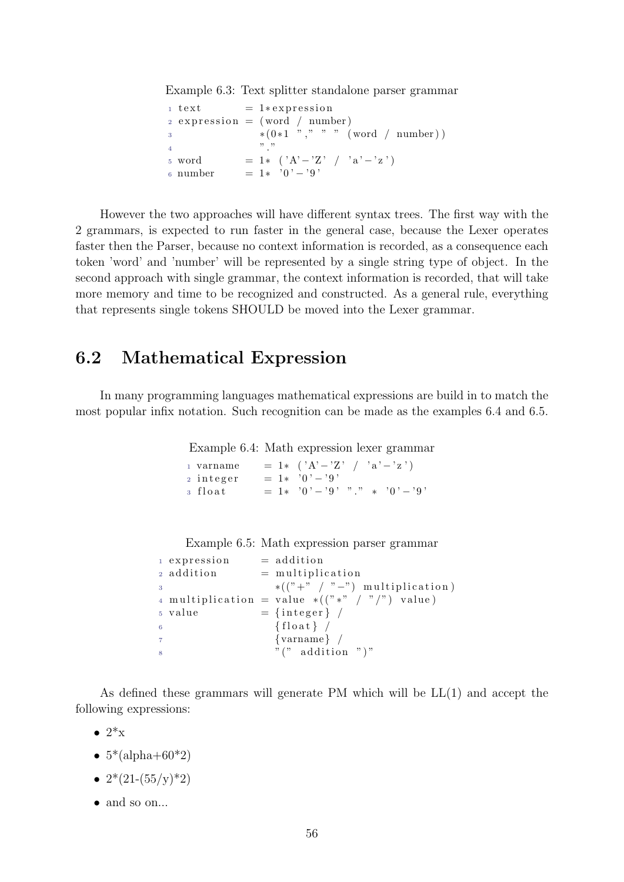Example 6.3: Text splitter standalone parser grammar

```
1 text       = 1*expression
2 expression = (word / number)
3              *(0*1 "," " " (word / number))
4              "."
5 word       = 1* ('A'-'Z' / 'a'-'z')
6 number     = 1* '0'-'9'
```

However the two approaches will have different syntax trees. The first way with the 2 grammars, is expected to run faster in the general case, because the Lexer operates faster then the Parser, because no context information is recorded, as a consequence each token 'word' and 'number' will be represented by a single string type of object. In the second approach with single grammar, the context information is recorded, that will take more memory and time to be recognized and constructed. As a general rule, everything that represents single tokens SHOULD be moved into the Lexer grammar.

## 6.2 Mathematical Expression

In many programming languages mathematical expressions are build in to match the most popular infix notation. Such recognition can be made as the examples 6.4 and 6.5.

Example 6.4: Math expression lexer grammar

```
1 varname    = 1* ('A'-'Z' / 'a'-'z')
2 integer    = 1* '0'-'9'
3 float      = 1* '0'-'9' "." * '0'-'9'
```

Example 6.5: Math expression parser grammar

```
1 expression     = addition
2 addition       = multiplication
3                  *(("+" / "-") multiplication)
4 multiplication = value *(("*" / "/") value)
5 value          = {integer} /
6                  {float} /
7                  {varname} /
8                  "(" addition ")"
```

As defined these grammars will generate PM which will be LL(1) and accept the following expressions:

- 2*x
- 5*(alpha+60*2)
- 2*(21-(55/y)*2)
- and so on...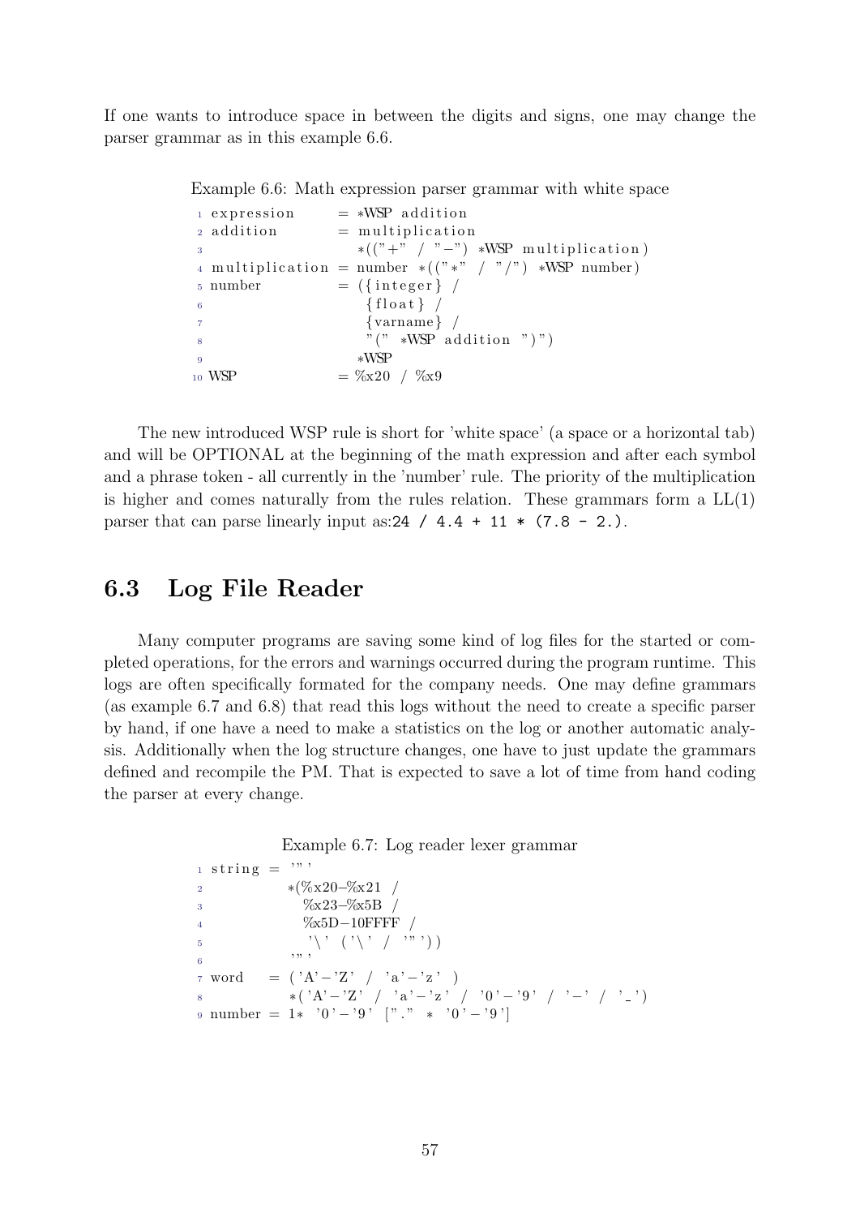If one wants to introduce space in between the digits and signs, one may change the parser grammar as in this example 6.6.

Example 6.6: Math expression parser grammar with white space

```
1 expression     = *WSP addition
2 addition       = multiplication
3                  *(("+" / "-") *WSP multiplication)
4 multiplication = number *(("*" / "/") *WSP number)
5 number         = ({integer} /
6                   {float} /
7                   {varname} /
8                   "(" *WSP addition ")")
9                  *WSP
10 WSP           = %x20 / %x9
```

The new introduced WSP rule is short for 'white space' (a space or a horizontal tab) and will be OPTIONAL at the beginning of the math expression and after each symbol and a phrase token - all currently in the 'number' rule. The priority of the multiplication is higher and comes naturally from the rules relation. These grammars form a LL(1) parser that can parse linearly input as:`24 / 4.4 + 11 * (7.8 - 2.)`.

## 6.3 Log File Reader

Many computer programs are saving some kind of log files for the started or completed operations, for the errors and warnings occurred during the program runtime. This logs are often specifically formated for the company needs. One may define grammars (as example 6.7 and 6.8) that read this logs without the need to create a specific parser by hand, if one have a need to make a statistics on the log or another automatic analysis. Additionally when the log structure changes, one have to just update the grammars defined and recompile the PM. That is expected to save a lot of time from hand coding the parser at every change.

Example 6.7: Log reader lexer grammar

```
1 string = '"'
2          *(%x20-%x21 /
3            %x23-%x5B /
4            %x5D-10FFFF /
5            '\' ('\' / '"'))
6          '"'
7 word   = ('A'-'Z' / 'a'-'z' )
8          *('A'-'Z' / 'a'-'z' / '0'-'9' / '-' / '_')
9 number = 1* '0'-'9' ["." * '0'-'9']
```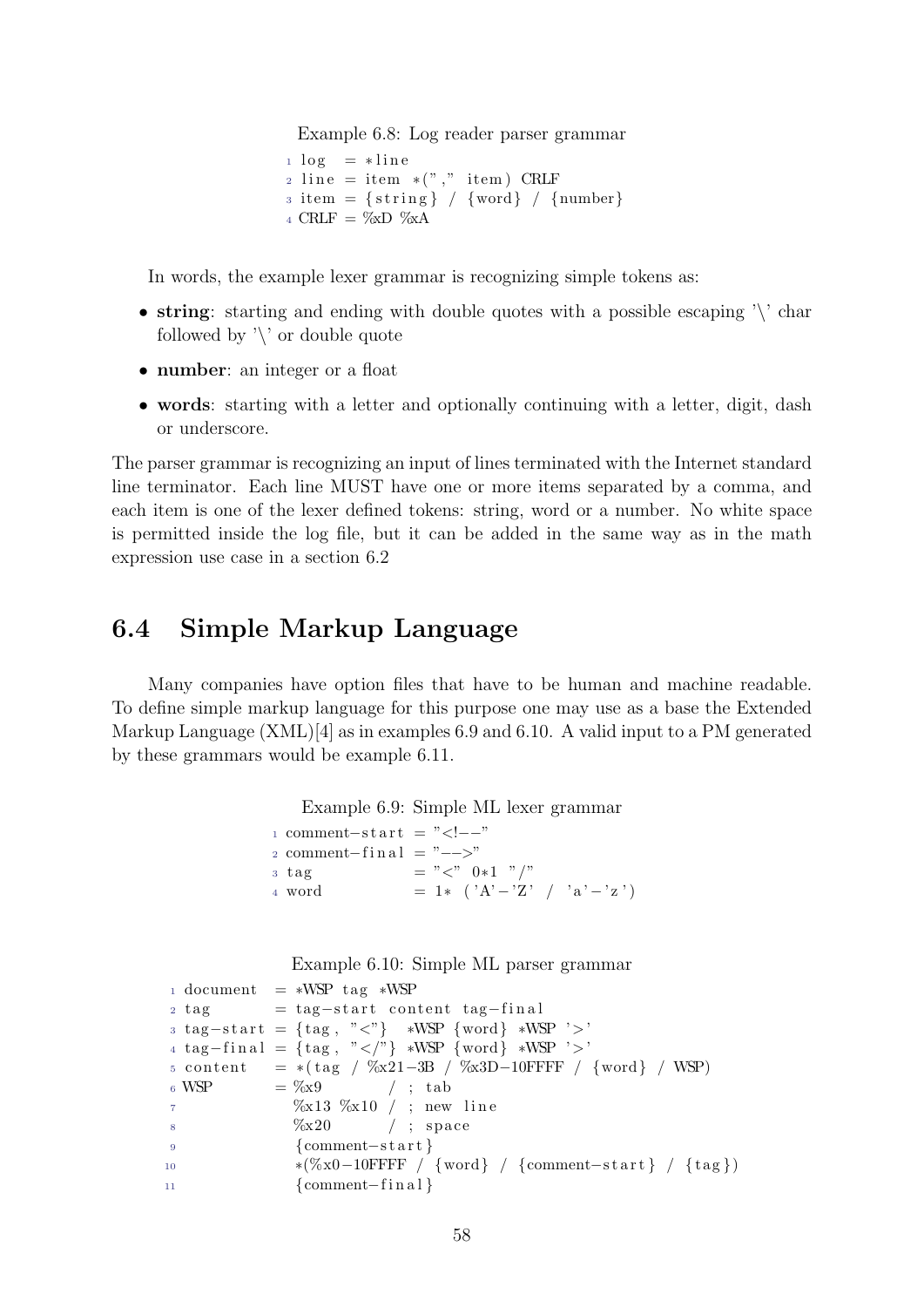Example 6.8: Log reader parser grammar

```
1 log  = *line
2 line = item *("," item) CRLF
3 item = {string} / {word} / {number}
4 CRLF = %xD %xA
```

In words, the example lexer grammar is recognizing simple tokens as:

- **string**: starting and ending with double quotes with a possible escaping '\' char followed by '\' or double quote
- **number**: an integer or a float
- **words**: starting with a letter and optionally continuing with a letter, digit, dash or underscore.

The parser grammar is recognizing an input of lines terminated with the Internet standard line terminator. Each line MUST have one or more items separated by a comma, and each item is one of the lexer defined tokens: string, word or a number. No white space is permitted inside the log file, but it can be added in the same way as in the math expression use case in a section 6.2

## 6.4 Simple Markup Language

Many companies have option files that have to be human and machine readable. To define simple markup language for this purpose one may use as a base the Extended Markup Language (XML)[4] as in examples 6.9 and 6.10. A valid input to a PM generated by these grammars would be example 6.11.

Example 6.9: Simple ML lexer grammar

```
1 comment-start = "<!--"
2 comment-final = "-->"
3 tag           = "<" 0*1 "/"
4 word          = 1* ('A'-'Z' / 'a'-'z')
```

Example 6.10: Simple ML parser grammar

```
1 document  = *WSP tag *WSP
2 tag       = tag-start content tag-final
3 tag-start = {tag, "<"}  *WSP {word} *WSP '>'
4 tag-final = {tag, "</"} *WSP {word} *WSP '>'
5 content   = *(tag / %x21-3B / %x3D-10FFFF / {word} / WSP)
6 WSP       = %x9         / ; tab
7             %x13 %x10   / ; new line
8             %x20        / ; space
9             {comment-start}
10            *(%x0-10FFFF / {word} / {comment-start} / {tag})
11            {comment-final}
```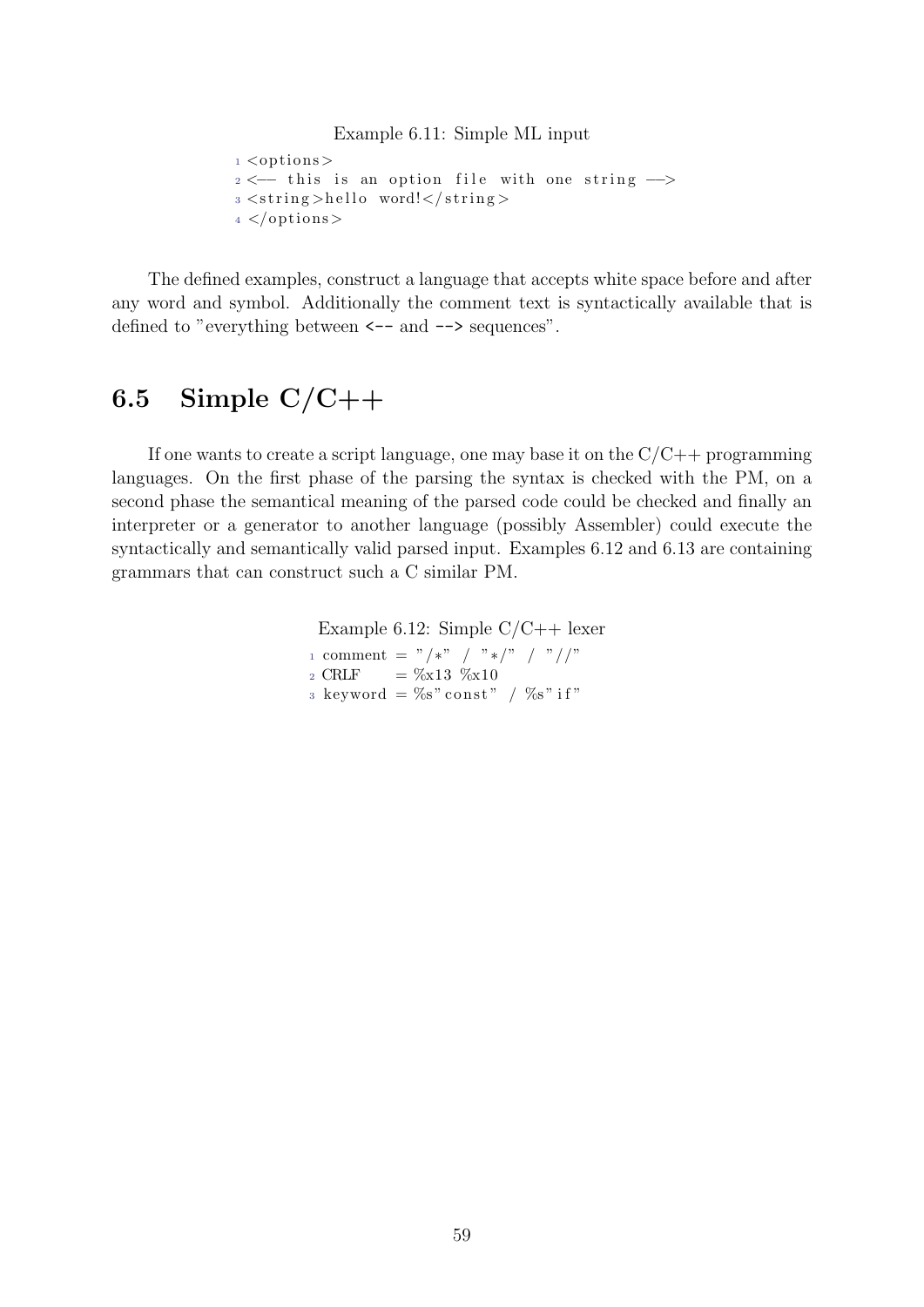Example 6.11: Simple ML input

```
<options>
<-- this is an option file with one string -->
<string>hello word!</string>
</options>
```

The defined examples, construct a language that accepts white space before and after any word and symbol. Additionally the comment text is syntactically available that is defined to "everything between `<--` and `-->` sequences".

## 6.5 Simple C/C++

If one wants to create a script language, one may base it on the C/C++ programming languages. On the first phase of the parsing the syntax is checked with the PM, on a second phase the semantical meaning of the parsed code could be checked and finally an interpreter or a generator to another language (possibly Assembler) could execute the syntactically and semantically valid parsed input. Examples 6.12 and 6.13 are containing grammars that can construct such a C similar PM.

Example 6.12: Simple C/C++ lexer

```
comment = "/*" / "*/" / "//"
CRLF    = %x13 %x10
keyword = %s"const" / %s"if"
```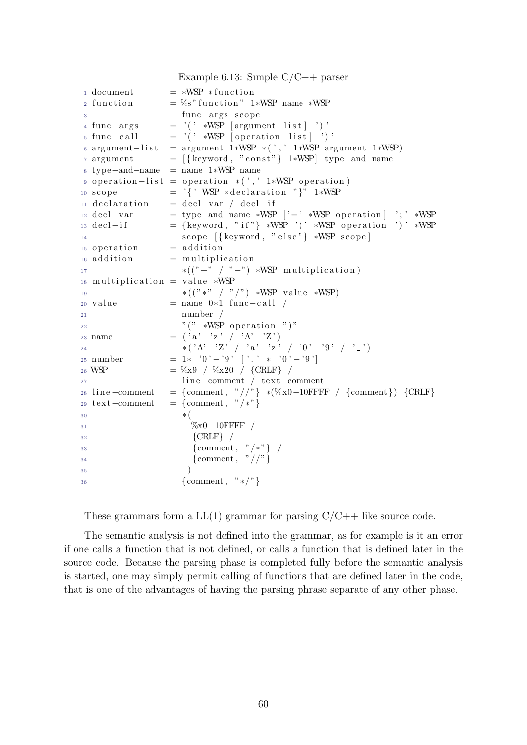Example 6.13: Simple C/C++ parser

```
document       = *WSP *function
function       = %s"function" 1*WSP name *WSP
                 func-args scope
func-args      = '(' *WSP [argument-list] ')'
func-call      = '(' *WSP [operation-list] ')'
argument-list  = argument 1*WSP *(',' 1*WSP argument 1*WSP)
argument       = [{keyword, "const"} 1*WSP] type-and-name
type-and-name  = name 1*WSP name
operation-list = operation *(',' 1*WSP operation)
scope          = '{' WSP *declaration "}" 1*WSP
declaration    = decl-var / decl-if
decl-var       = type-and-name *WSP ['=' *WSP operation] ';' *WSP
decl-if        = {keyword, "if"} *WSP '(' *WSP operation ')' *WSP
                 scope [{keyword, "else"} *WSP scope]
operation      = addition
addition       = multiplication
                 *(("+" / "-") *WSP multiplication)
multiplication = value *WSP
                 *(("*" / "/") *WSP value *WSP)
value          = name 0*1 func-call /
                 number /
                 "(" *WSP operation ")"
name           = ('a'-'z' / 'A'-'Z')
                 *('A'-'Z' / 'a'-'z' / '0'-'9' / '_')
number         = 1* '0'-'9' ['.' * '0'-'9']
WSP            = %x9 / %x20 / {CRLF} /
                 line-comment / text-comment
line-comment   = {comment, "//"} *(%x0-10FFFF / {comment}) {CRLF}
text-comment   = {comment, "/*"}
                 *(
                   %x0-10FFFF /
                   {CRLF} /
                   {comment, "/*"} /
                   {comment, "//"}
                  )
                 {comment, "*/"}
```

These grammars form a LL(1) grammar for parsing C/C++ like source code.

The semantic analysis is not defined into the grammar, as for example is it an error if one calls a function that is not defined, or calls a function that is defined later in the source code. Because the parsing phase is completed fully before the semantic analysis is started, one may simply permit calling of functions that are defined later in the code, that is one of the advantages of having the parsing phrase separate of any other phase.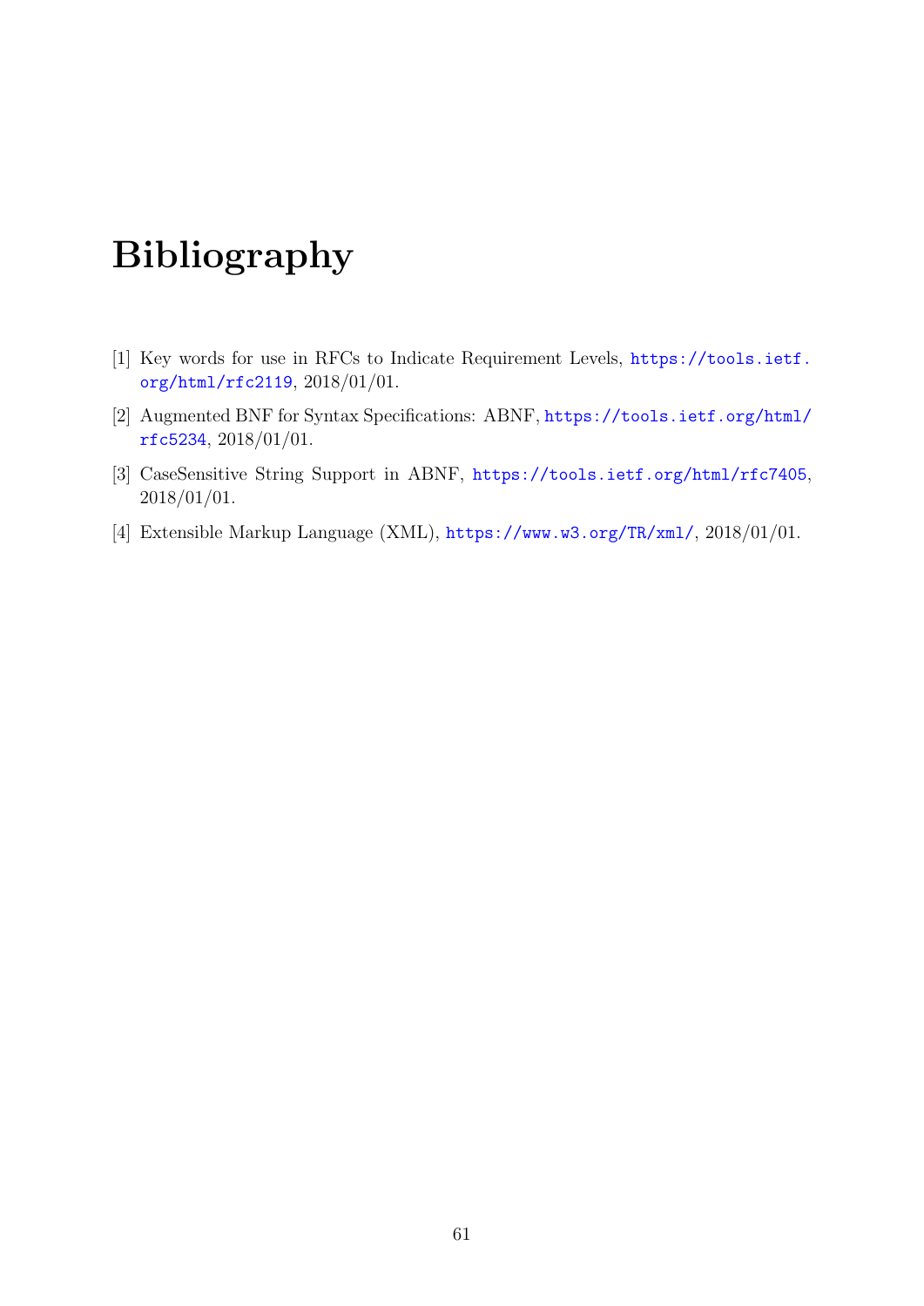# Bibliography

[1] Key words for use in RFCs to Indicate Requirement Levels, https://tools.ietf.org/html/rfc2119, 2018/01/01.

[2] Augmented BNF for Syntax Specifications: ABNF, https://tools.ietf.org/html/rfc5234, 2018/01/01.

[3] CaseSensitive String Support in ABNF, https://tools.ietf.org/html/rfc7405, 2018/01/01.

[4] Extensible Markup Language (XML), https://www.w3.org/TR/xml/, 2018/01/01.